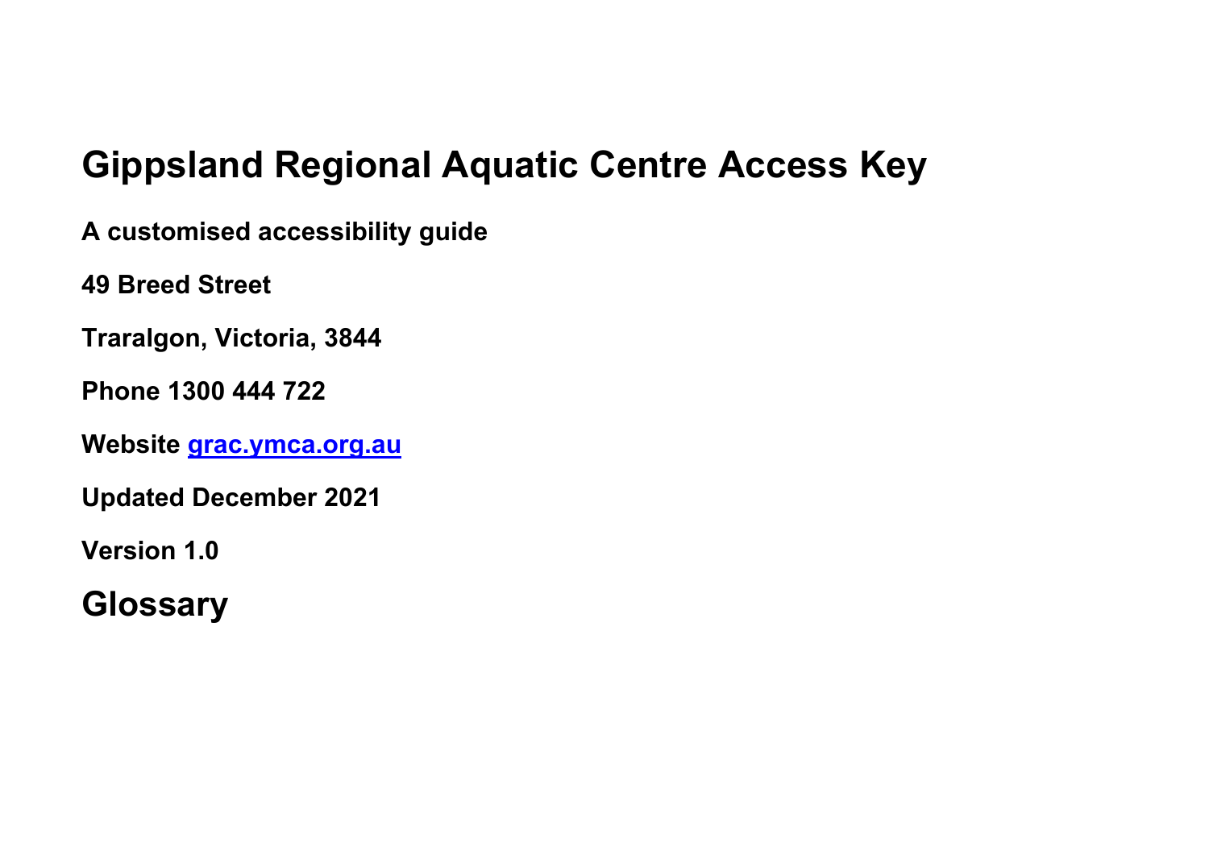# Gippsland Regional Aquatic Centre Access Key

**A customised accessibility guide**

**49 Breed Street**

**Traralgon, Victoria, 3844**

**Phone 1300 444 722**

**Website [grac.ymca.org.au](grac.ymca.org.au)**

**Updated December 2021**

**Version 1.0**

## Glossary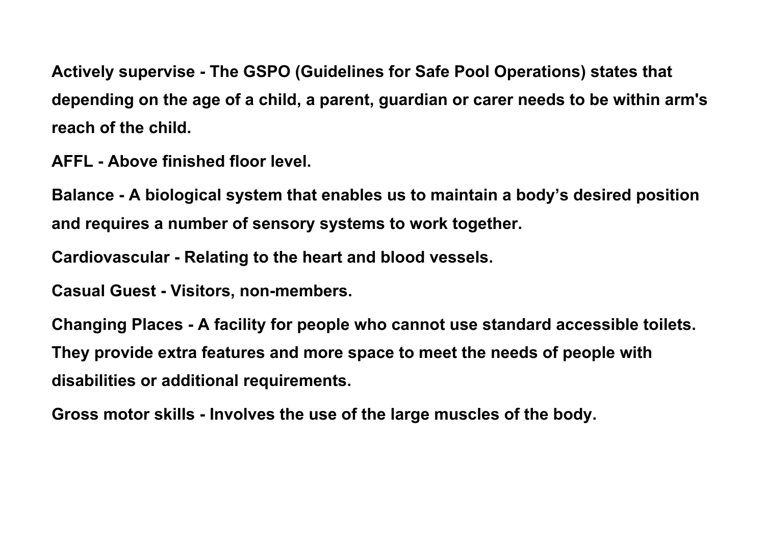**Actively supervise - The GSPO (Guidelines for Safe Pool Operations) states that depending on the age of a child, a parent, guardian or carer needs to be within arm's reach of the child.**

**AFFL - Above finished floor level.**

**Balance - A biological system that enables us to maintain a body's desired position and requires a number of sensory systems to work together.**

**Cardiovascular - Relating to the heart and blood vessels.**

**Casual Guest - Visitors, non-members.**

**Changing Places - A facility for people who cannot use standard accessible toilets. They provide extra features and more space to meet the needs of people with disabilities or additional requirements.**

**Gross motor skills - Involves the use of the large muscles of the body.**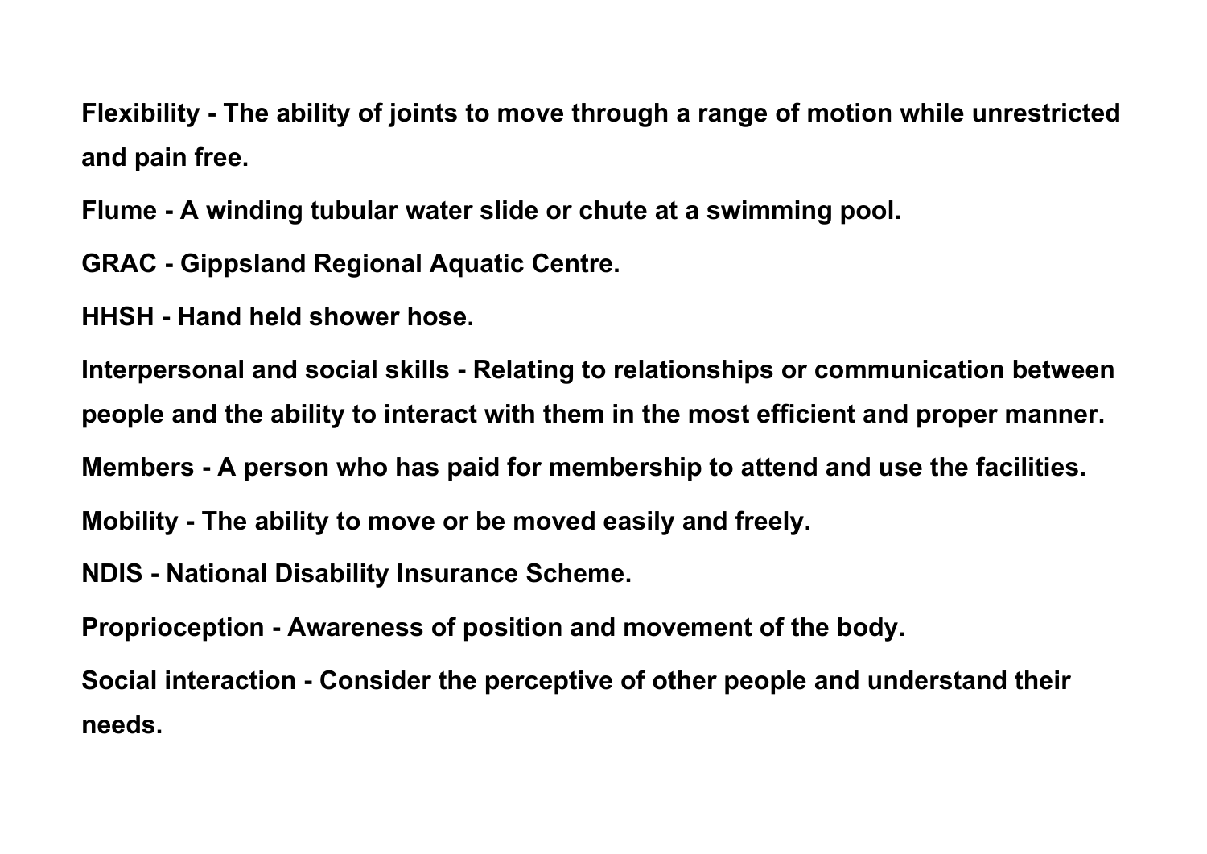**Flexibility - The ability of joints to move through a range of motion while unrestricted and pain free.**

**Flume - A winding tubular water slide or chute at a swimming pool.**

**GRAC - Gippsland Regional Aquatic Centre.**

**HHSH - Hand held shower hose.**

**Interpersonal and social skills - Relating to relationships or communication between people and the ability to interact with them in the most efficient and proper manner.**

**Members - A person who has paid for membership to attend and use the facilities.**

**Mobility - The ability to move or be moved easily and freely.**

**NDIS - National Disability Insurance Scheme.**

**Proprioception - Awareness of position and movement of the body.**

**Social interaction - Consider the perceptive of other people and understand their needs.**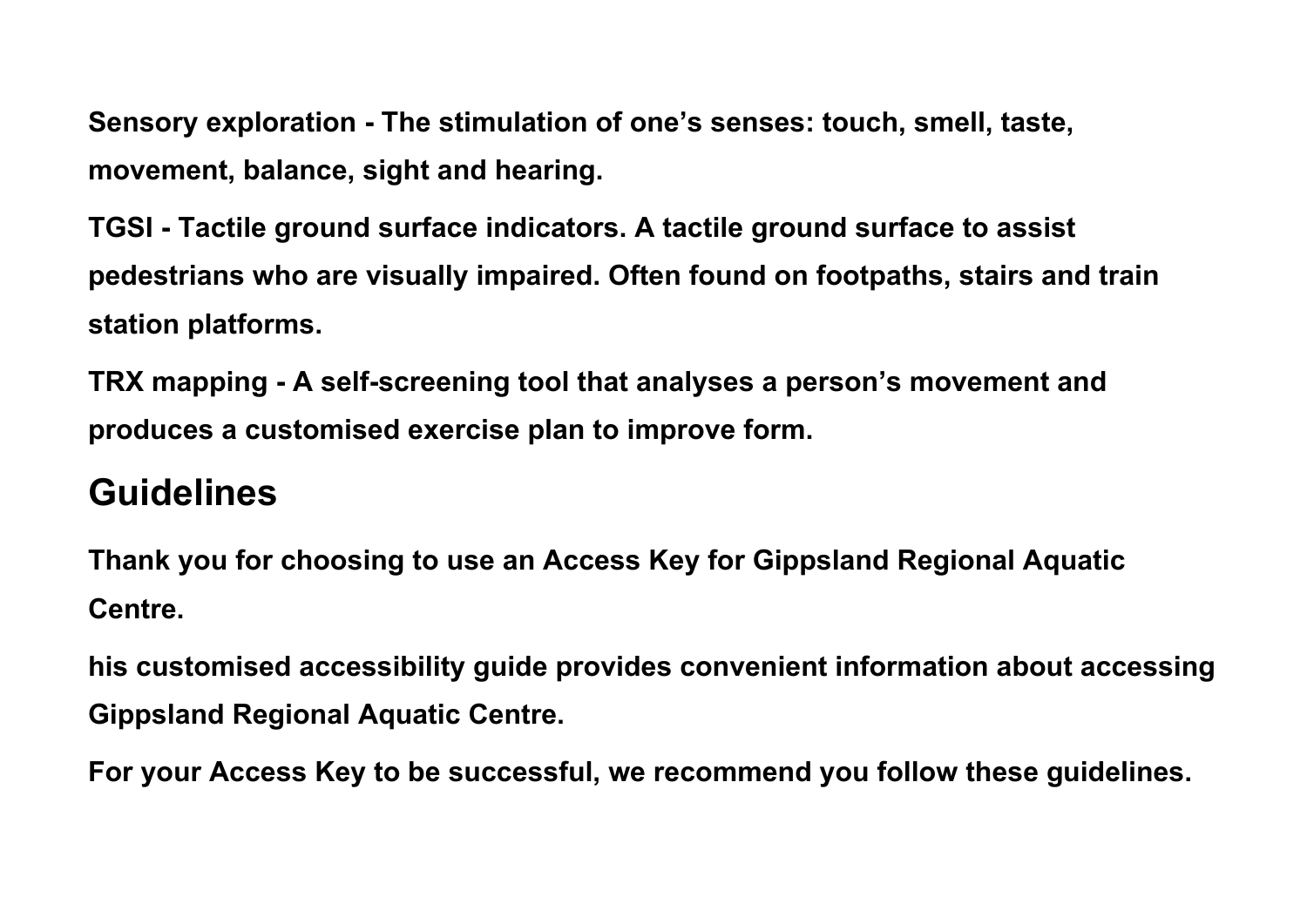**Sensory exploration - The stimulation of one's senses: touch, smell, taste, movement, balance, sight and hearing.**

**TGSI - Tactile ground surface indicators. A tactile ground surface to assist pedestrians who are visually impaired. Often found on footpaths, stairs and train station platforms.**

**TRX mapping - A self-screening tool that analyses a person's movement and produces a customised exercise plan to improve form.**

## Guidelines

**Thank you for choosing to use an Access Key for Gippsland Regional Aquatic Centre.**

**his customised accessibility guide provides convenient information about accessing Gippsland Regional Aquatic Centre.**

**For your Access Key to be successful, we recommend you follow these guidelines.**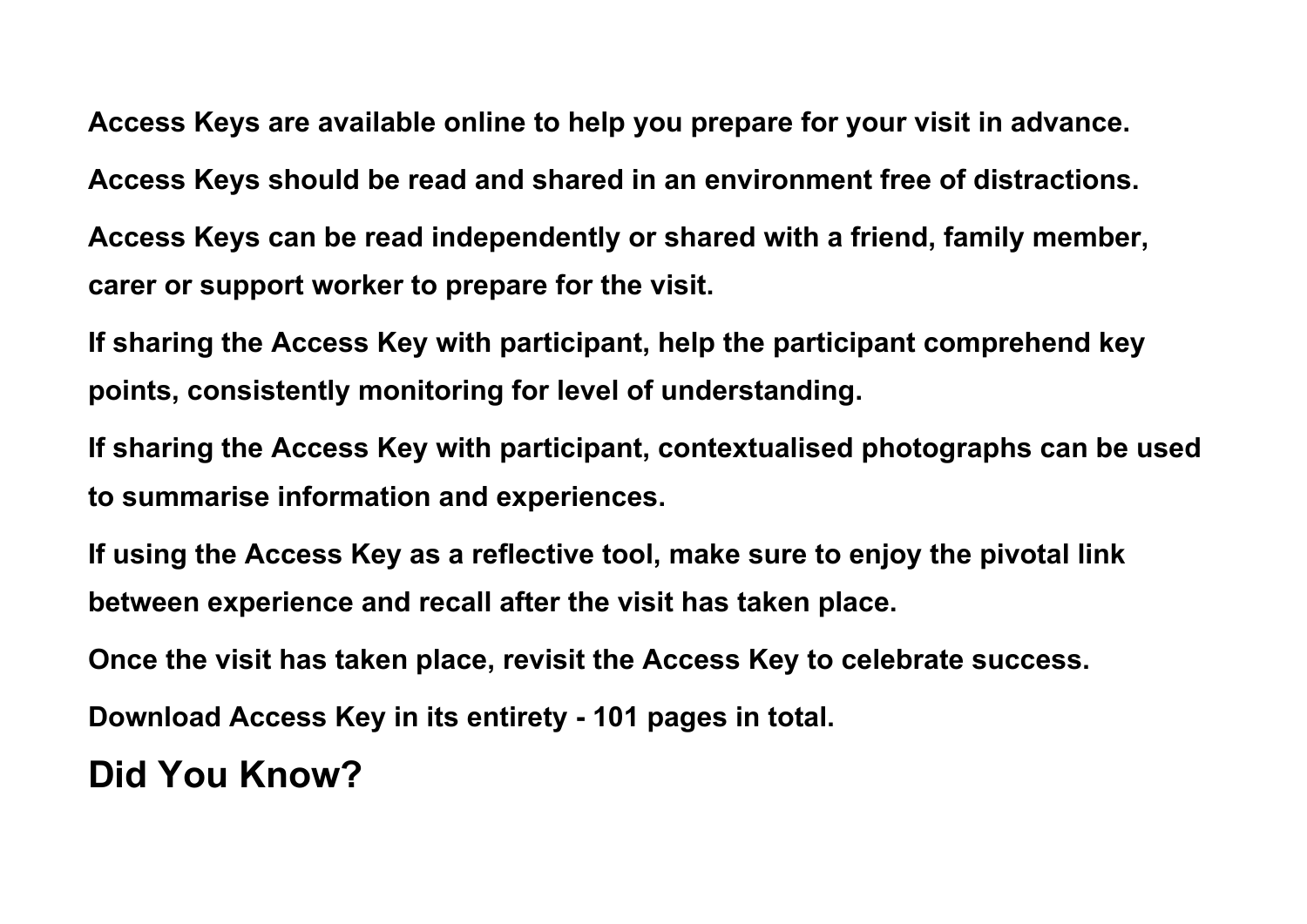**Access Keys are available online to help you prepare for your visit in advance.**

**Access Keys should be read and shared in an environment free of distractions.**

**Access Keys can be read independently or shared with a friend, family member, carer or support worker to prepare for the visit.**

**If sharing the Access Key with participant, help the participant comprehend key points, consistently monitoring for level of understanding.**

**If sharing the Access Key with participant, contextualised photographs can be used to summarise information and experiences.**

**If using the Access Key as a reflective tool, make sure to enjoy the pivotal link between experience and recall after the visit has taken place.**

**Once the visit has taken place, revisit the Access Key to celebrate success.**

**Download Access Key in its entirety - 101 pages in total.**

## Did You Know?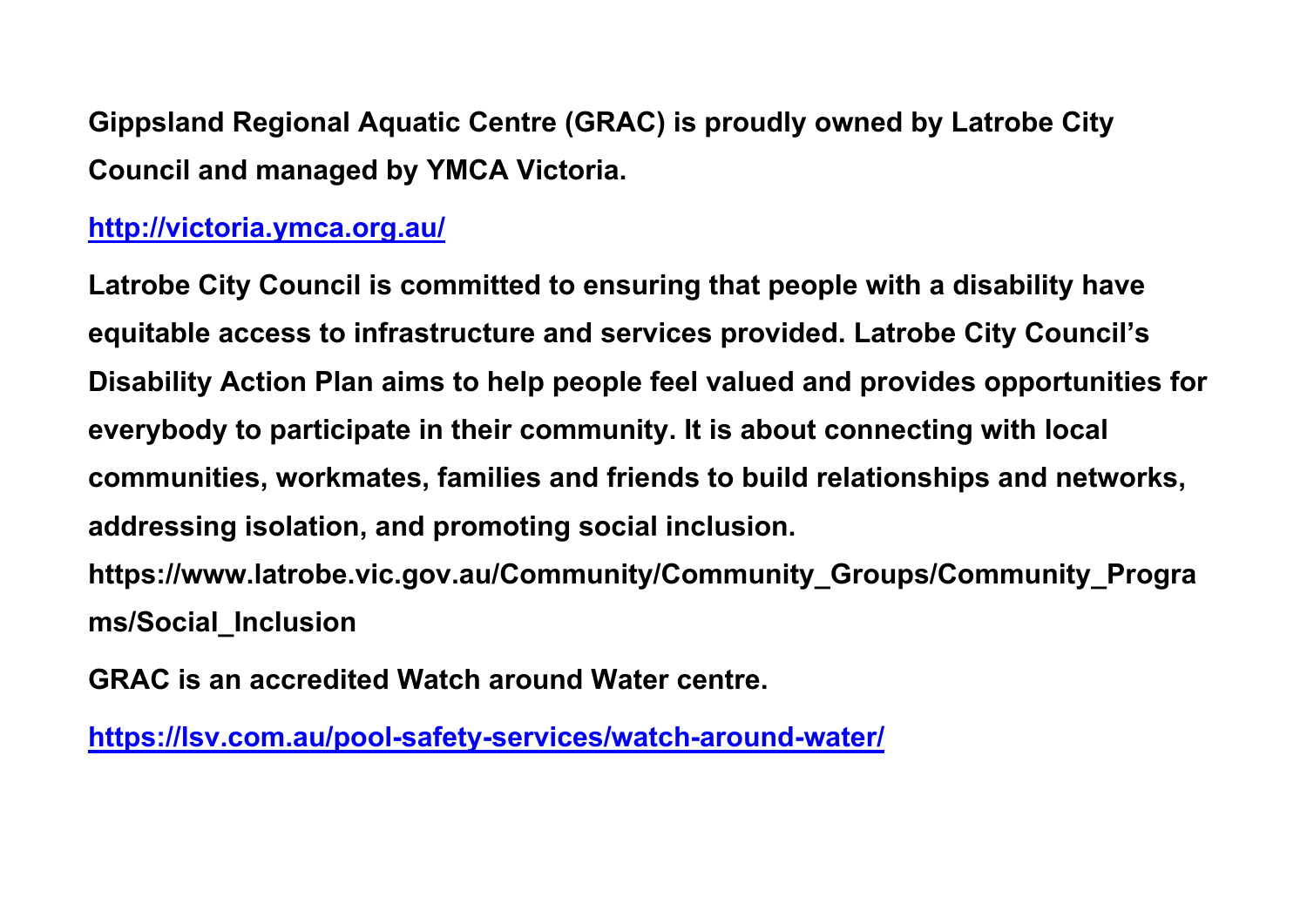**Gippsland Regional Aquatic Centre (GRAC) is proudly owned by Latrobe City Council and managed by YMCA Victoria.**

**http://victoria.ymca.org.au/**

**Latrobe City Council is committed to ensuring that people with a disability have equitable access to infrastructure and services provided. Latrobe City Council's Disability Action Plan aims to help people feel valued and provides opportunities for everybody to participate in their community. It is about connecting with local communities, workmates, families and friends to build relationships and networks, addressing isolation, and promoting social inclusion. https://www.latrobe.vic.gov.au/Community/Community_Groups/Community_Programs/Social_Inclusion**

**GRAC is an accredited Watch around Water centre.**

**https://lsv.com.au/pool-safety-services/watch-around-water/**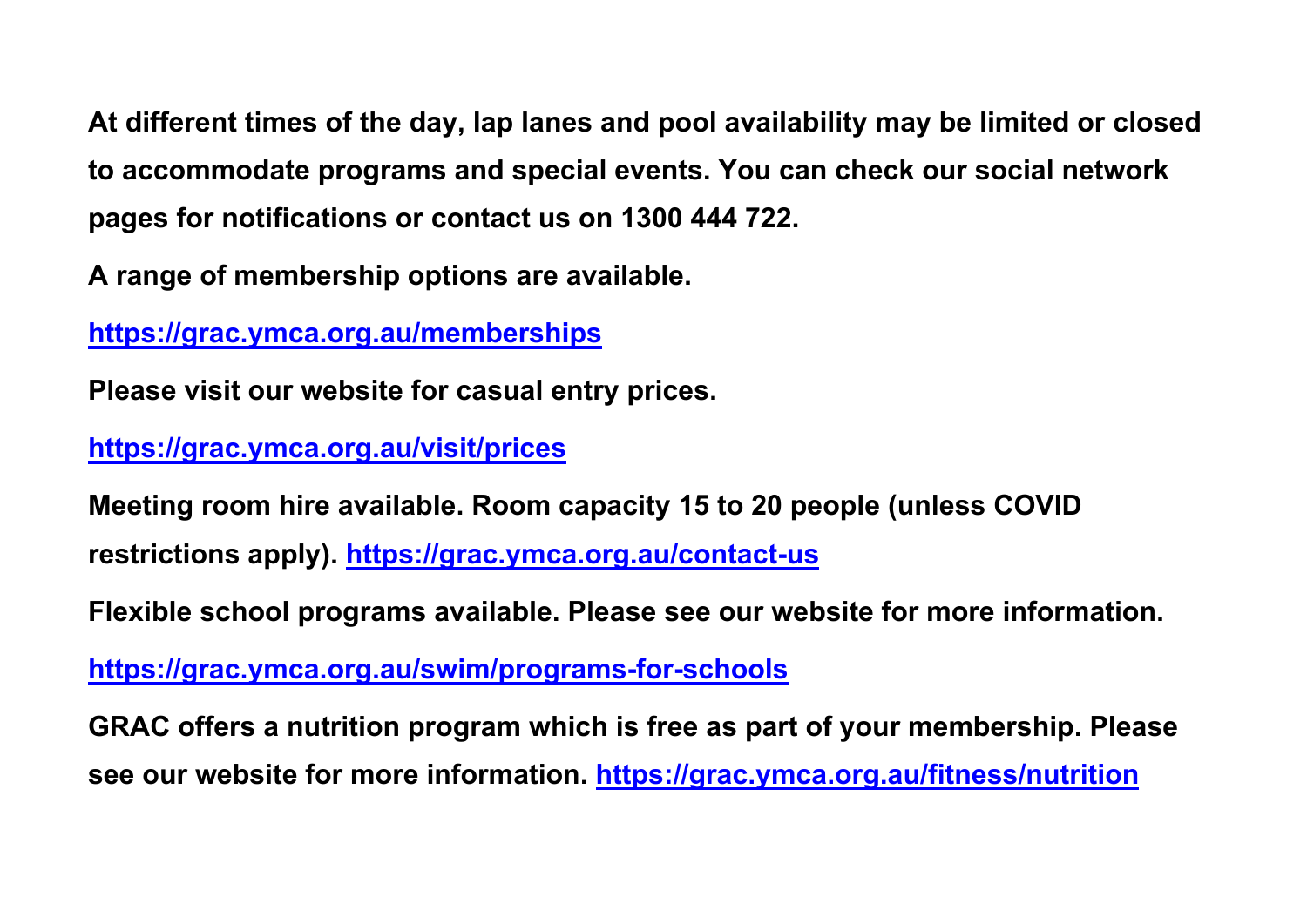**At different times of the day, lap lanes and pool availability may be limited or closed to accommodate programs and special events. You can check our social network pages for notifications or contact us on 1300 444 722.**

**A range of membership options are available.**

**https://grac.ymca.org.au/memberships**

**Please visit our website for casual entry prices.**

**https://grac.ymca.org.au/visit/prices**

**Meeting room hire available. Room capacity 15 to 20 people (unless COVID restrictions apply). https://grac.ymca.org.au/contact-us**

**Flexible school programs available. Please see our website for more information.**

**https://grac.ymca.org.au/swim/programs-for-schools**

**GRAC offers a nutrition program which is free as part of your membership. Please see our website for more information. https://grac.ymca.org.au/fitness/nutrition**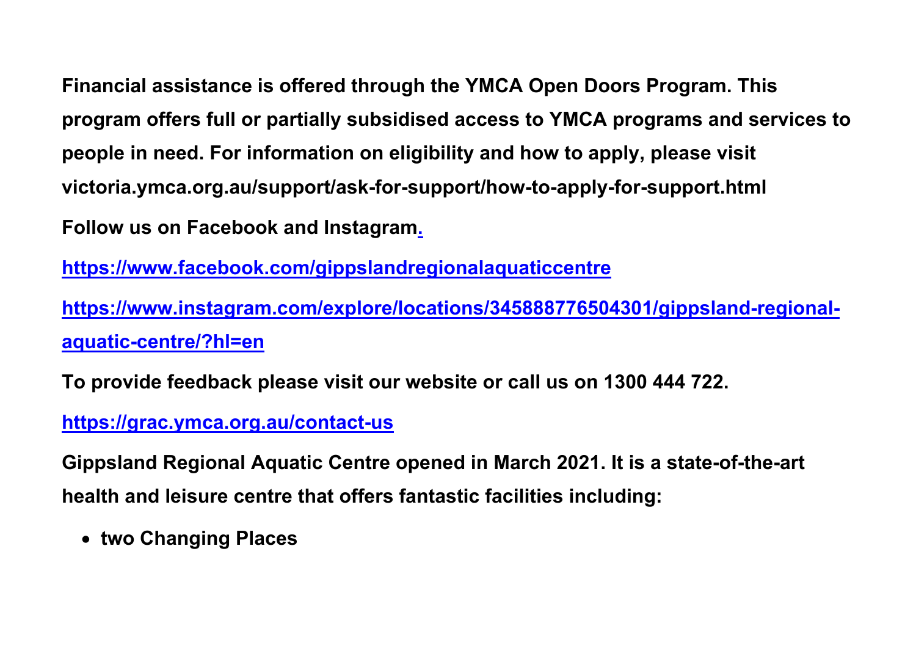**Financial assistance is offered through the YMCA Open Doors Program. This program offers full or partially subsidised access to YMCA programs and services to people in need. For information on eligibility and how to apply, please visit victoria.ymca.org.au/support/ask-for-support/how-to-apply-for-support.html**

**Follow us on Facebook and Instagram[.](https://www.facebook.com/gippslandregionalaquaticcentre)**

**[https://www.facebook.com/gippslandregionalaquaticcentre](https://www.facebook.com/gippslandregionalaquaticcentre)**

**[https://www.instagram.com/explore/locations/345888776504301/gippsland-regional-aquatic-centre/?hl=en](https://www.instagram.com/explore/locations/345888776504301/gippsland-regional-aquatic-centre/?hl=en)**

**To provide feedback please visit our website or call us on 1300 444 722.**

**[https://grac.ymca.org.au/contact-us](https://grac.ymca.org.au/contact-us)**

**Gippsland Regional Aquatic Centre opened in March 2021. It is a state-of-the-art health and leisure centre that offers fantastic facilities including:**

- **two Changing Places**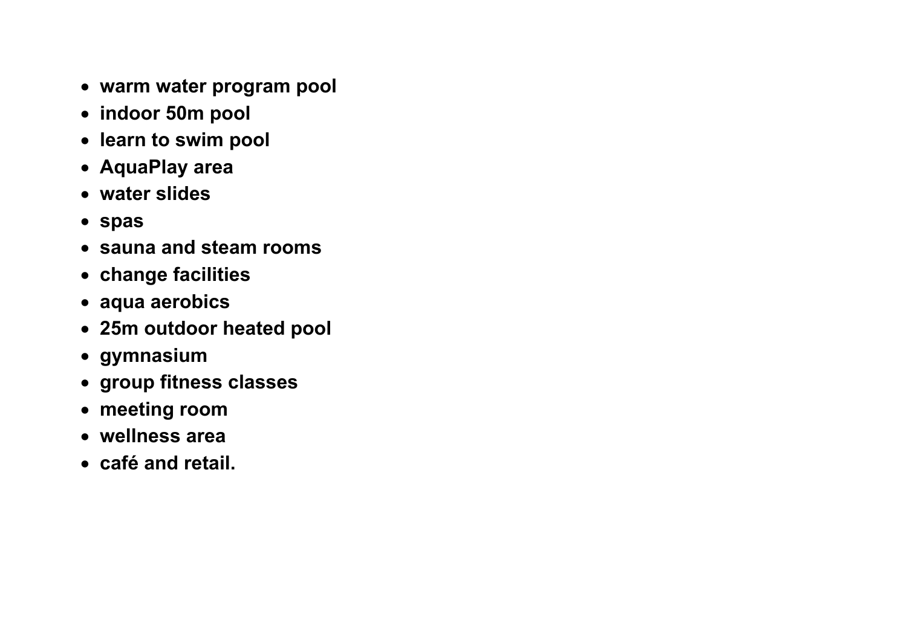- **warm water program pool**
- **indoor 50m pool**
- **learn to swim pool**
- **AquaPlay area**
- **water slides**
- **spas**
- **sauna and steam rooms**
- **change facilities**
- **aqua aerobics**
- **25m outdoor heated pool**
- **gymnasium**
- **group fitness classes**
- **meeting room**
- **wellness area**
- **café and retail.**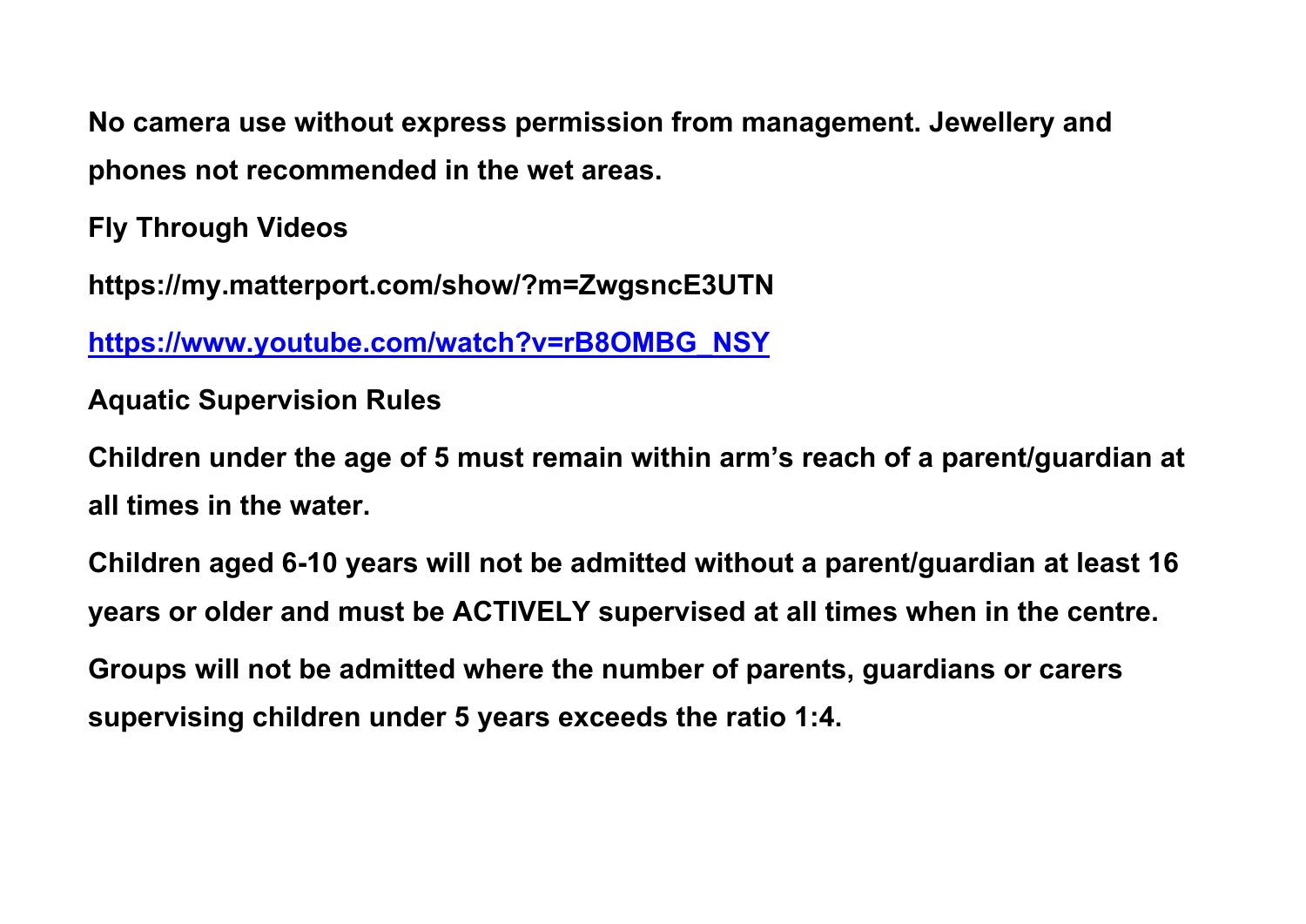**No camera use without express permission from management. Jewellery and phones not recommended in the wet areas.**

**Fly Through Videos**

**https://my.matterport.com/show/?m=ZwgsncE3UTN**

**[https://www.youtube.com/watch?v=rB8OMBG_NSY](https://www.youtube.com/watch?v=rB8OMBG_NSY)**

**Aquatic Supervision Rules**

**Children under the age of 5 must remain within arm's reach of a parent/guardian at all times in the water.**

**Children aged 6-10 years will not be admitted without a parent/guardian at least 16 years or older and must be ACTIVELY supervised at all times when in the centre.**

**Groups will not be admitted where the number of parents, guardians or carers supervising children under 5 years exceeds the ratio 1:4.**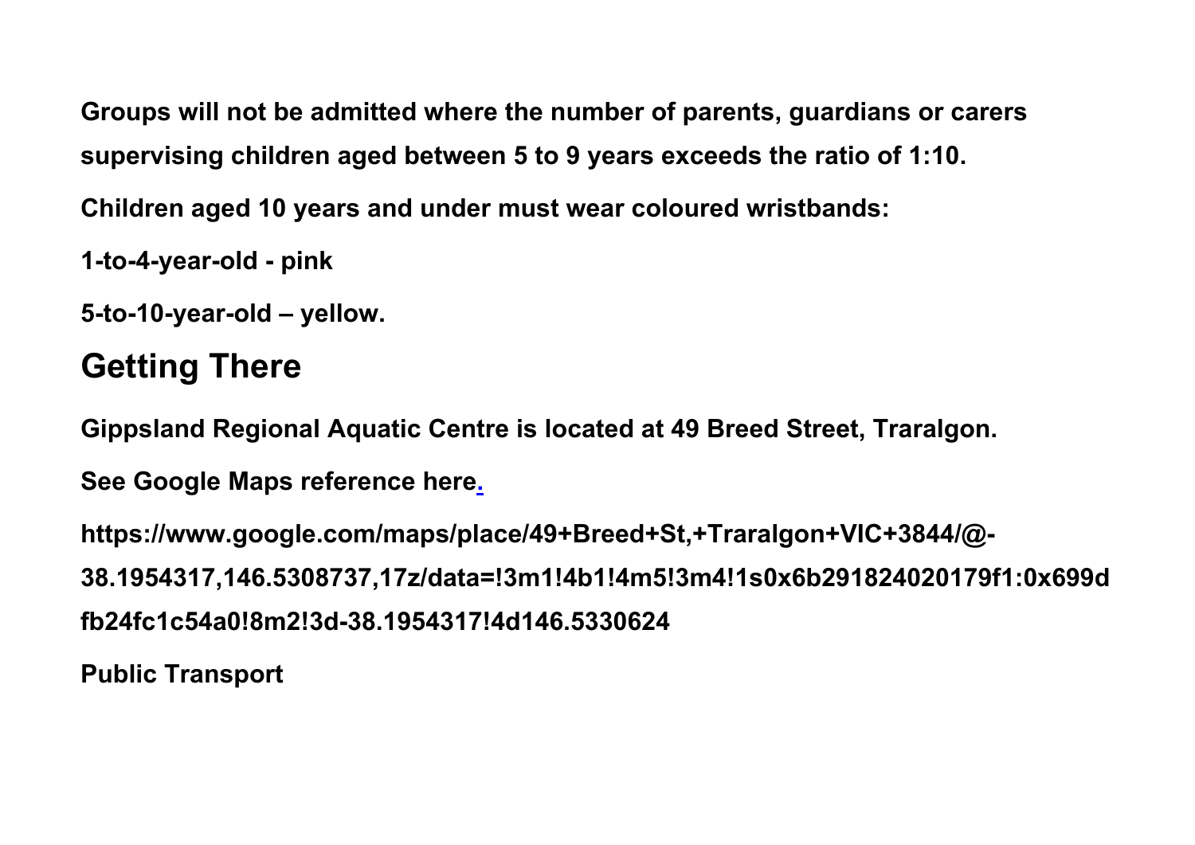**Groups will not be admitted where the number of parents, guardians or carers supervising children aged between 5 to 9 years exceeds the ratio of 1:10.**

**Children aged 10 years and under must wear coloured wristbands:**

**1-to-4-year-old - pink**

**5-to-10-year-old – yellow.**

## Getting There

**Gippsland Regional Aquatic Centre is located at 49 Breed Street, Traralgon.**

**See Google Maps reference here.**

**https://www.google.com/maps/place/49+Breed+St,+Traralgon+VIC+3844/@-38.1954317,146.5308737,17z/data=!3m1!4b1!4m5!3m4!1s0x6b291824020179f1:0x699dfb24fc1c54a0!8m2!3d-38.1954317!4d146.5330624**

**Public Transport**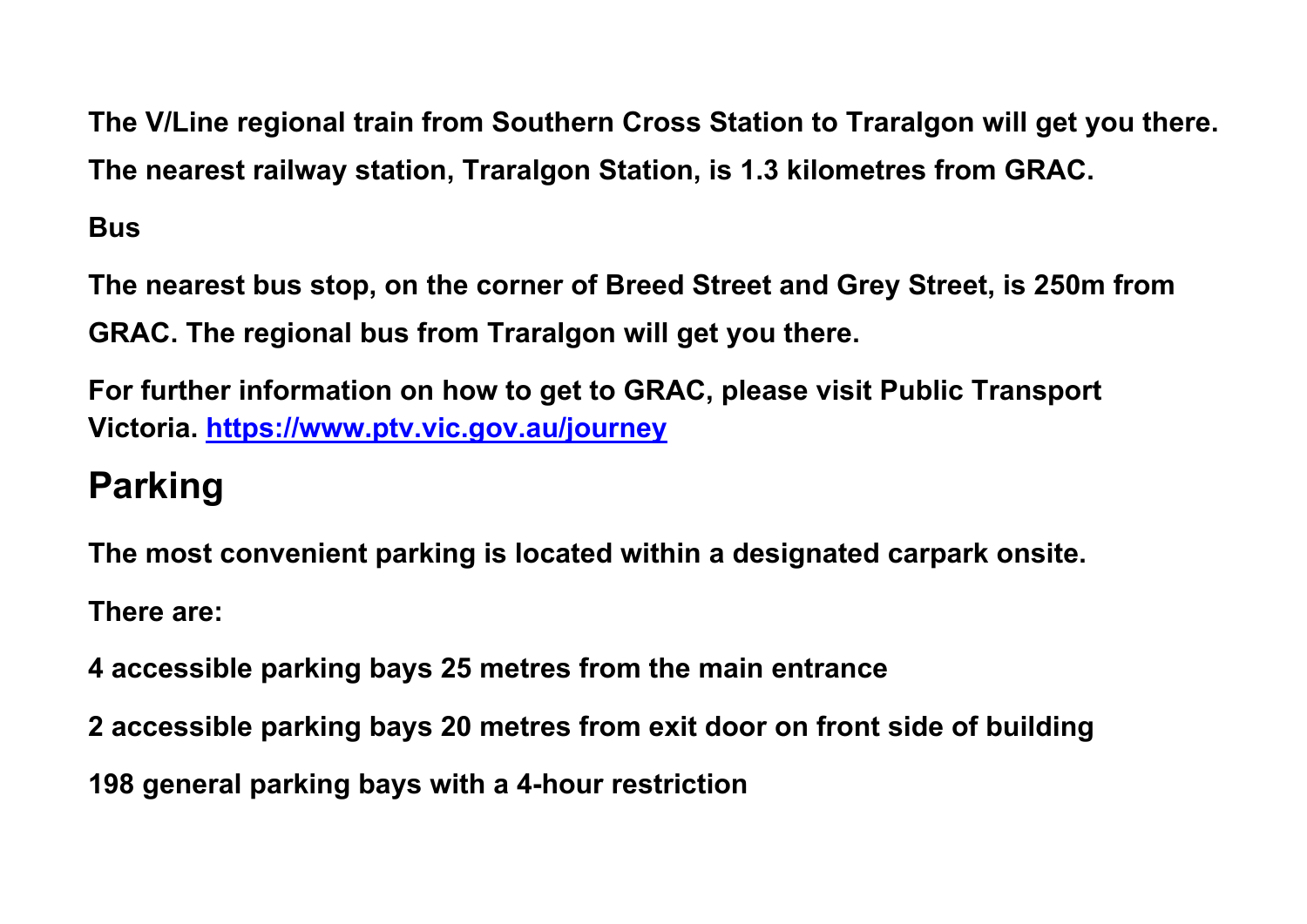**The V/Line regional train from Southern Cross Station to Traralgon will get you there. The nearest railway station, Traralgon Station, is 1.3 kilometres from GRAC.**

**Bus**

**The nearest bus stop, on the corner of Breed Street and Grey Street, is 250m from GRAC. The regional bus from Traralgon will get you there.**

**For further information on how to get to GRAC, please visit Public Transport Victoria. [https://www.ptv.vic.gov.au/journey](https://www.ptv.vic.gov.au/journey)**

## Parking

**The most convenient parking is located within a designated carpark onsite.**

**There are:**

**4 accessible parking bays 25 metres from the main entrance**

**2 accessible parking bays 20 metres from exit door on front side of building**

**198 general parking bays with a 4-hour restriction**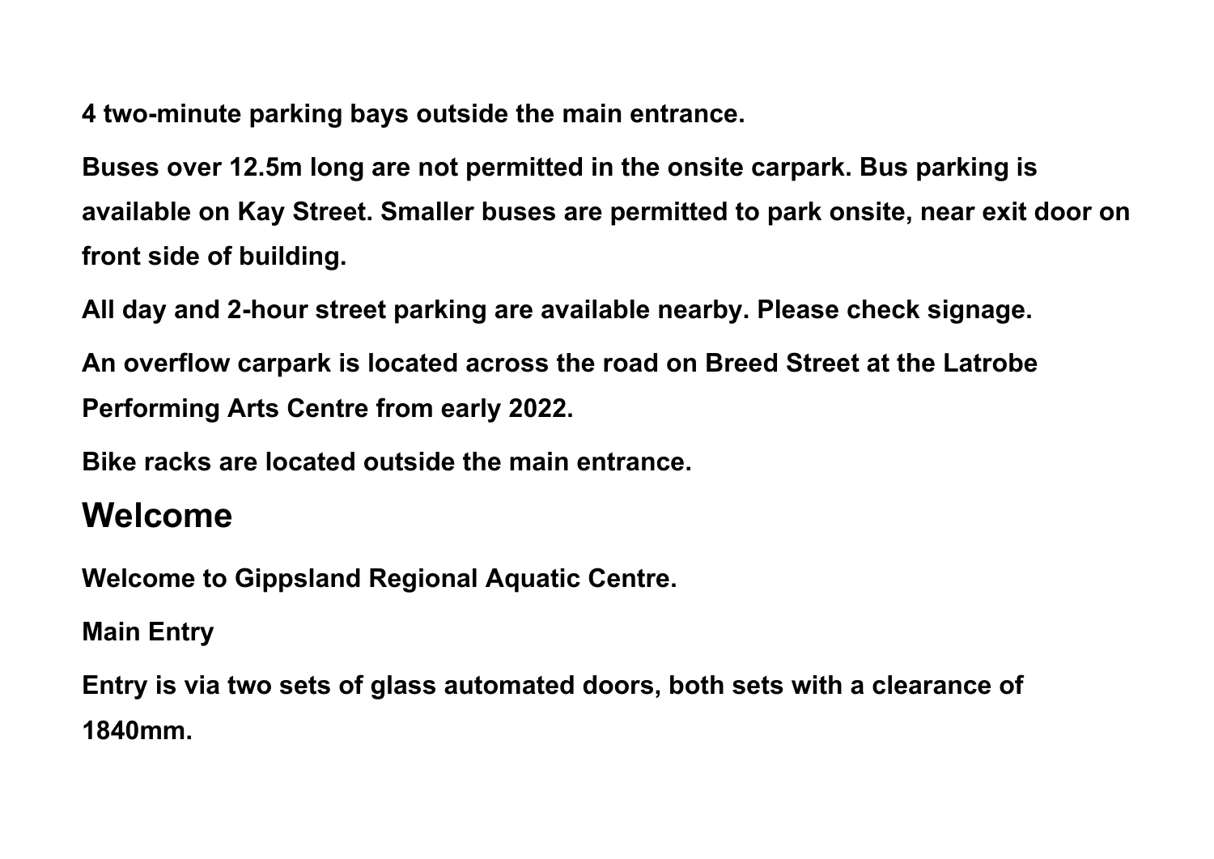**4 two-minute parking bays outside the main entrance.**

**Buses over 12.5m long are not permitted in the onsite carpark. Bus parking is available on Kay Street. Smaller buses are permitted to park onsite, near exit door on front side of building.**

**All day and 2-hour street parking are available nearby. Please check signage.**

**An overflow carpark is located across the road on Breed Street at the Latrobe Performing Arts Centre from early 2022.**

**Bike racks are located outside the main entrance.**

## Welcome

**Welcome to Gippsland Regional Aquatic Centre.**

**Main Entry**

**Entry is via two sets of glass automated doors, both sets with a clearance of 1840mm.**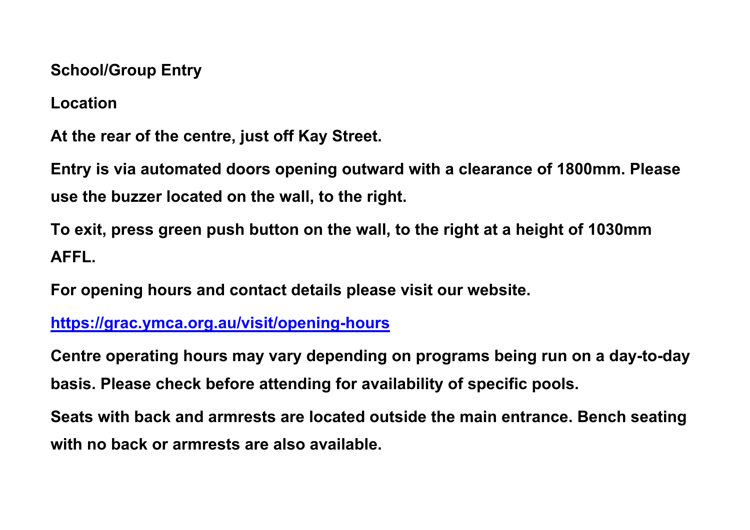## School/Group Entry

### Location

At the rear of the centre, just off Kay Street.

Entry is via automated doors opening outward with a clearance of 1800mm. Please use the buzzer located on the wall, to the right.

To exit, press green push button on the wall, to the right at a height of 1030mm AFFL.

For opening hours and contact details please visit our website.

[https://grac.ymca.org.au/visit/opening-hours](https://grac.ymca.org.au/visit/opening-hours)

Centre operating hours may vary depending on programs being run on a day-to-day basis. Please check before attending for availability of specific pools.

Seats with back and armrests are located outside the main entrance. Bench seating with no back or armrests are also available.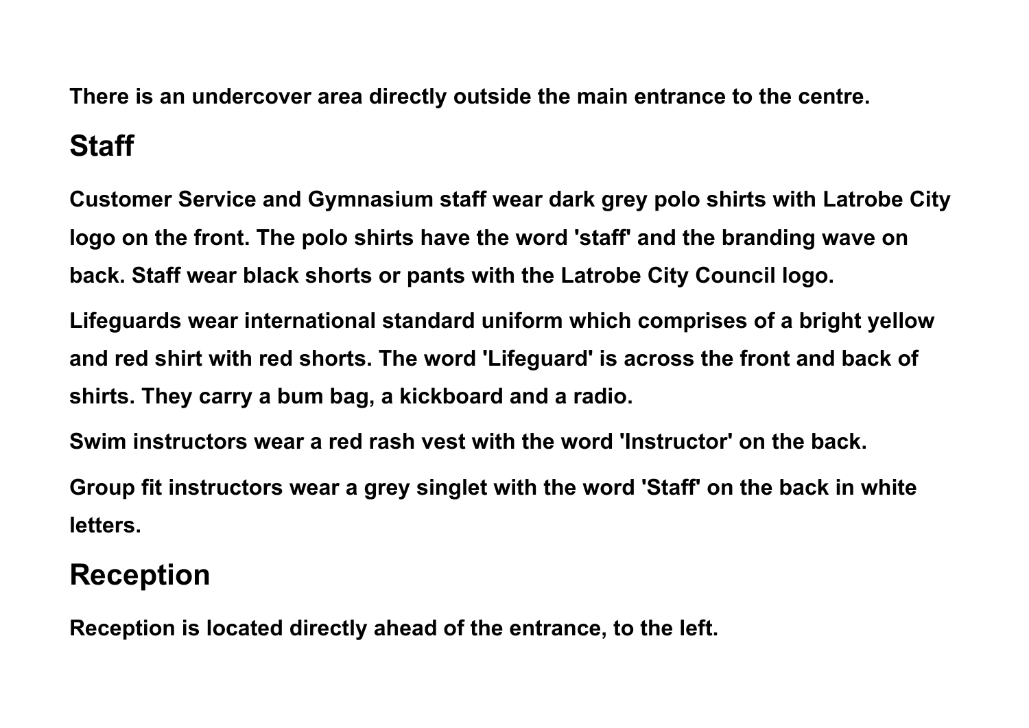There is an undercover area directly outside the main entrance to the centre.

## Staff

Customer Service and Gymnasium staff wear dark grey polo shirts with Latrobe City logo on the front. The polo shirts have the word 'staff' and the branding wave on back. Staff wear black shorts or pants with the Latrobe City Council logo.

Lifeguards wear international standard uniform which comprises of a bright yellow and red shirt with red shorts. The word 'Lifeguard' is across the front and back of shirts. They carry a bum bag, a kickboard and a radio.

Swim instructors wear a red rash vest with the word 'Instructor' on the back.

Group fit instructors wear a grey singlet with the word 'Staff' on the back in white letters.

## Reception

Reception is located directly ahead of the entrance, to the left.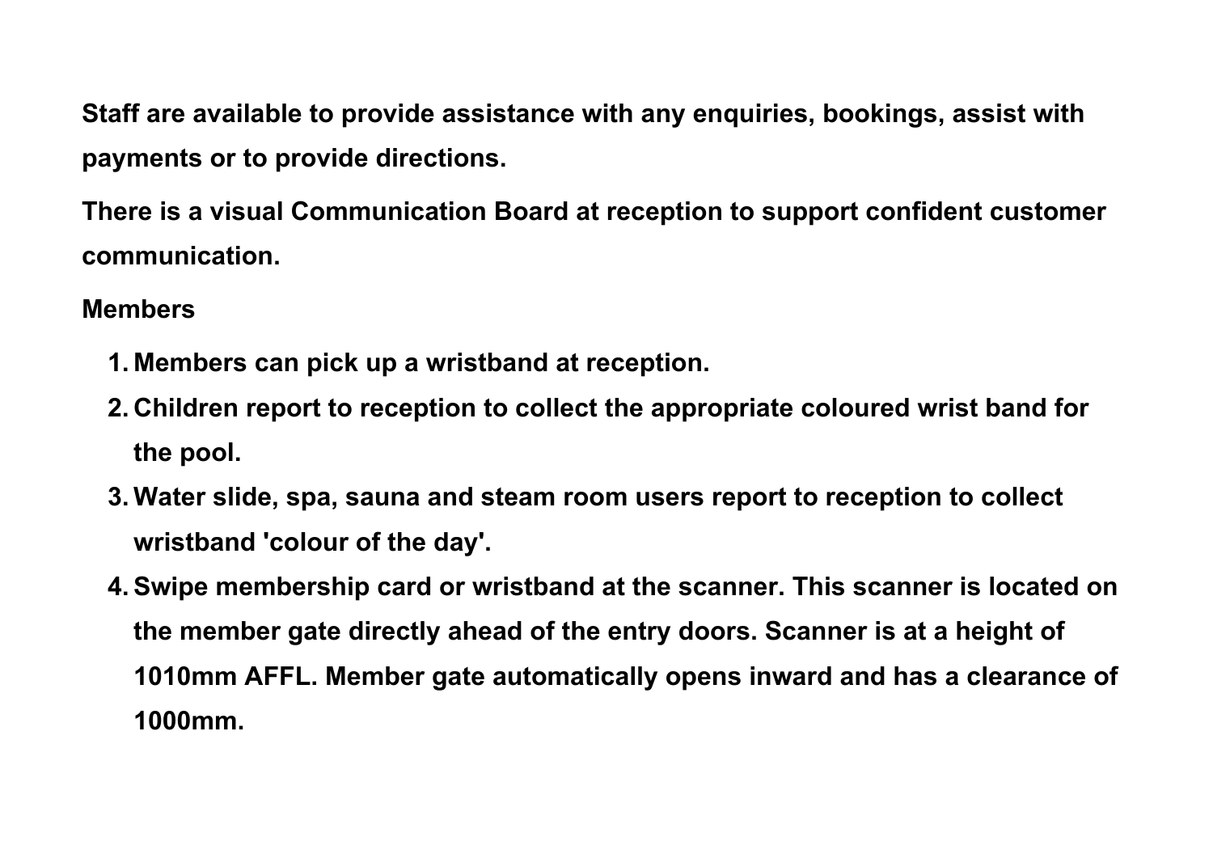Staff are available to provide assistance with any enquiries, bookings, assist with payments or to provide directions.

There is a visual Communication Board at reception to support confident customer communication.

Members

1. Members can pick up a wristband at reception.
2. Children report to reception to collect the appropriate coloured wrist band for the pool.
3. Water slide, spa, sauna and steam room users report to reception to collect wristband 'colour of the day'.
4. Swipe membership card or wristband at the scanner. This scanner is located on the member gate directly ahead of the entry doors. Scanner is at a height of 1010mm AFFL. Member gate automatically opens inward and has a clearance of 1000mm.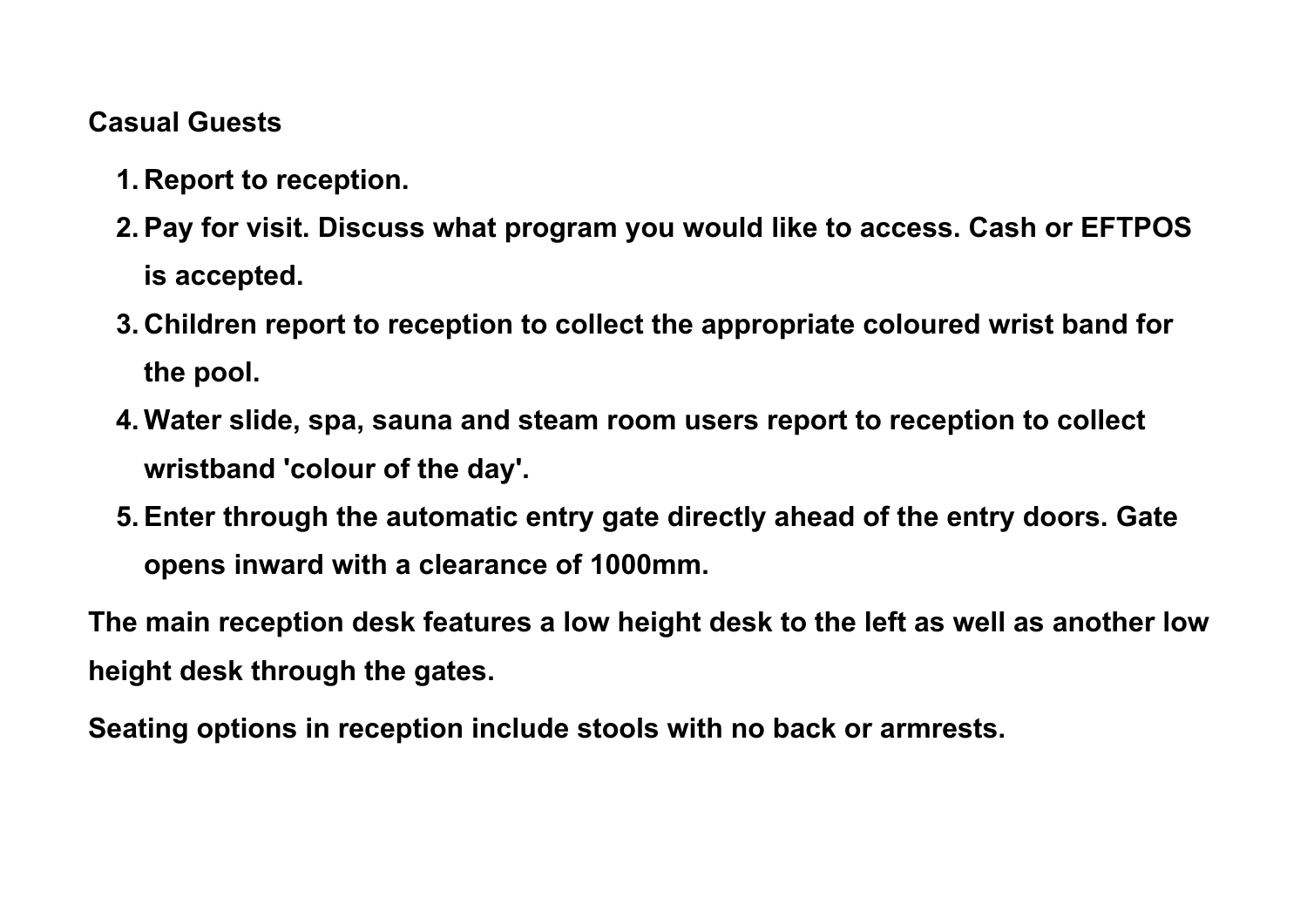**Casual Guests**

1. **Report to reception.**
2. **Pay for visit. Discuss what program you would like to access. Cash or EFTPOS is accepted.**
3. **Children report to reception to collect the appropriate coloured wrist band for the pool.**
4. **Water slide, spa, sauna and steam room users report to reception to collect wristband 'colour of the day'.**
5. **Enter through the automatic entry gate directly ahead of the entry doors. Gate opens inward with a clearance of 1000mm.**

**The main reception desk features a low height desk to the left as well as another low height desk through the gates.**

**Seating options in reception include stools with no back or armrests.**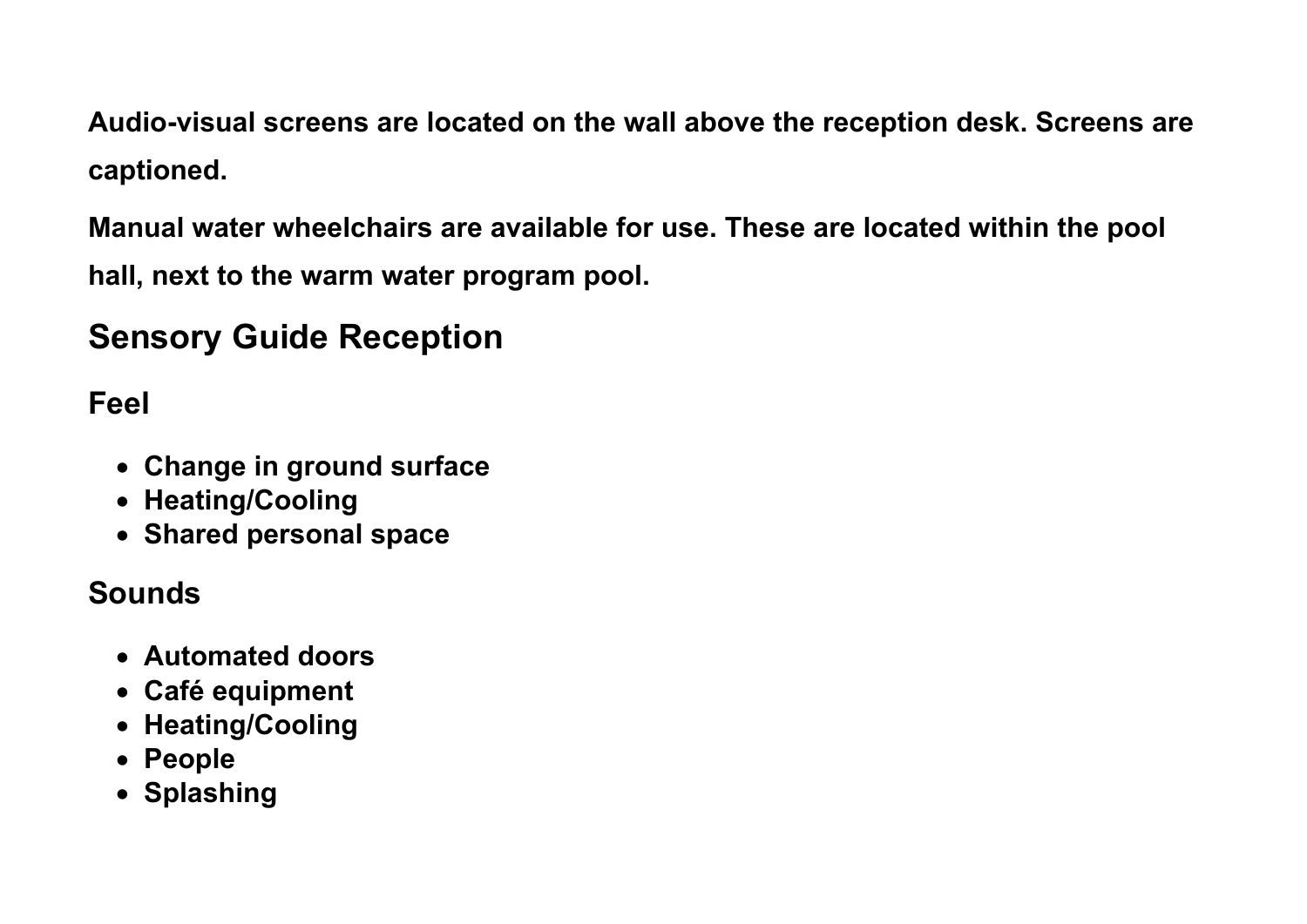**Audio-visual screens are located on the wall above the reception desk. Screens are captioned.**

**Manual water wheelchairs are available for use. These are located within the pool hall, next to the warm water program pool.**

## Sensory Guide Reception

### Feel

- **Change in ground surface**
- **Heating/Cooling**
- **Shared personal space**

### Sounds

- **Automated doors**
- **Café equipment**
- **Heating/Cooling**
- **People**
- **Splashing**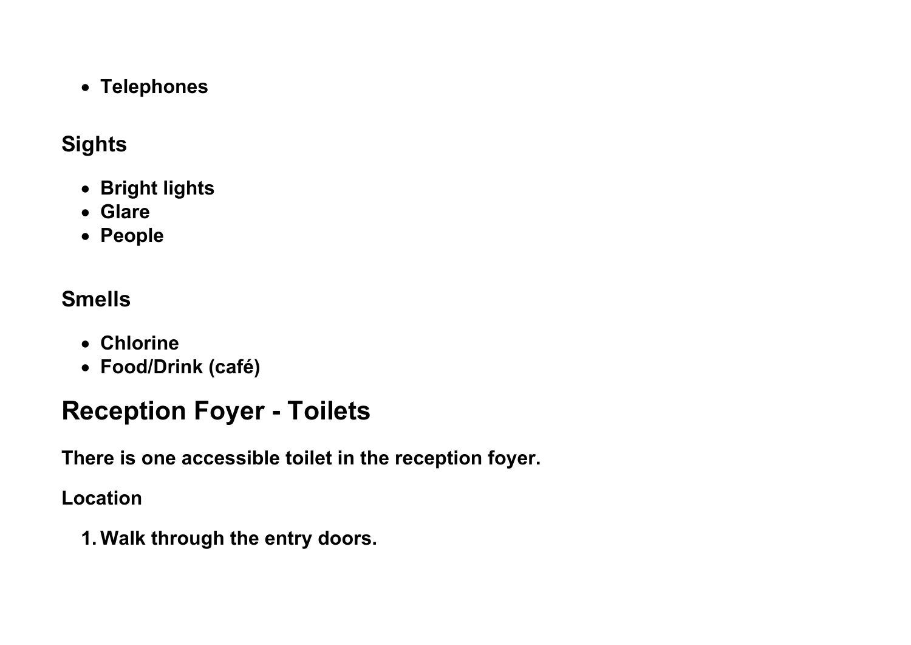- **Telephones**

### Sights

- **Bright lights**
- **Glare**
- **People**

### Smells

- **Chlorine**
- **Food/Drink (café)**

## Reception Foyer - Toilets

**There is one accessible toilet in the reception foyer.**

**Location**

1. **Walk through the entry doors.**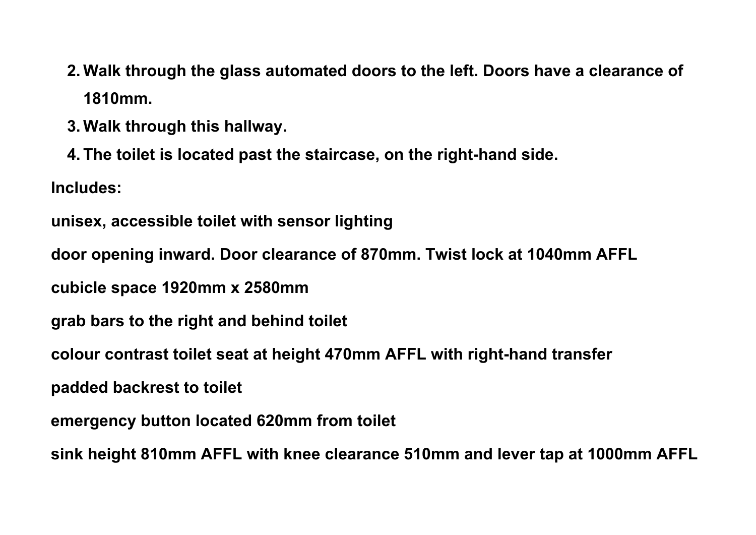2. **Walk through the glass automated doors to the left. Doors have a clearance of 1810mm.**
3. **Walk through this hallway.**
4. **The toilet is located past the staircase, on the right-hand side.**

**Includes:**

**unisex, accessible toilet with sensor lighting**

**door opening inward. Door clearance of 870mm. Twist lock at 1040mm AFFL**

**cubicle space 1920mm x 2580mm**

**grab bars to the right and behind toilet**

**colour contrast toilet seat at height 470mm AFFL with right-hand transfer**

**padded backrest to toilet**

**emergency button located 620mm from toilet**

**sink height 810mm AFFL with knee clearance 510mm and lever tap at 1000mm AFFL**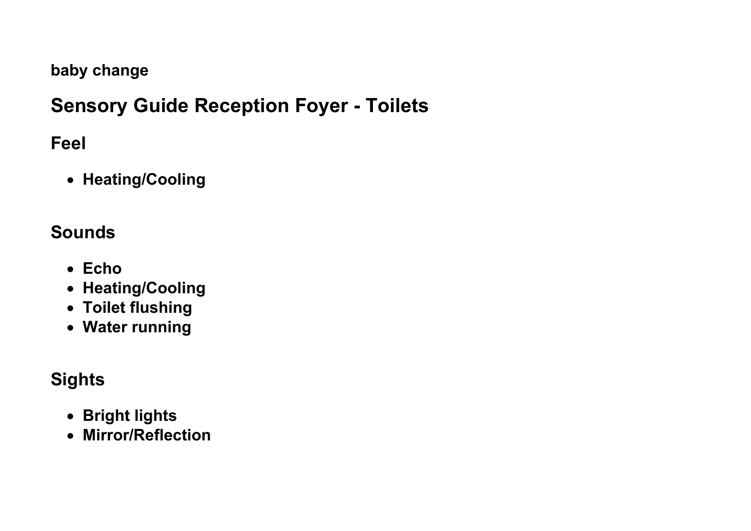**baby change**

# Sensory Guide Reception Foyer - Toilets

## Feel

- **Heating/Cooling**

## Sounds

- **Echo**
- **Heating/Cooling**
- **Toilet flushing**
- **Water running**

## Sights

- **Bright lights**
- **Mirror/Reflection**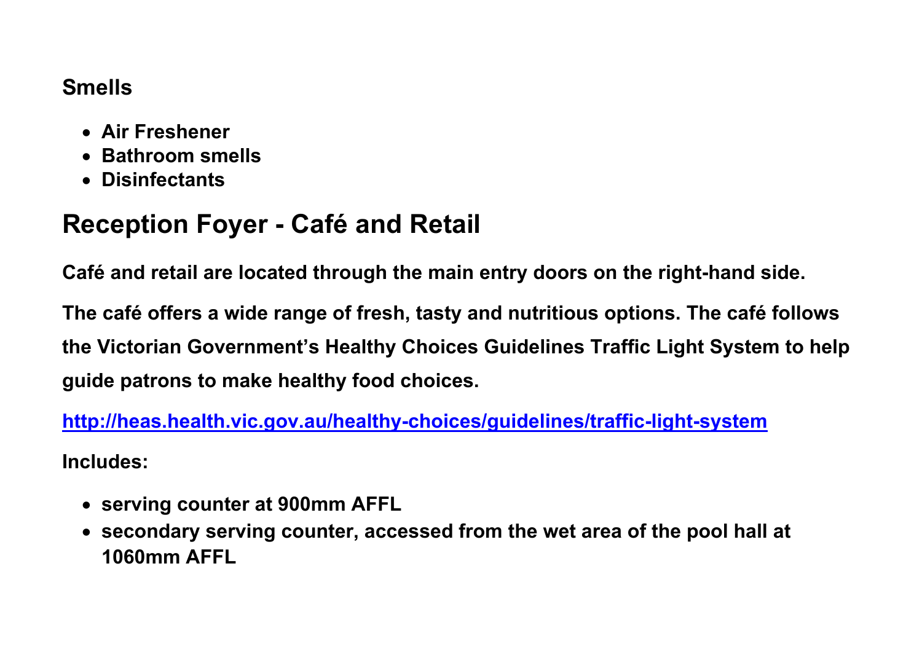### Smells

- Air Freshener
- Bathroom smells
- Disinfectants

## Reception Foyer - Café and Retail

**Café and retail are located through the main entry doors on the right-hand side.**

**The café offers a wide range of fresh, tasty and nutritious options. The café follows the Victorian Government's Healthy Choices Guidelines Traffic Light System to help guide patrons to make healthy food choices.**

[http://heas.health.vic.gov.au/healthy-choices/guidelines/traffic-light-system](http://heas.health.vic.gov.au/healthy-choices/guidelines/traffic-light-system)

**Includes:**

- **serving counter at 900mm AFFL**
- **secondary serving counter, accessed from the wet area of the pool hall at 1060mm AFFL**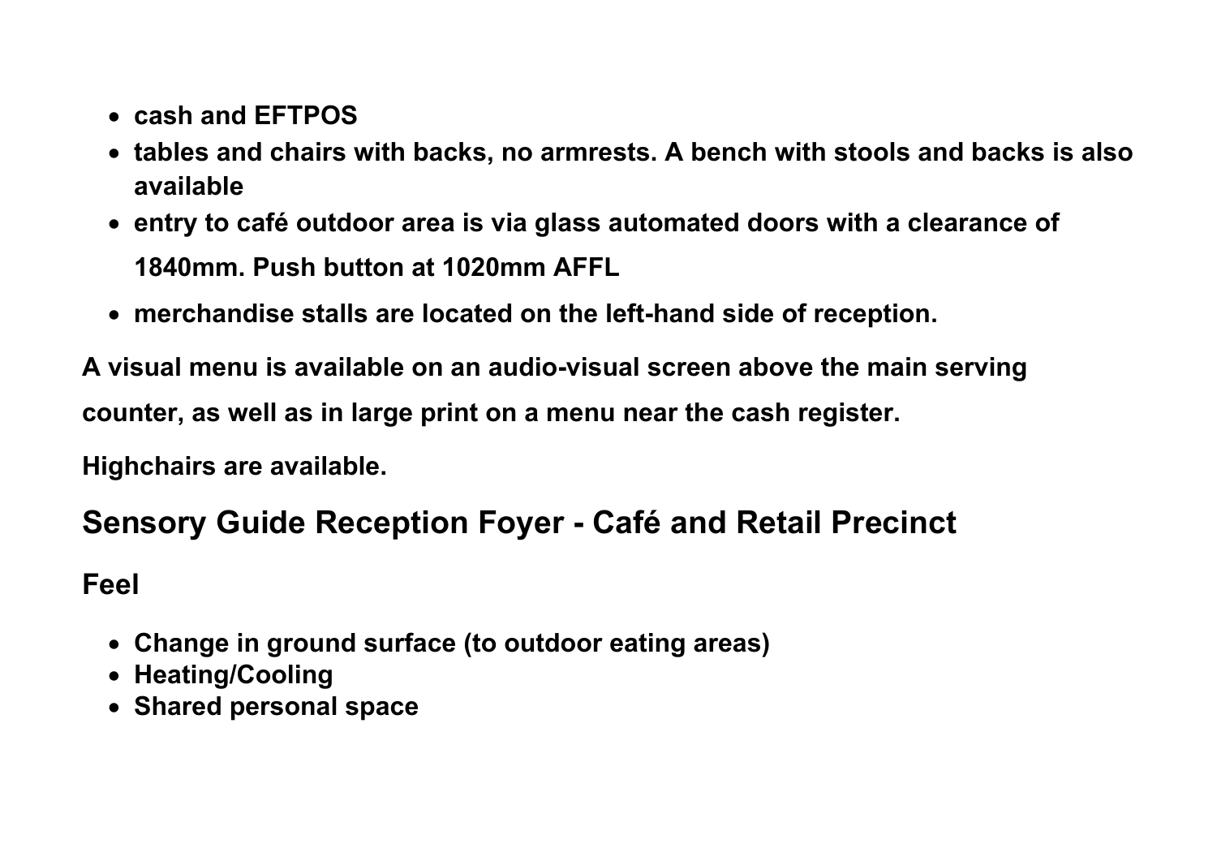- **cash and EFTPOS**
- **tables and chairs with backs, no armrests. A bench with stools and backs is also available**
- **entry to café outdoor area is via glass automated doors with a clearance of 1840mm. Push button at 1020mm AFFL**
- **merchandise stalls are located on the left-hand side of reception.**

**A visual menu is available on an audio-visual screen above the main serving counter, as well as in large print on a menu near the cash register.**

**Highchairs are available.**

## Sensory Guide Reception Foyer - Café and Retail Precinct

### Feel

- **Change in ground surface (to outdoor eating areas)**
- **Heating/Cooling**
- **Shared personal space**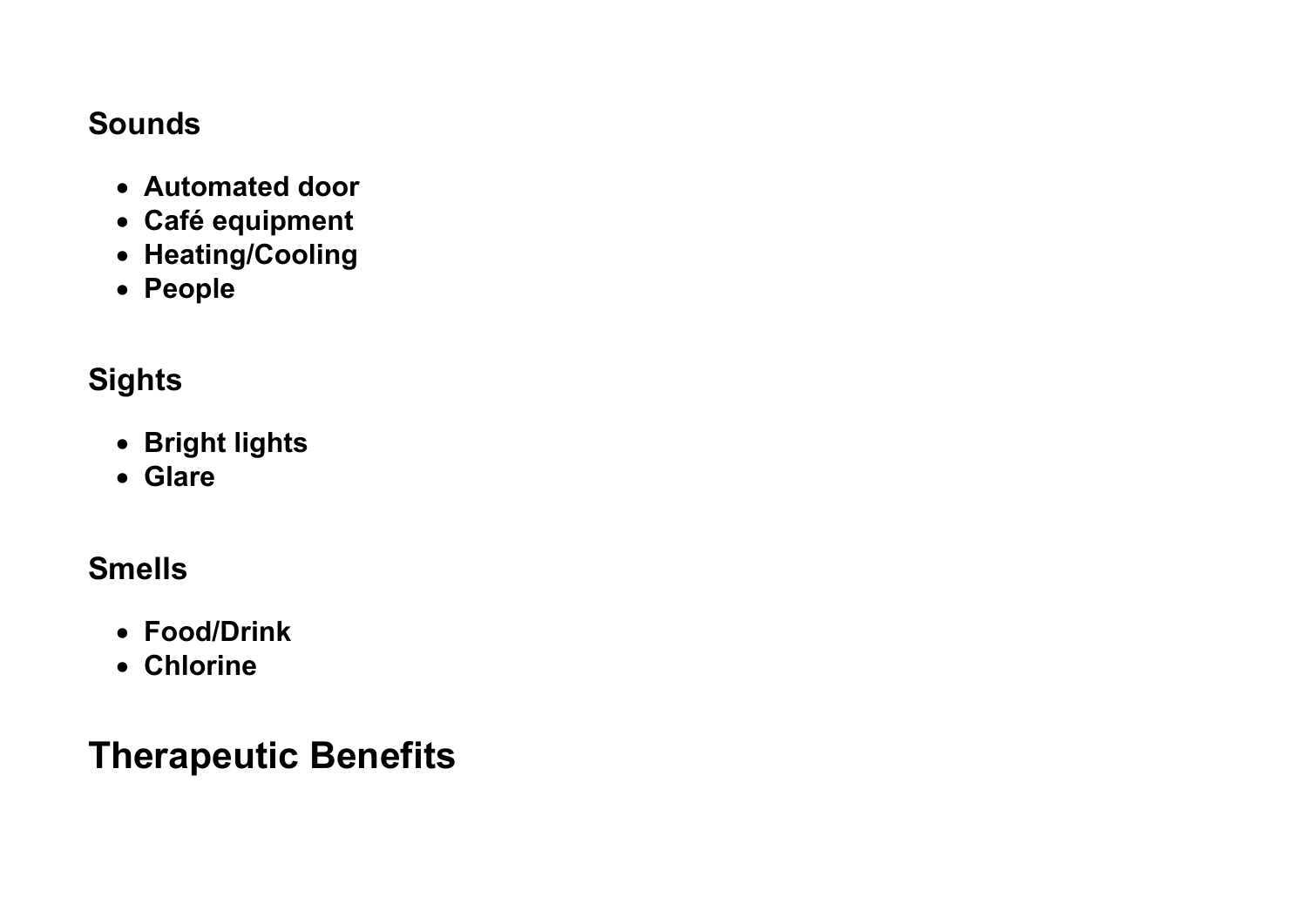### Sounds

- **Automated door**
- **Café equipment**
- **Heating/Cooling**
- **People**

### Sights

- **Bright lights**
- **Glare**

### Smells

- **Food/Drink**
- **Chlorine**

## Therapeutic Benefits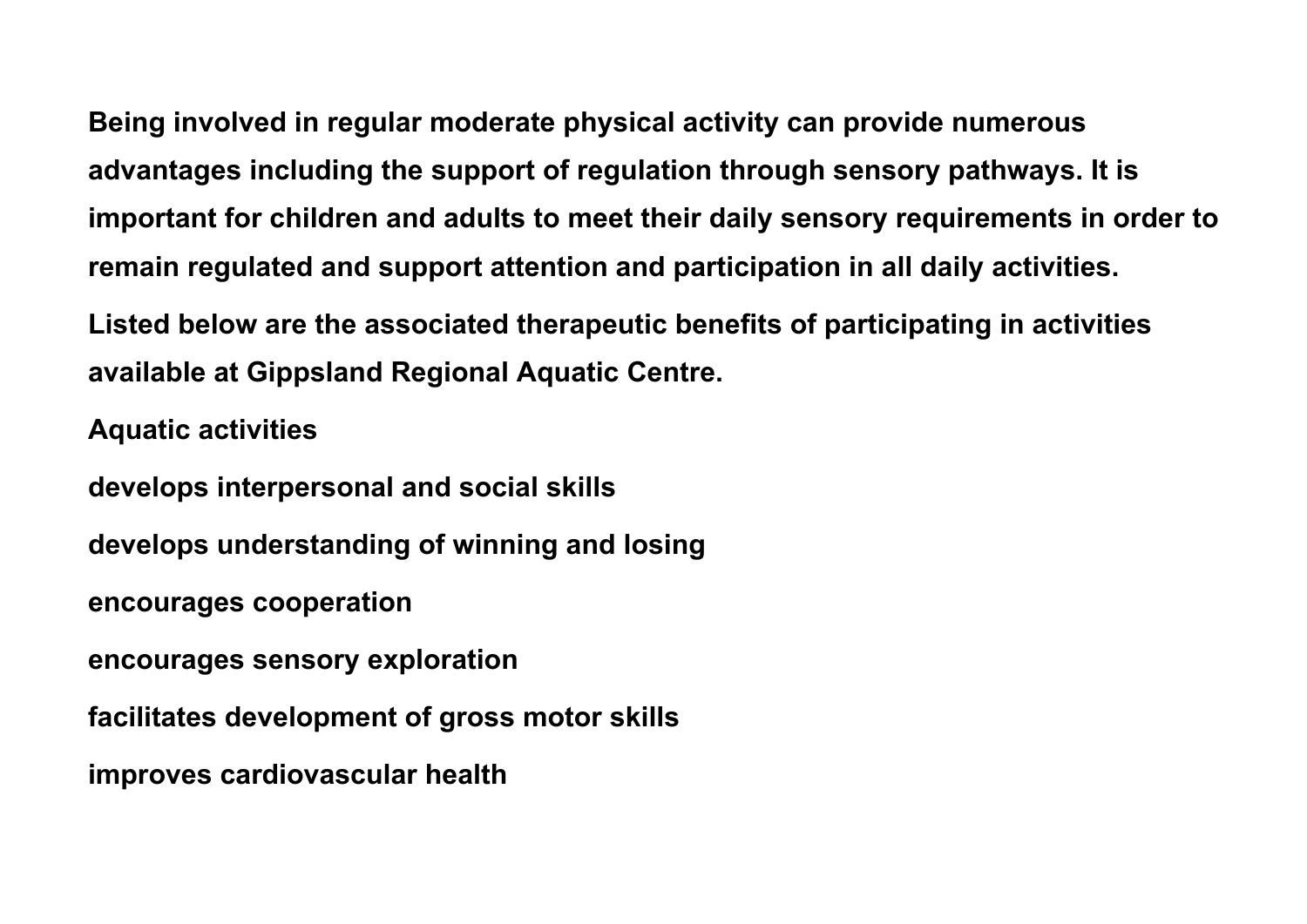Being involved in regular moderate physical activity can provide numerous advantages including the support of regulation through sensory pathways. It is important for children and adults to meet their daily sensory requirements in order to remain regulated and support attention and participation in all daily activities.

Listed below are the associated therapeutic benefits of participating in activities available at Gippsland Regional Aquatic Centre.

## Aquatic activities

- develops interpersonal and social skills
- develops understanding of winning and losing
- encourages cooperation
- encourages sensory exploration
- facilitates development of gross motor skills
- improves cardiovascular health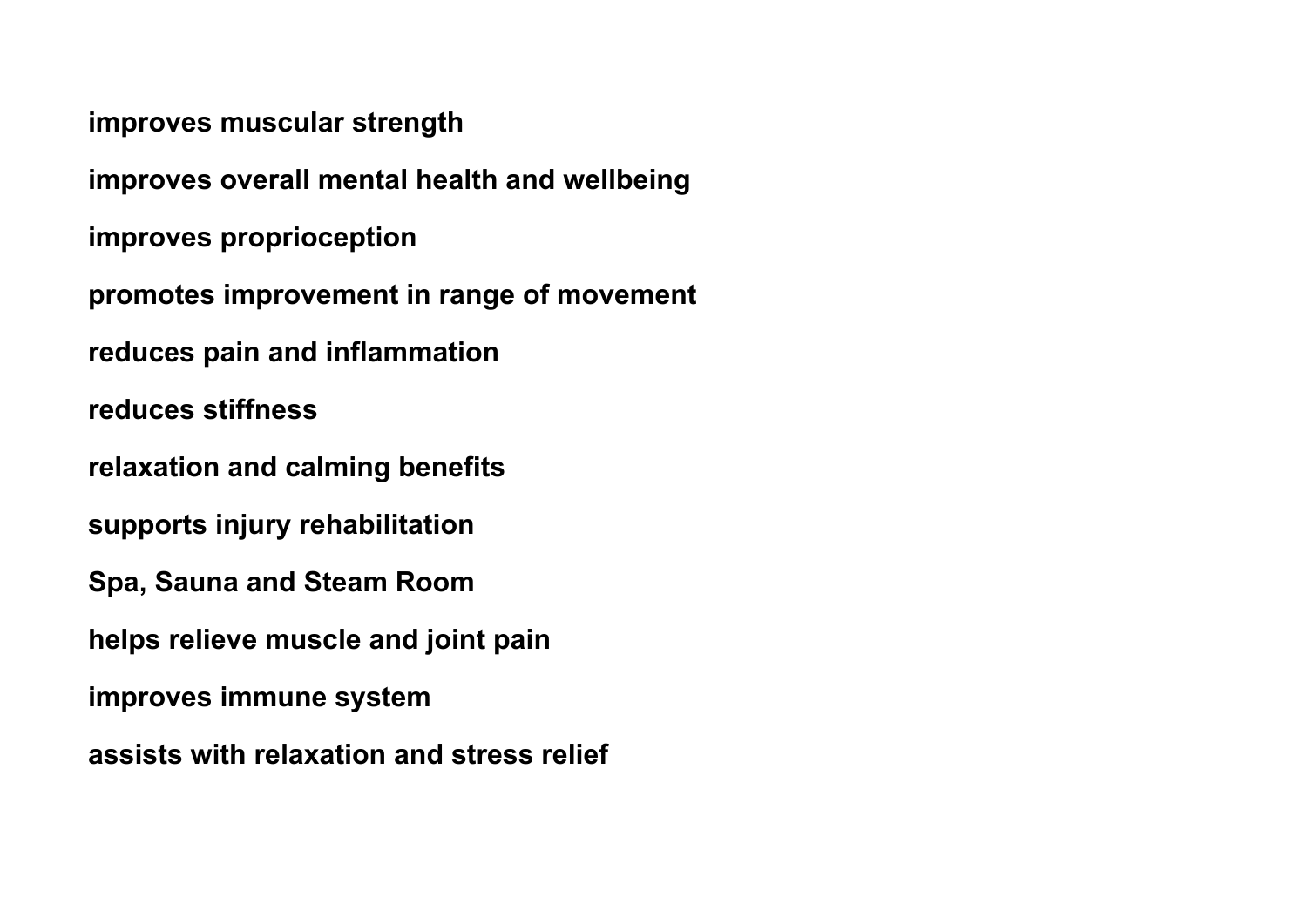**improves muscular strength**

**improves overall mental health and wellbeing**

**improves proprioception**

**promotes improvement in range of movement**

**reduces pain and inflammation**

**reduces stiffness**

**relaxation and calming benefits**

**supports injury rehabilitation**

**Spa, Sauna and Steam Room**

**helps relieve muscle and joint pain**

**improves immune system**

**assists with relaxation and stress relief**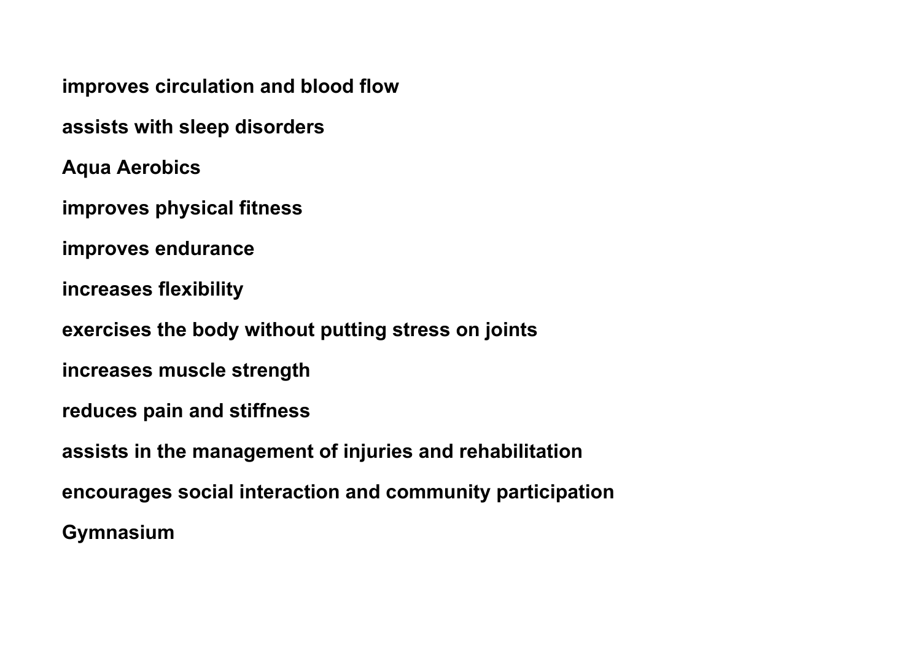**improves circulation and blood flow**

**assists with sleep disorders**

**Aqua Aerobics**

**improves physical fitness**

**improves endurance**

**increases flexibility**

**exercises the body without putting stress on joints**

**increases muscle strength**

**reduces pain and stiffness**

**assists in the management of injuries and rehabilitation**

**encourages social interaction and community participation**

**Gymnasium**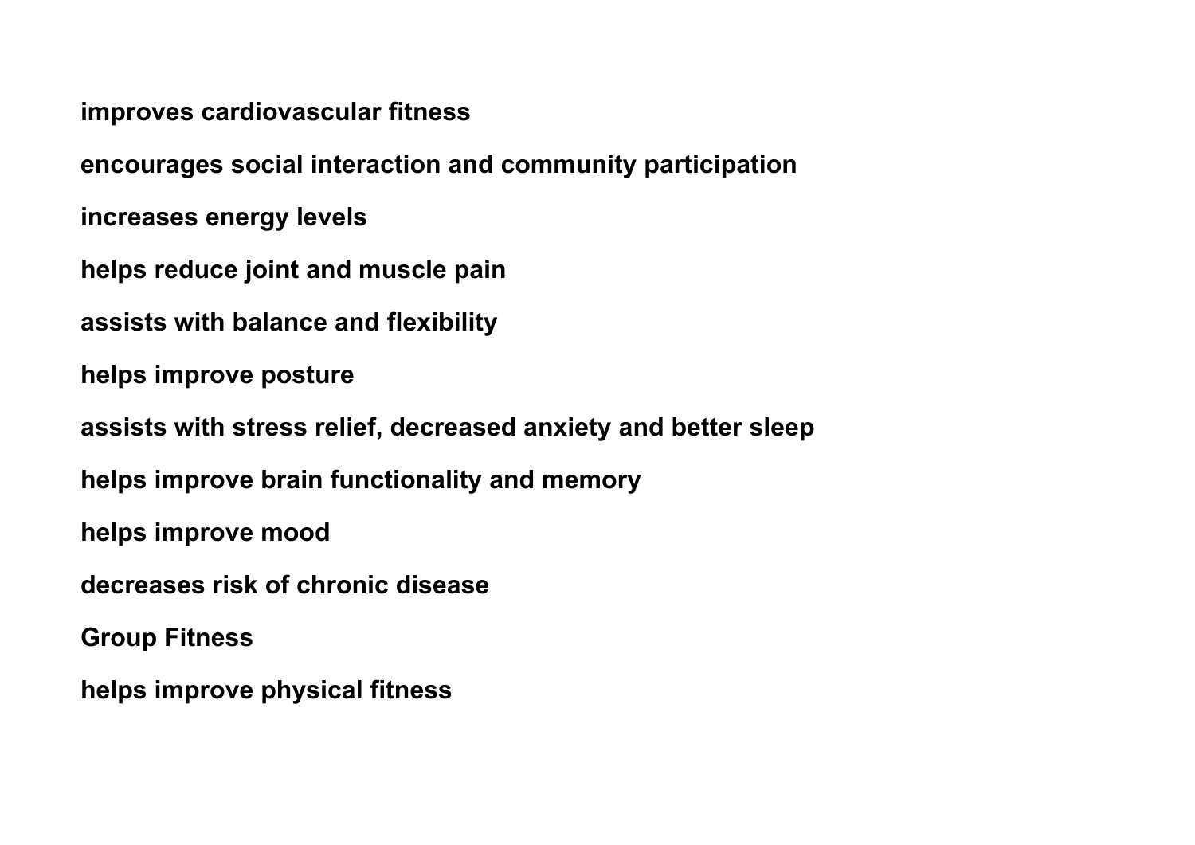**improves cardiovascular fitness**

**encourages social interaction and community participation**

**increases energy levels**

**helps reduce joint and muscle pain**

**assists with balance and flexibility**

**helps improve posture**

**assists with stress relief, decreased anxiety and better sleep**

**helps improve brain functionality and memory**

**helps improve mood**

**decreases risk of chronic disease**

**Group Fitness**

**helps improve physical fitness**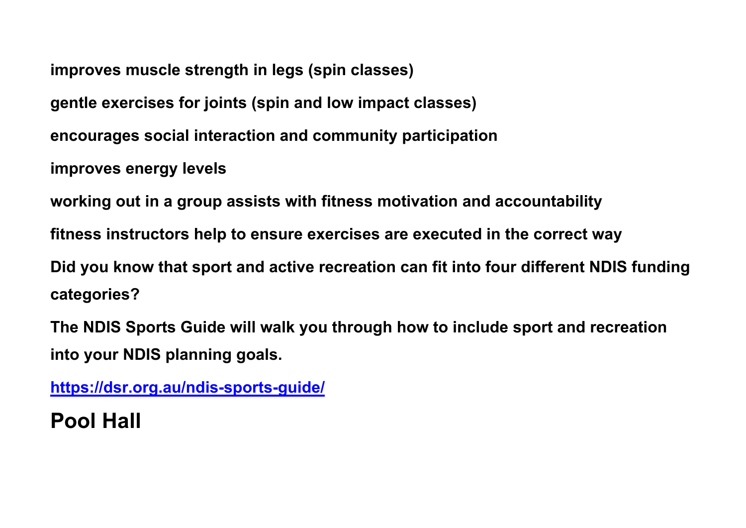**improves muscle strength in legs (spin classes)**

**gentle exercises for joints (spin and low impact classes)**

**encourages social interaction and community participation**

**improves energy levels**

**working out in a group assists with fitness motivation and accountability**

**fitness instructors help to ensure exercises are executed in the correct way**

**Did you know that sport and active recreation can fit into four different NDIS funding categories?**

**The NDIS Sports Guide will walk you through how to include sport and recreation into your NDIS planning goals.**

**[https://dsr.org.au/ndis-sports-guide/](https://dsr.org.au/ndis-sports-guide/)**

## Pool Hall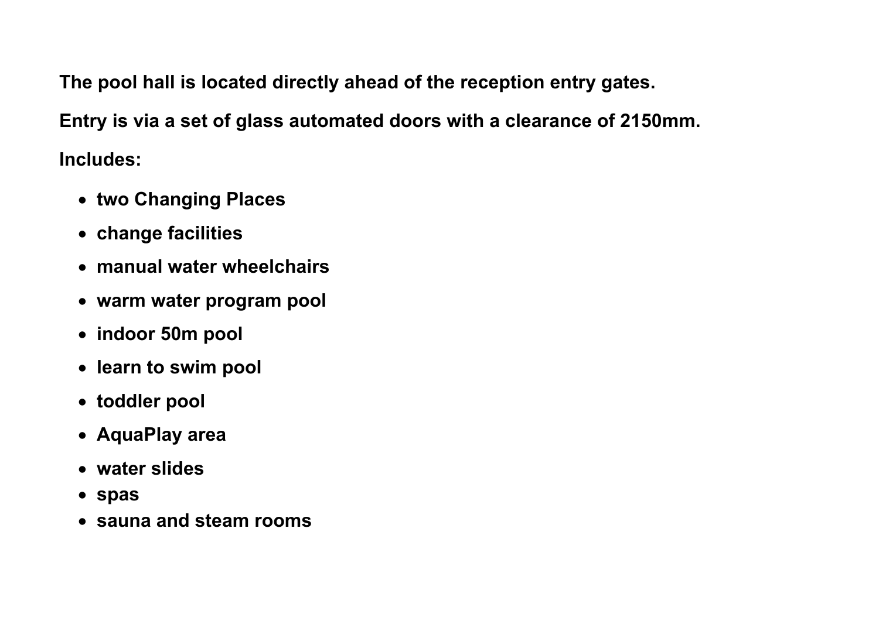**The pool hall is located directly ahead of the reception entry gates.**

**Entry is via a set of glass automated doors with a clearance of 2150mm.**

**Includes:**

- **two Changing Places**
- **change facilities**
- **manual water wheelchairs**
- **warm water program pool**
- **indoor 50m pool**
- **learn to swim pool**
- **toddler pool**
- **AquaPlay area**
- **water slides**
- **spas**
- **sauna and steam rooms**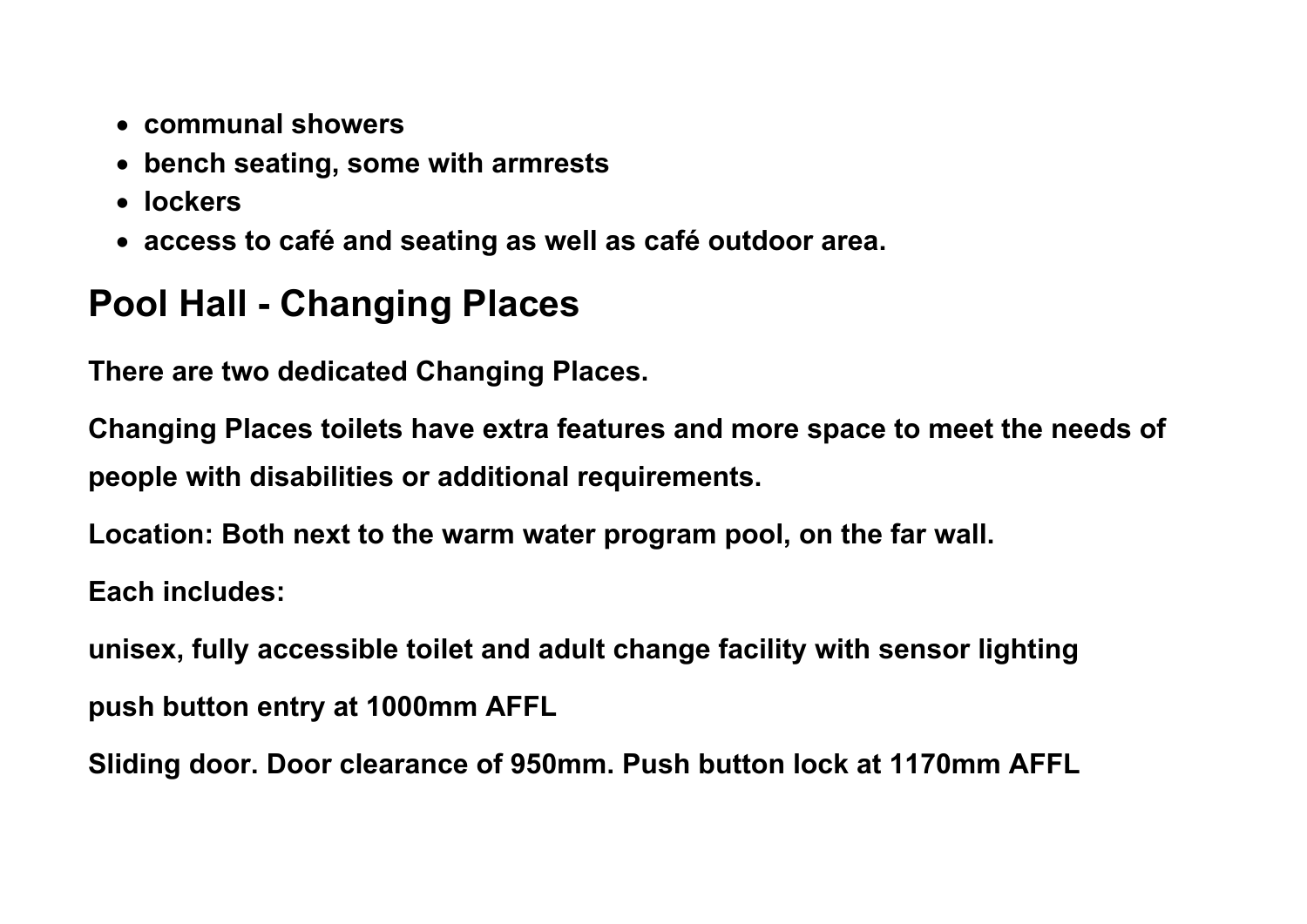- communal showers
- bench seating, some with armrests
- lockers
- access to café and seating as well as café outdoor area.

## Pool Hall - Changing Places

There are two dedicated Changing Places.

Changing Places toilets have extra features and more space to meet the needs of people with disabilities or additional requirements.

Location: Both next to the warm water program pool, on the far wall.

Each includes:

unisex, fully accessible toilet and adult change facility with sensor lighting

push button entry at 1000mm AFFL

Sliding door. Door clearance of 950mm. Push button lock at 1170mm AFFL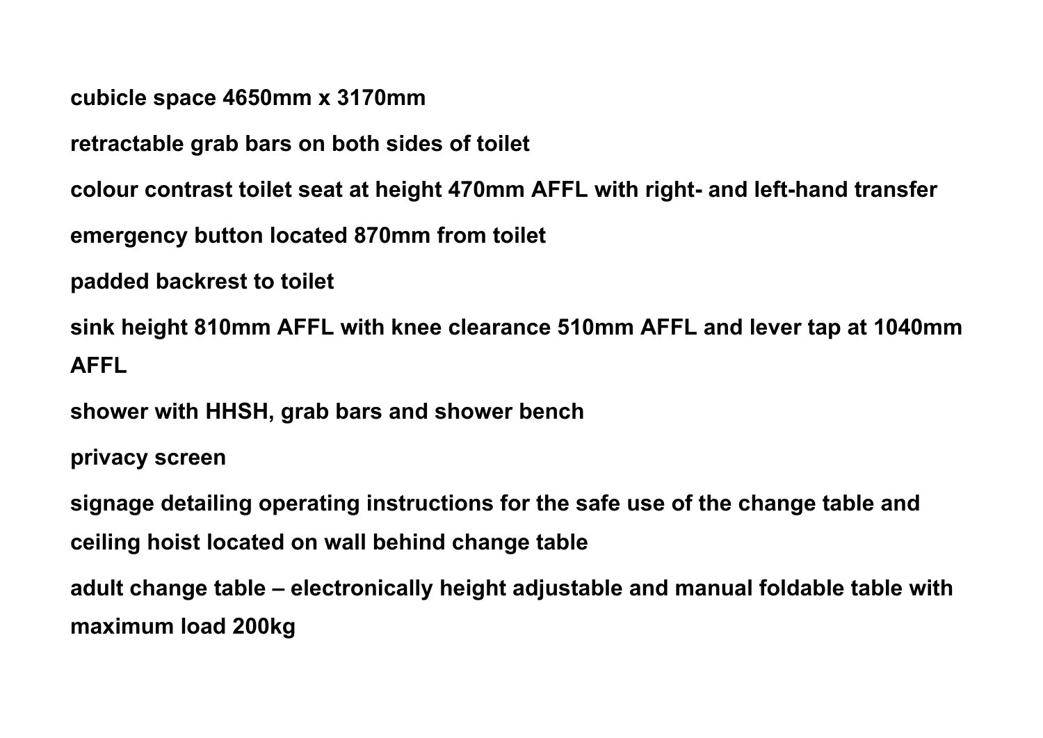**cubicle space 4650mm x 3170mm**

**retractable grab bars on both sides of toilet**

**colour contrast toilet seat at height 470mm AFFL with right- and left-hand transfer**

**emergency button located 870mm from toilet**

**padded backrest to toilet**

**sink height 810mm AFFL with knee clearance 510mm AFFL and lever tap at 1040mm AFFL**

**shower with HHSH, grab bars and shower bench**

**privacy screen**

**signage detailing operating instructions for the safe use of the change table and ceiling hoist located on wall behind change table**

**adult change table – electronically height adjustable and manual foldable table with maximum load 200kg**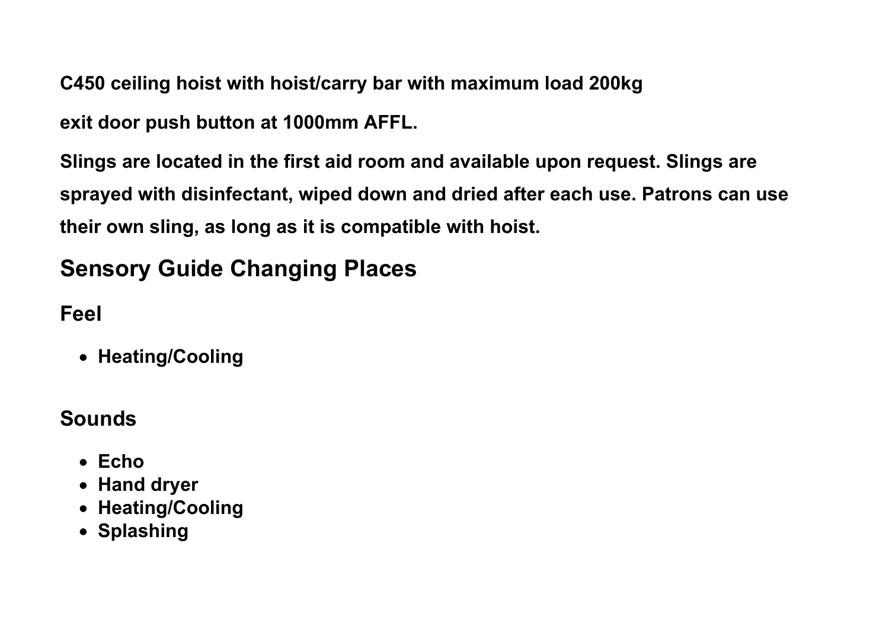**C450 ceiling hoist with hoist/carry bar with maximum load 200kg**

**exit door push button at 1000mm AFFL.**

**Slings are located in the first aid room and available upon request. Slings are sprayed with disinfectant, wiped down and dried after each use. Patrons can use their own sling, as long as it is compatible with hoist.**

## Sensory Guide Changing Places

### Feel

- **Heating/Cooling**

### Sounds

- **Echo**
- **Hand dryer**
- **Heating/Cooling**
- **Splashing**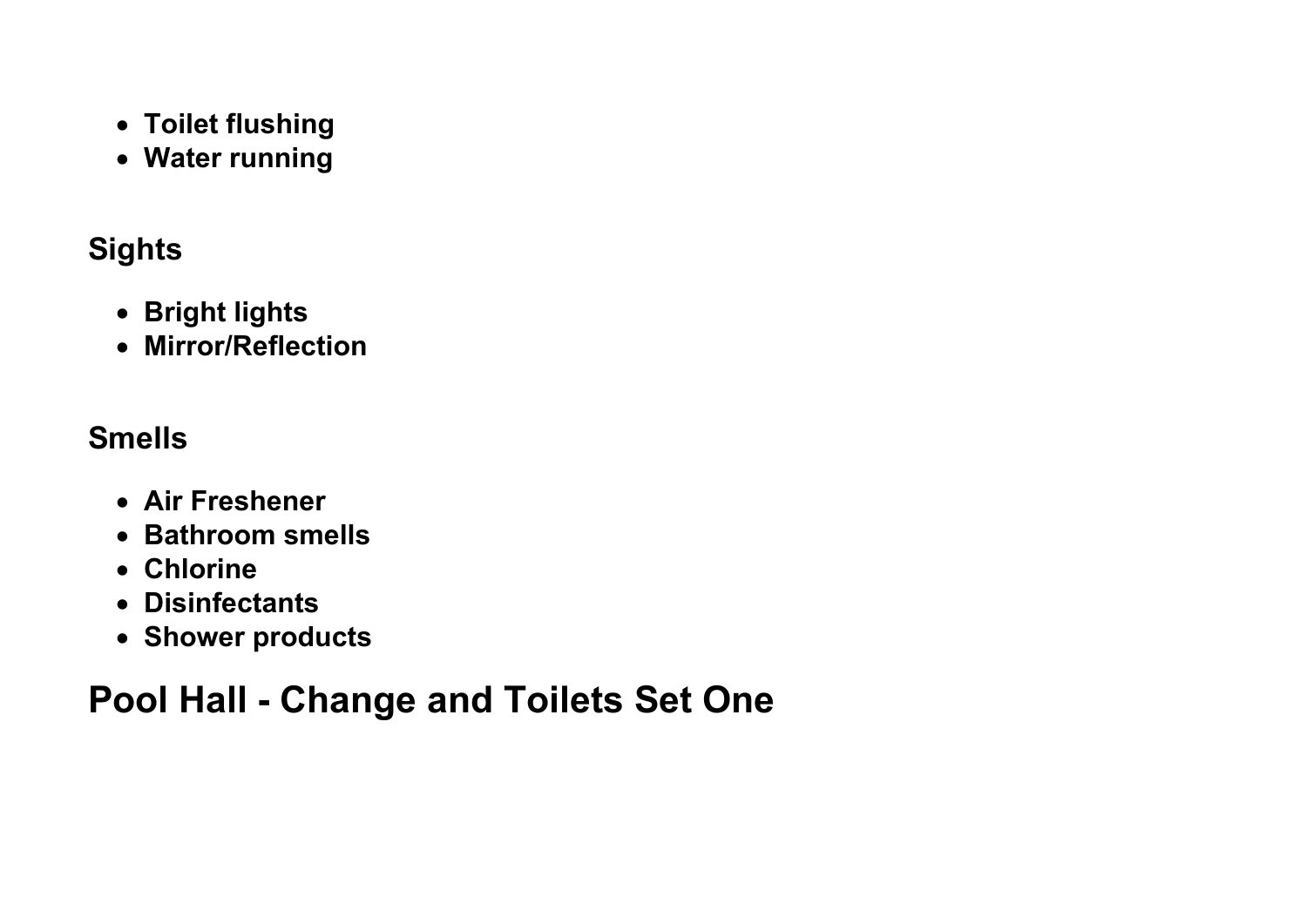- **Toilet flushing**
- **Water running**

### Sights

- **Bright lights**
- **Mirror/Reflection**

### Smells

- **Air Freshener**
- **Bathroom smells**
- **Chlorine**
- **Disinfectants**
- **Shower products**

## Pool Hall - Change and Toilets Set One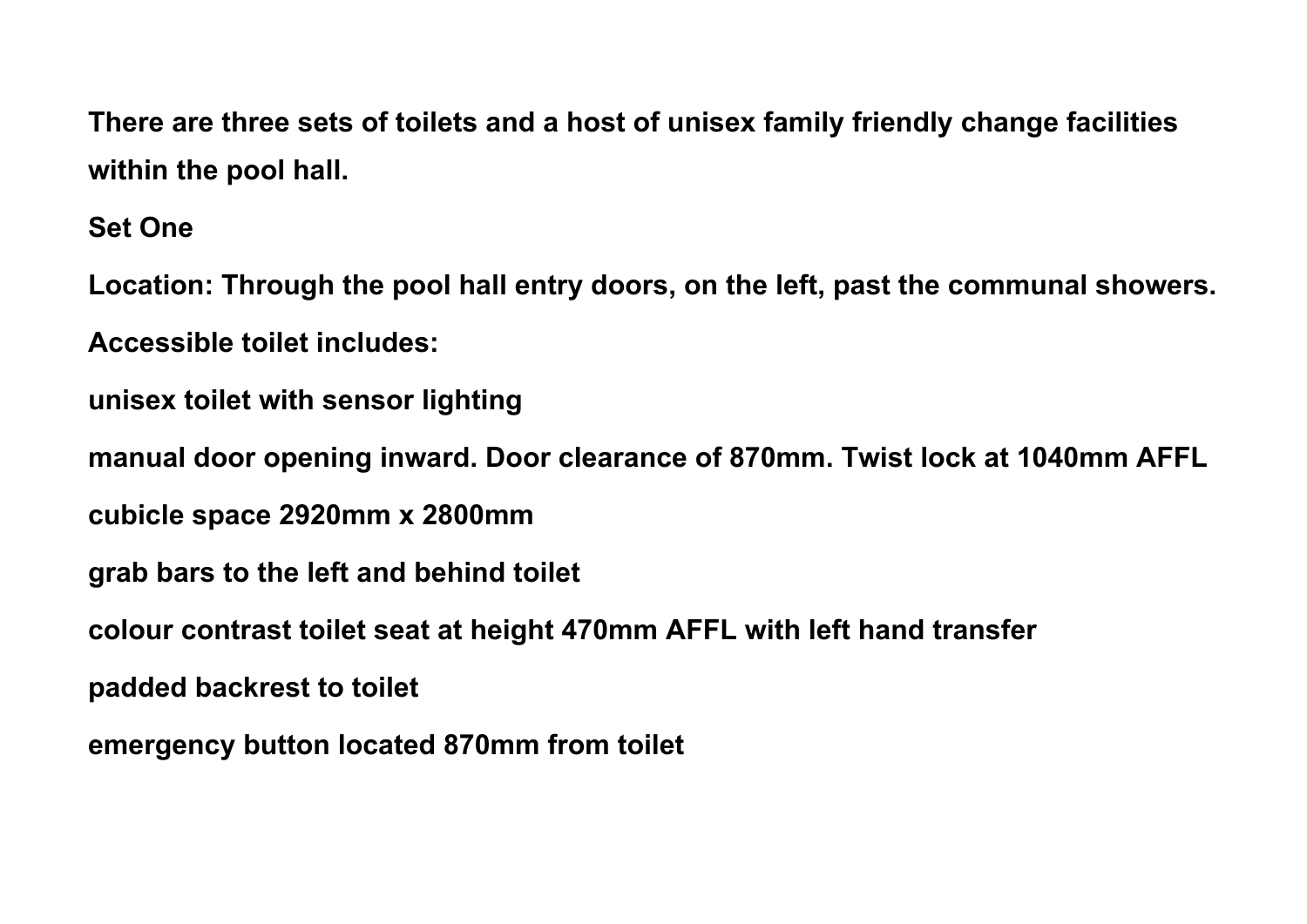**There are three sets of toilets and a host of unisex family friendly change facilities within the pool hall.**

**Set One**

**Location: Through the pool hall entry doors, on the left, past the communal showers.**

**Accessible toilet includes:**

**unisex toilet with sensor lighting**

**manual door opening inward. Door clearance of 870mm. Twist lock at 1040mm AFFL**

**cubicle space 2920mm x 2800mm**

**grab bars to the left and behind toilet**

**colour contrast toilet seat at height 470mm AFFL with left hand transfer**

**padded backrest to toilet**

**emergency button located 870mm from toilet**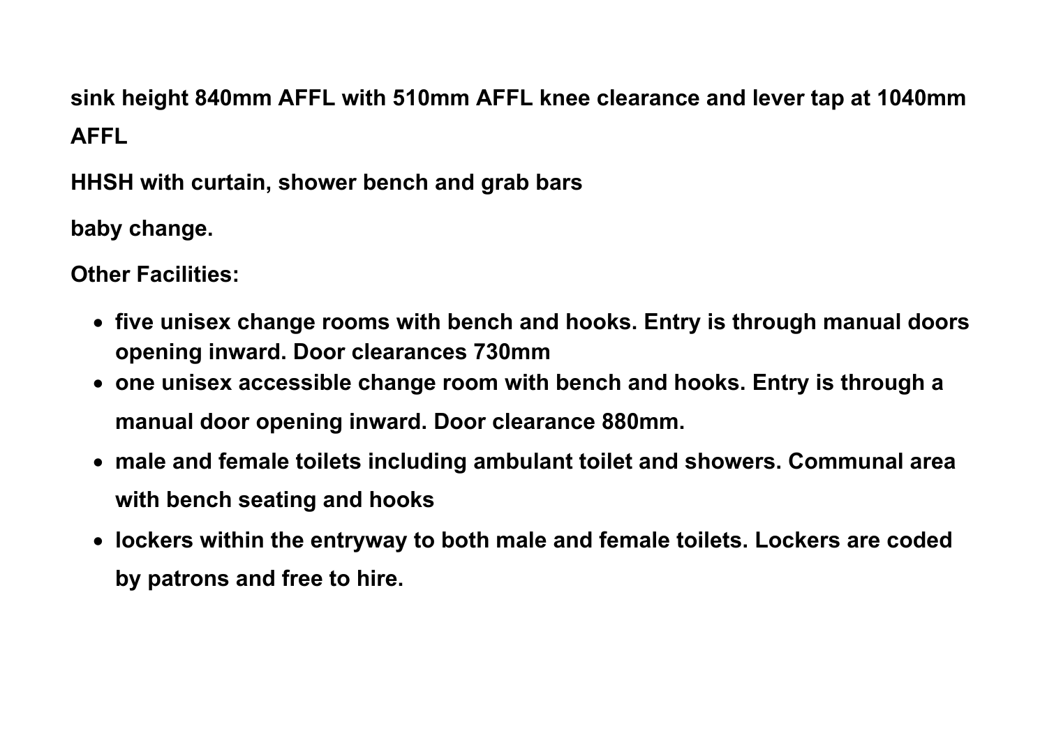**sink height 840mm AFFL with 510mm AFFL knee clearance and lever tap at 1040mm AFFL**

**HHSH with curtain, shower bench and grab bars**

**baby change.**

**Other Facilities:**

- **five unisex change rooms with bench and hooks. Entry is through manual doors opening inward. Door clearances 730mm**
- **one unisex accessible change room with bench and hooks. Entry is through a manual door opening inward. Door clearance 880mm.**
- **male and female toilets including ambulant toilet and showers. Communal area with bench seating and hooks**
- **lockers within the entryway to both male and female toilets. Lockers are coded by patrons and free to hire.**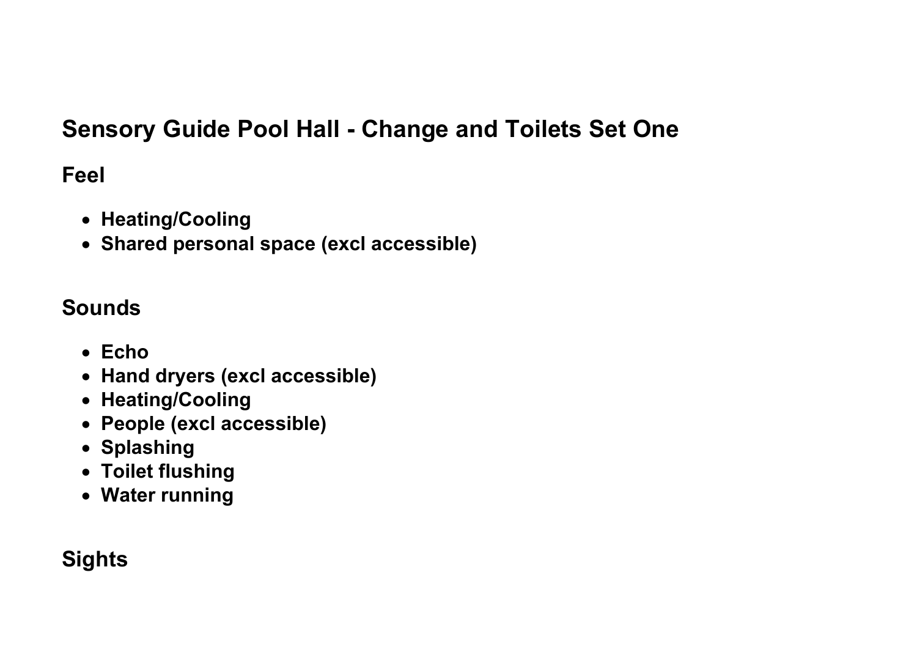# Sensory Guide Pool Hall - Change and Toilets Set One

## Feel

- **Heating/Cooling**
- **Shared personal space (excl accessible)**

## Sounds

- **Echo**
- **Hand dryers (excl accessible)**
- **Heating/Cooling**
- **People (excl accessible)**
- **Splashing**
- **Toilet flushing**
- **Water running**

## Sights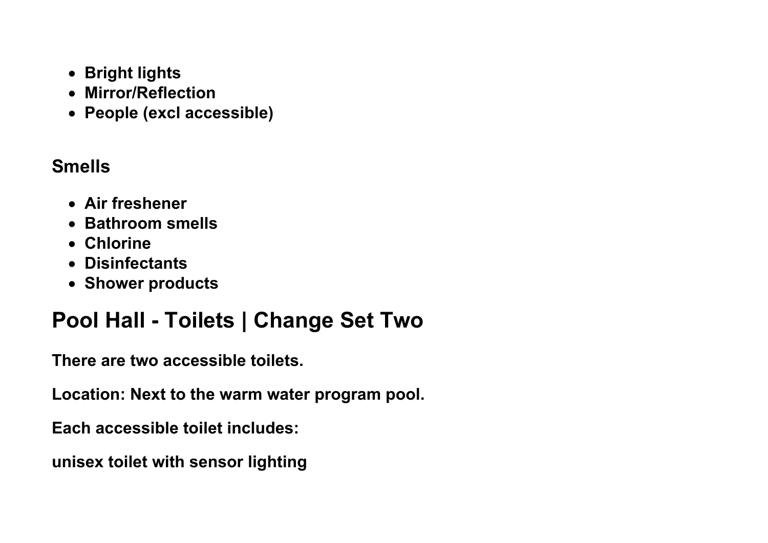- **Bright lights**
- **Mirror/Reflection**
- **People (excl accessible)**

### Smells

- **Air freshener**
- **Bathroom smells**
- **Chlorine**
- **Disinfectants**
- **Shower products**

## Pool Hall - Toilets | Change Set Two

**There are two accessible toilets.**

**Location: Next to the warm water program pool.**

**Each accessible toilet includes:**

**unisex toilet with sensor lighting**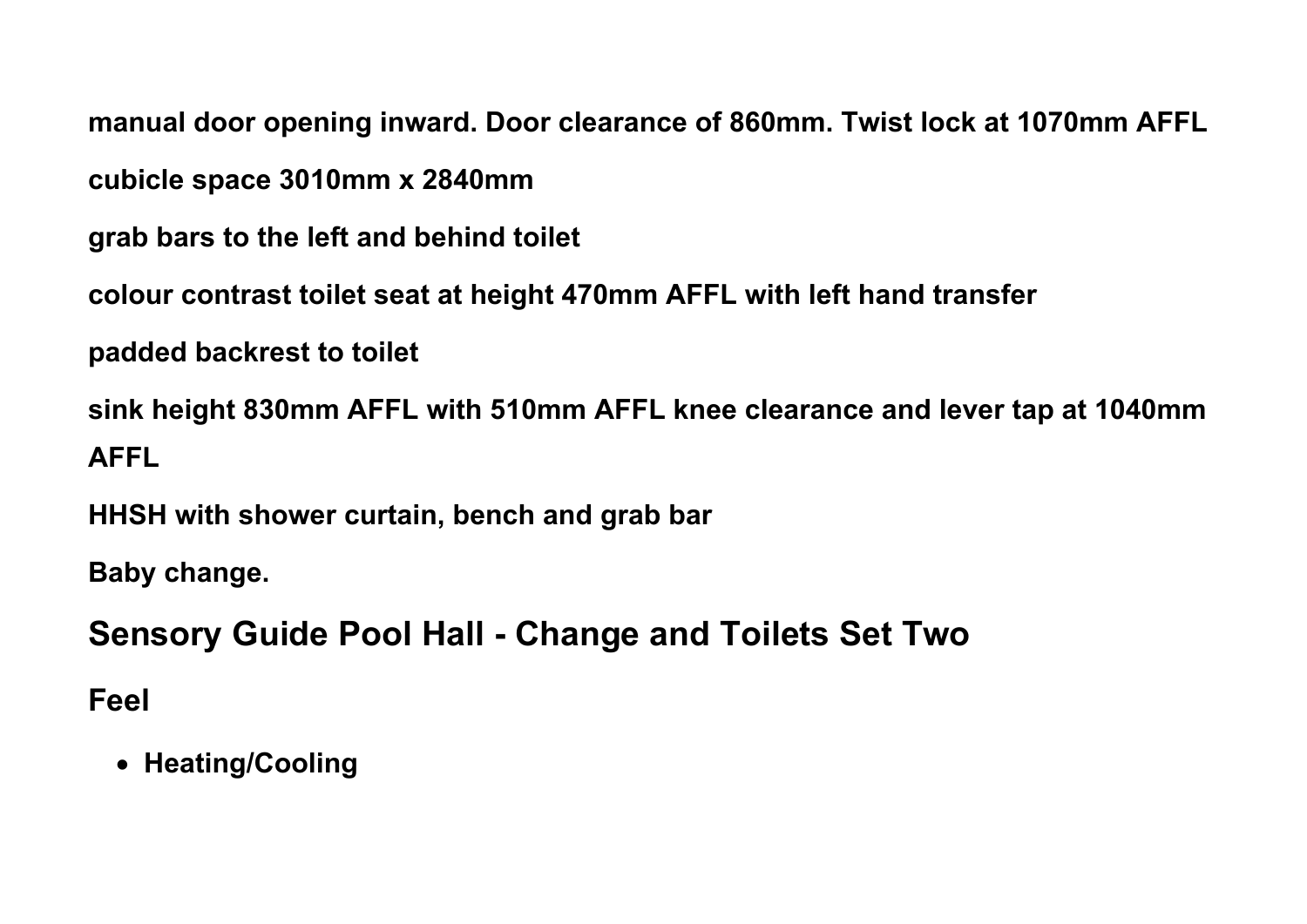**manual door opening inward. Door clearance of 860mm. Twist lock at 1070mm AFFL**

**cubicle space 3010mm x 2840mm**

**grab bars to the left and behind toilet**

**colour contrast toilet seat at height 470mm AFFL with left hand transfer**

**padded backrest to toilet**

**sink height 830mm AFFL with 510mm AFFL knee clearance and lever tap at 1040mm AFFL**

**HHSH with shower curtain, bench and grab bar**

**Baby change.**

## Sensory Guide Pool Hall - Change and Toilets Set Two

### Feel

- **Heating/Cooling**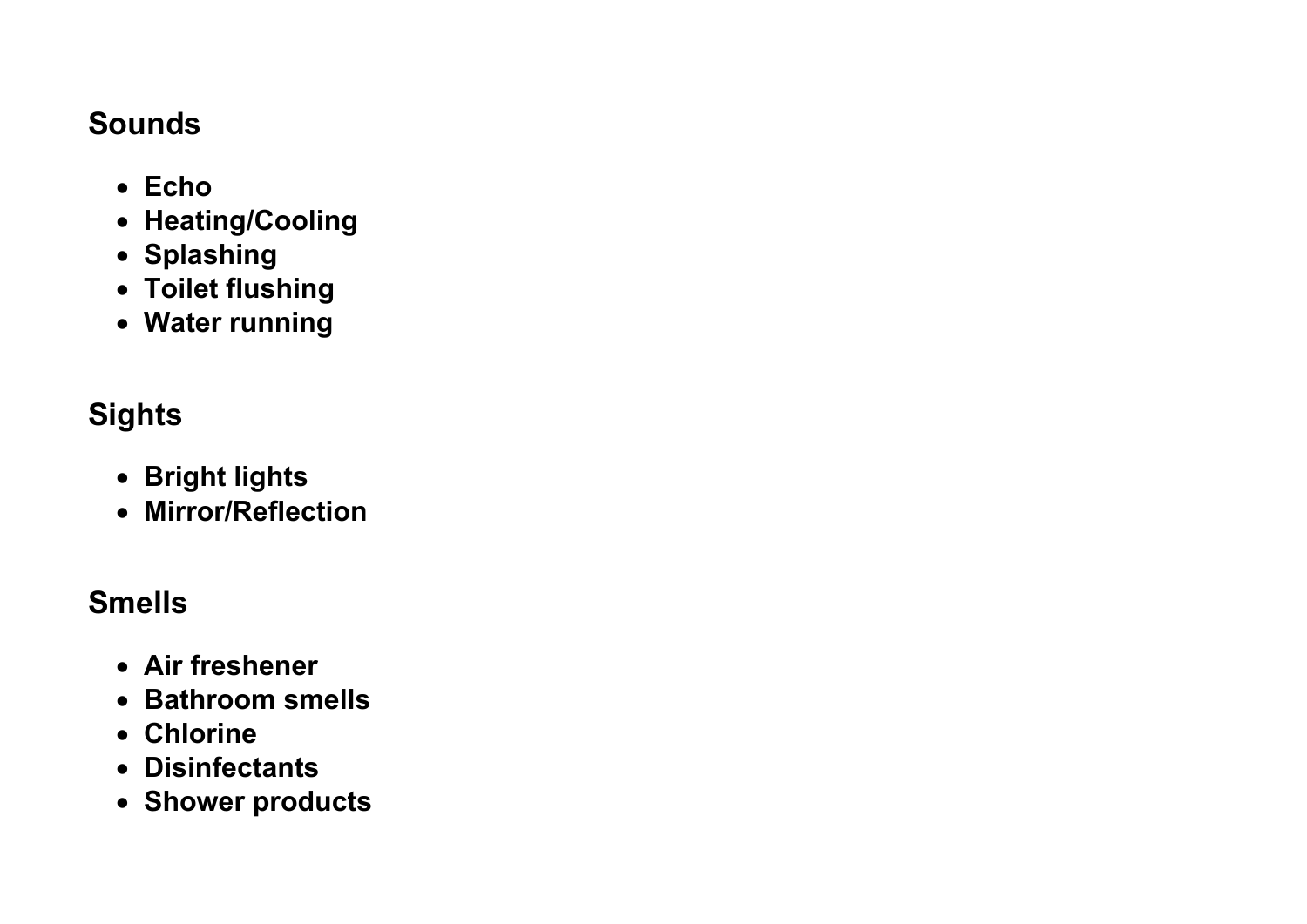## Sounds

- **Echo**
- **Heating/Cooling**
- **Splashing**
- **Toilet flushing**
- **Water running**

## Sights

- **Bright lights**
- **Mirror/Reflection**

## Smells

- **Air freshener**
- **Bathroom smells**
- **Chlorine**
- **Disinfectants**
- **Shower products**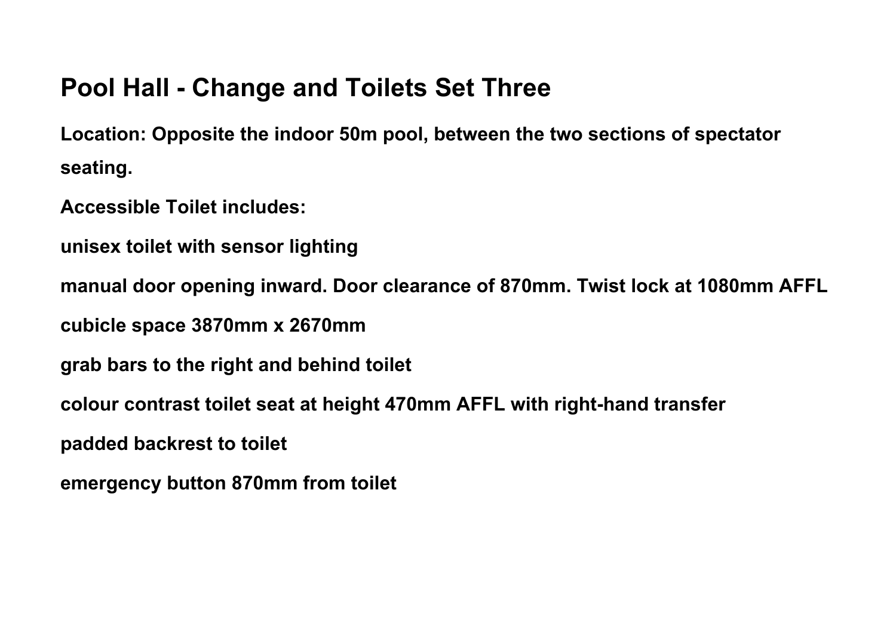## Pool Hall - Change and Toilets Set Three

**Location: Opposite the indoor 50m pool, between the two sections of spectator seating.**

**Accessible Toilet includes:**

**unisex toilet with sensor lighting**

**manual door opening inward. Door clearance of 870mm. Twist lock at 1080mm AFFL**

**cubicle space 3870mm x 2670mm**

**grab bars to the right and behind toilet**

**colour contrast toilet seat at height 470mm AFFL with right-hand transfer**

**padded backrest to toilet**

**emergency button 870mm from toilet**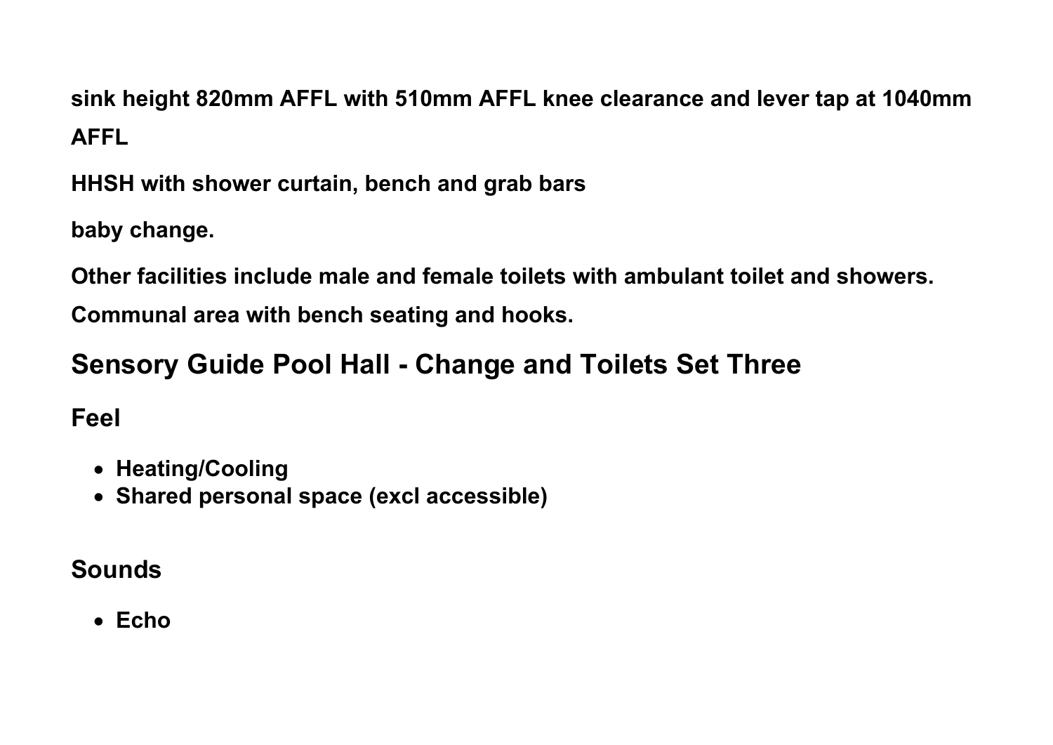**sink height 820mm AFFL with 510mm AFFL knee clearance and lever tap at 1040mm AFFL**

**HHSH with shower curtain, bench and grab bars**

**baby change.**

**Other facilities include male and female toilets with ambulant toilet and showers.**

**Communal area with bench seating and hooks.**

## Sensory Guide Pool Hall - Change and Toilets Set Three

### Feel

- **Heating/Cooling**
- **Shared personal space (excl accessible)**

### Sounds

- **Echo**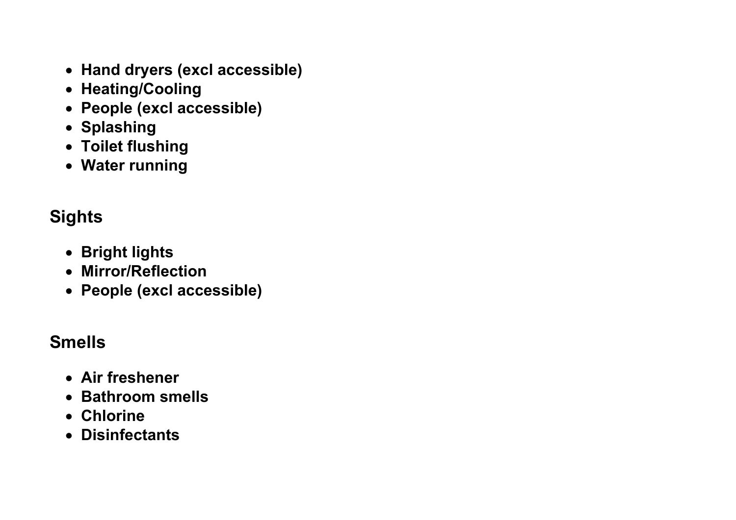- **Hand dryers (excl accessible)**
- **Heating/Cooling**
- **People (excl accessible)**
- **Splashing**
- **Toilet flushing**
- **Water running**

## Sights

- **Bright lights**
- **Mirror/Reflection**
- **People (excl accessible)**

## Smells

- **Air freshener**
- **Bathroom smells**
- **Chlorine**
- **Disinfectants**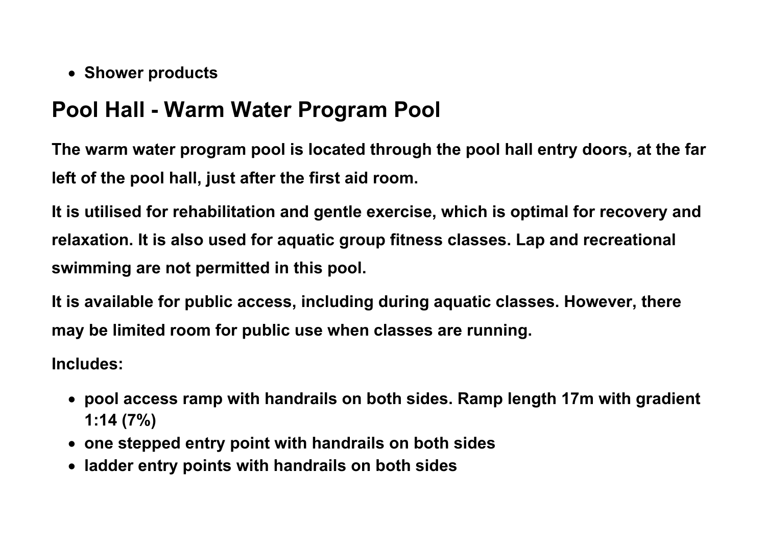- Shower products

## Pool Hall - Warm Water Program Pool

The warm water program pool is located through the pool hall entry doors, at the far left of the pool hall, just after the first aid room.

It is utilised for rehabilitation and gentle exercise, which is optimal for recovery and relaxation. It is also used for aquatic group fitness classes. Lap and recreational swimming are not permitted in this pool.

It is available for public access, including during aquatic classes. However, there may be limited room for public use when classes are running.

Includes:

- pool access ramp with handrails on both sides. Ramp length 17m with gradient 1:14 (7%)
- one stepped entry point with handrails on both sides
- ladder entry points with handrails on both sides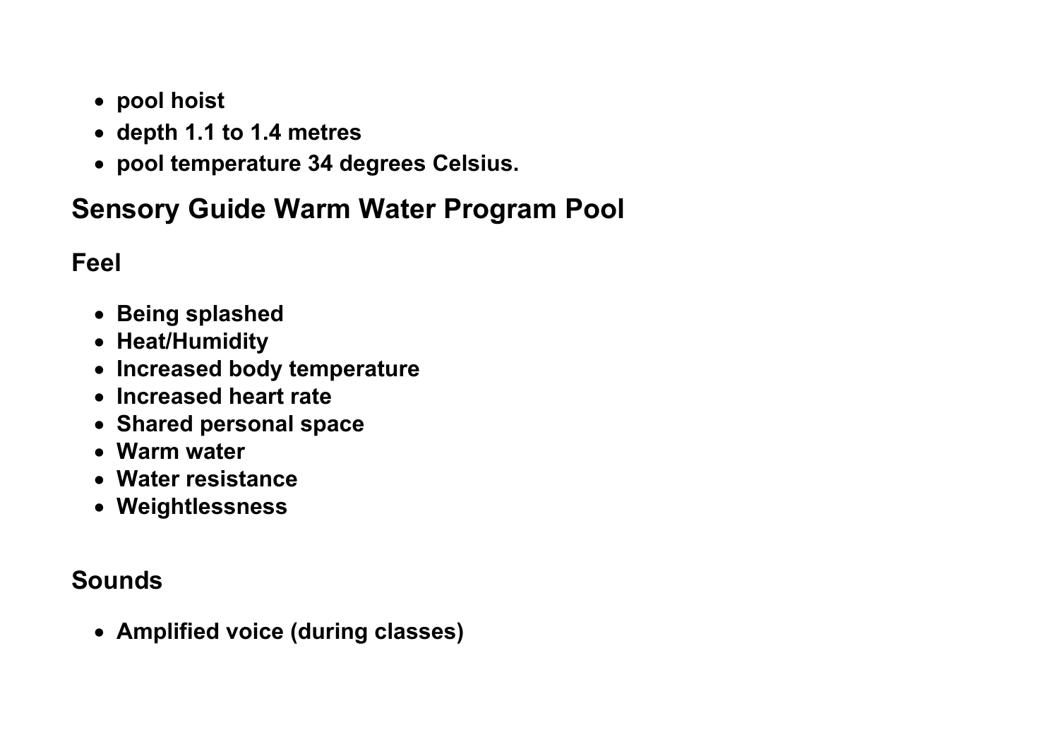- **pool hoist**
- **depth 1.1 to 1.4 metres**
- **pool temperature 34 degrees Celsius.**

## Sensory Guide Warm Water Program Pool

### Feel

- **Being splashed**
- **Heat/Humidity**
- **Increased body temperature**
- **Increased heart rate**
- **Shared personal space**
- **Warm water**
- **Water resistance**
- **Weightlessness**

### Sounds

- **Amplified voice (during classes)**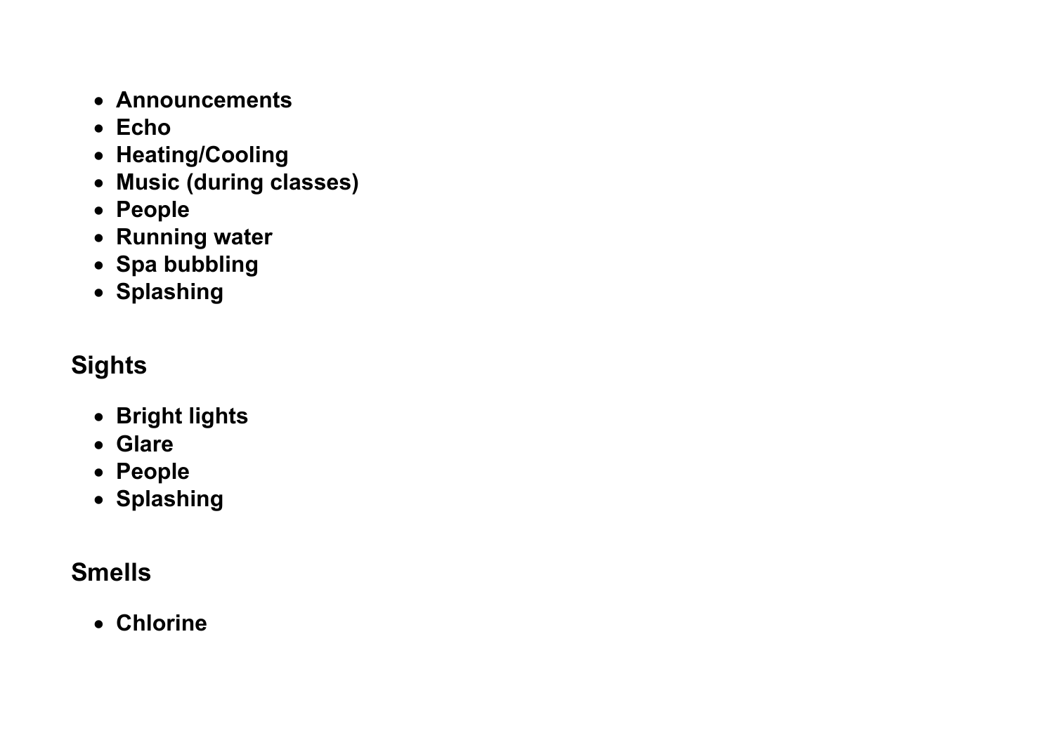- **Announcements**
- **Echo**
- **Heating/Cooling**
- **Music (during classes)**
- **People**
- **Running water**
- **Spa bubbling**
- **Splashing**

## Sights

- **Bright lights**
- **Glare**
- **People**
- **Splashing**

## Smells

- **Chlorine**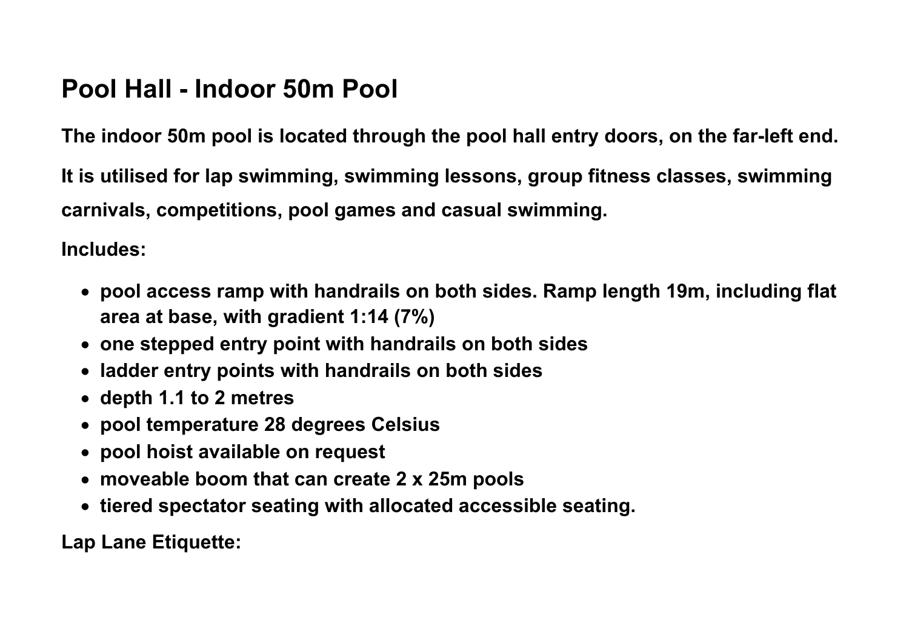## Pool Hall - Indoor 50m Pool

**The indoor 50m pool is located through the pool hall entry doors, on the far-left end.**

**It is utilised for lap swimming, swimming lessons, group fitness classes, swimming carnivals, competitions, pool games and casual swimming.**

**Includes:**

- **pool access ramp with handrails on both sides. Ramp length 19m, including flat area at base, with gradient 1:14 (7%)**
- **one stepped entry point with handrails on both sides**
- **ladder entry points with handrails on both sides**
- **depth 1.1 to 2 metres**
- **pool temperature 28 degrees Celsius**
- **pool hoist available on request**
- **moveable boom that can create 2 x 25m pools**
- **tiered spectator seating with allocated accessible seating.**

**Lap Lane Etiquette:**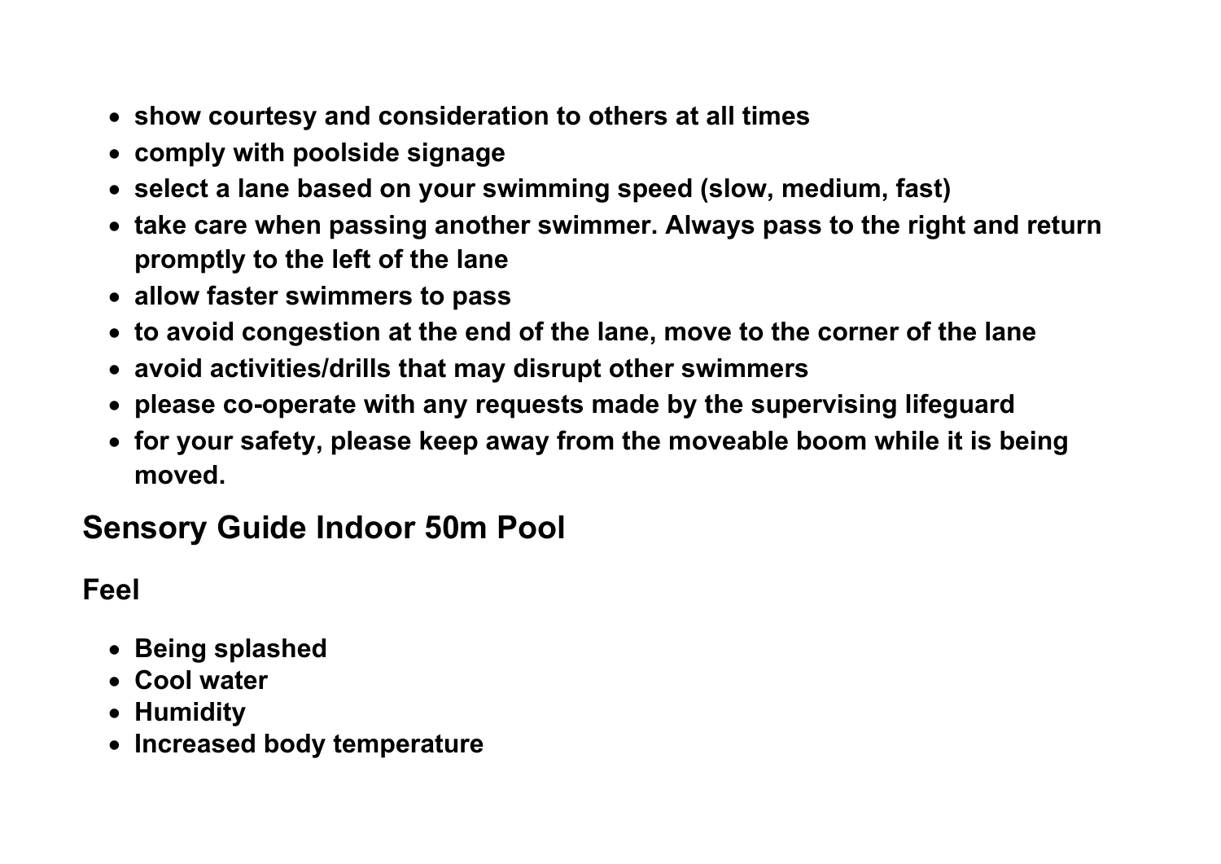- **show courtesy and consideration to others at all times**
- **comply with poolside signage**
- **select a lane based on your swimming speed (slow, medium, fast)**
- **take care when passing another swimmer. Always pass to the right and return promptly to the left of the lane**
- **allow faster swimmers to pass**
- **to avoid congestion at the end of the lane, move to the corner of the lane**
- **avoid activities/drills that may disrupt other swimmers**
- **please co-operate with any requests made by the supervising lifeguard**
- **for your safety, please keep away from the moveable boom while it is being moved.**

## Sensory Guide Indoor 50m Pool

### Feel

- **Being splashed**
- **Cool water**
- **Humidity**
- **Increased body temperature**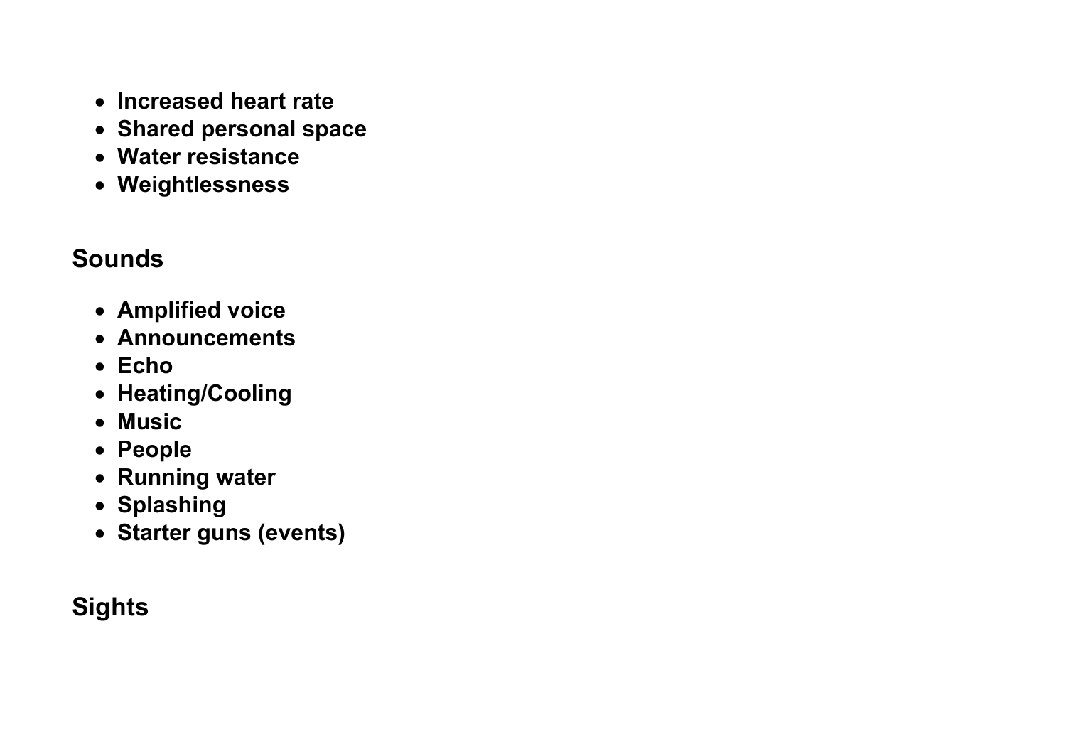- **Increased heart rate**
- **Shared personal space**
- **Water resistance**
- **Weightlessness**

## Sounds

- **Amplified voice**
- **Announcements**
- **Echo**
- **Heating/Cooling**
- **Music**
- **People**
- **Running water**
- **Splashing**
- **Starter guns (events)**

## Sights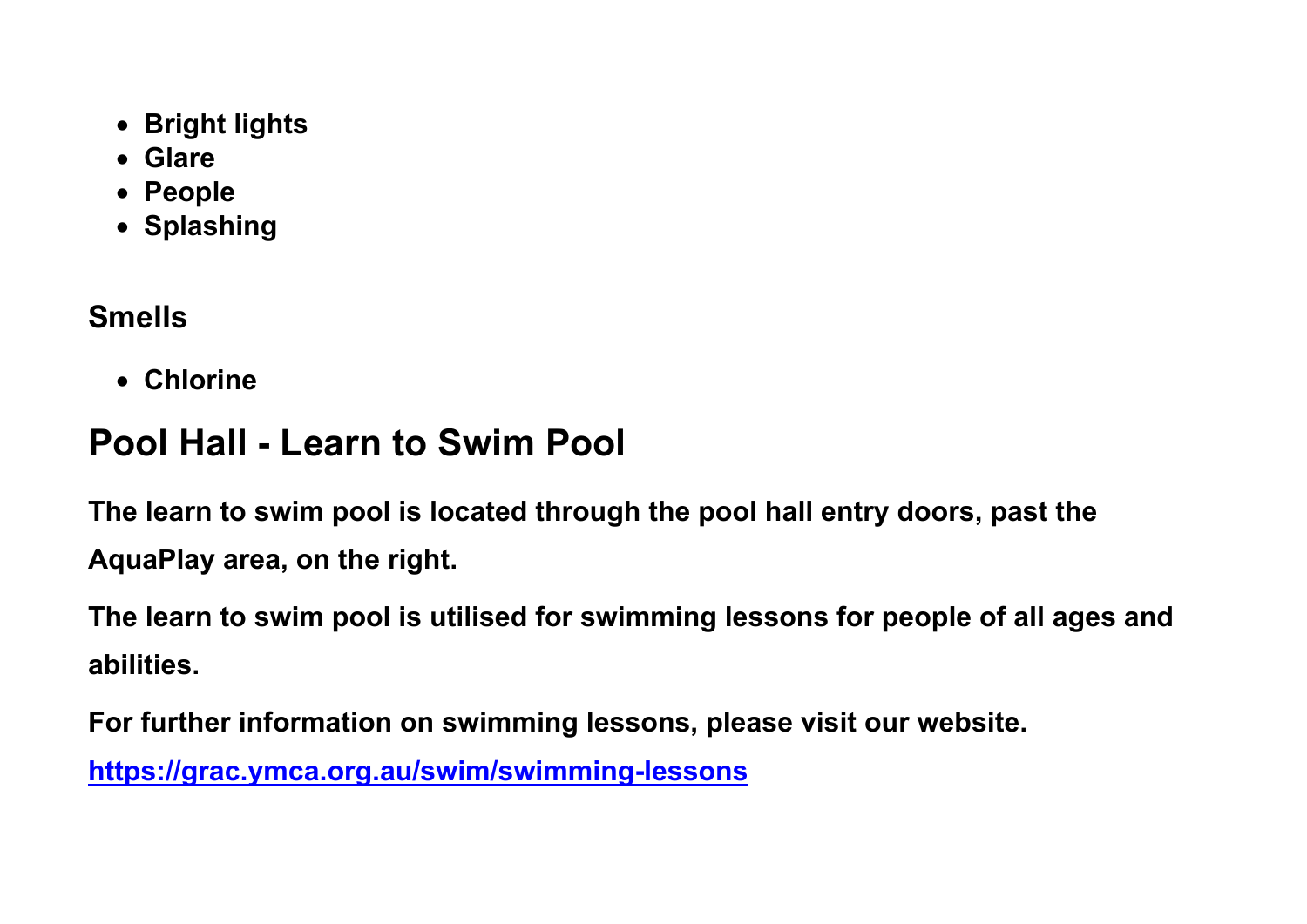- Bright lights
- Glare
- People
- Splashing

### Smells

- Chlorine

## Pool Hall - Learn to Swim Pool

The learn to swim pool is located through the pool hall entry doors, past the AquaPlay area, on the right.

The learn to swim pool is utilised for swimming lessons for people of all ages and abilities.

For further information on swimming lessons, please visit our website.

[https://grac.ymca.org.au/swim/swimming-lessons](https://grac.ymca.org.au/swim/swimming-lessons)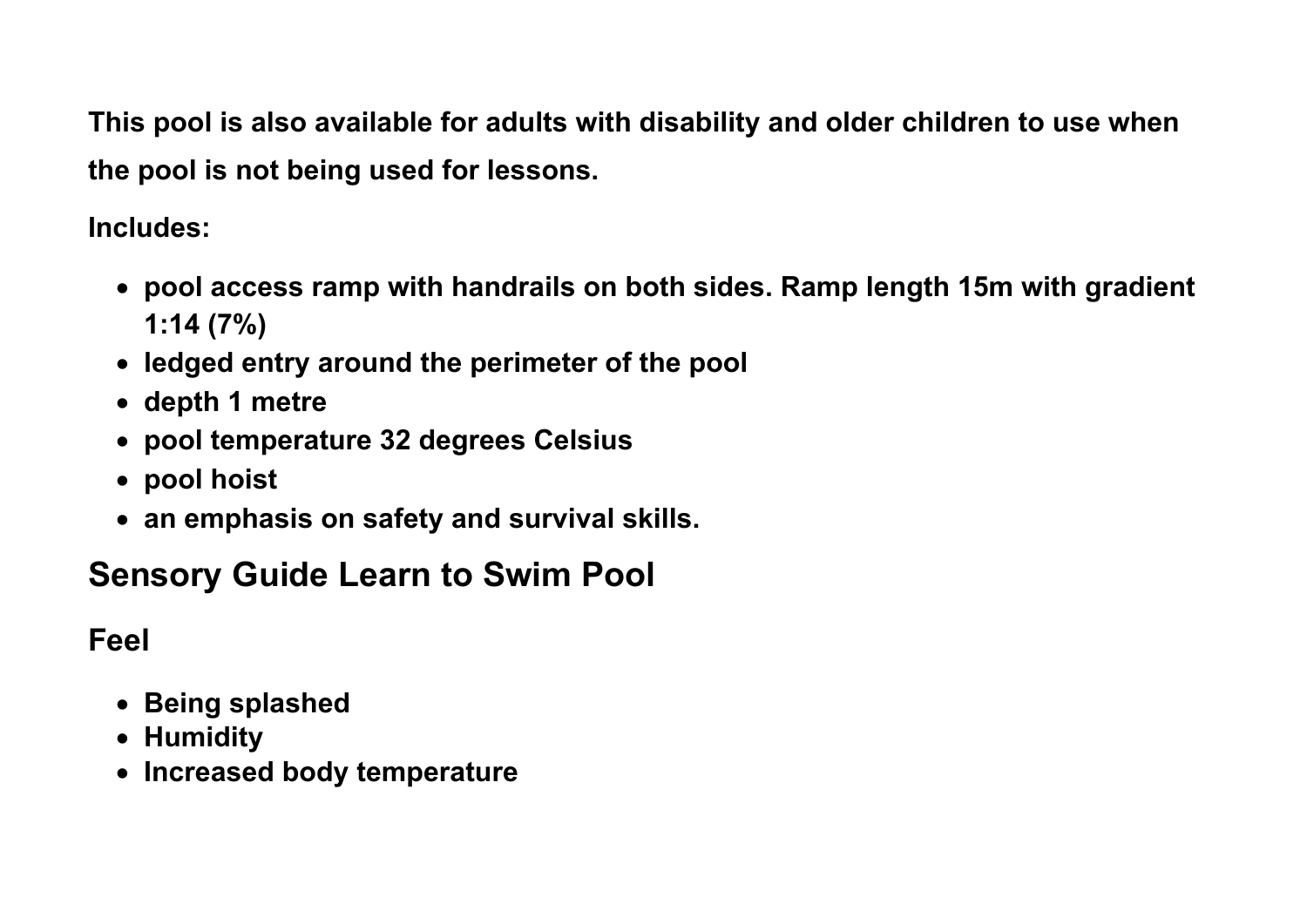**This pool is also available for adults with disability and older children to use when the pool is not being used for lessons.**

**Includes:**

- **pool access ramp with handrails on both sides. Ramp length 15m with gradient 1:14 (7%)**
- **ledged entry around the perimeter of the pool**
- **depth 1 metre**
- **pool temperature 32 degrees Celsius**
- **pool hoist**
- **an emphasis on safety and survival skills.**

## Sensory Guide Learn to Swim Pool

### Feel

- **Being splashed**
- **Humidity**
- **Increased body temperature**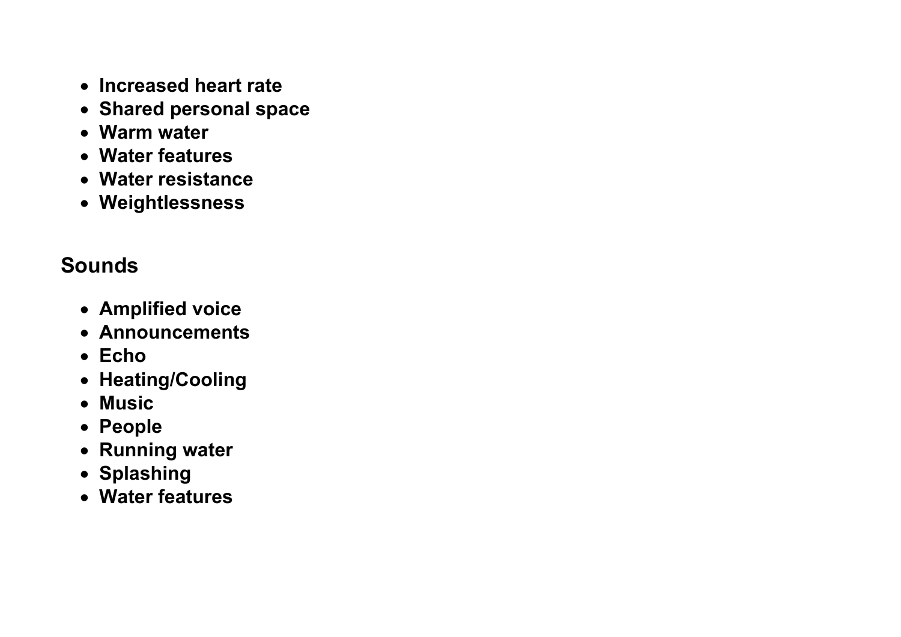- **Increased heart rate**
- **Shared personal space**
- **Warm water**
- **Water features**
- **Water resistance**
- **Weightlessness**

## Sounds

- **Amplified voice**
- **Announcements**
- **Echo**
- **Heating/Cooling**
- **Music**
- **People**
- **Running water**
- **Splashing**
- **Water features**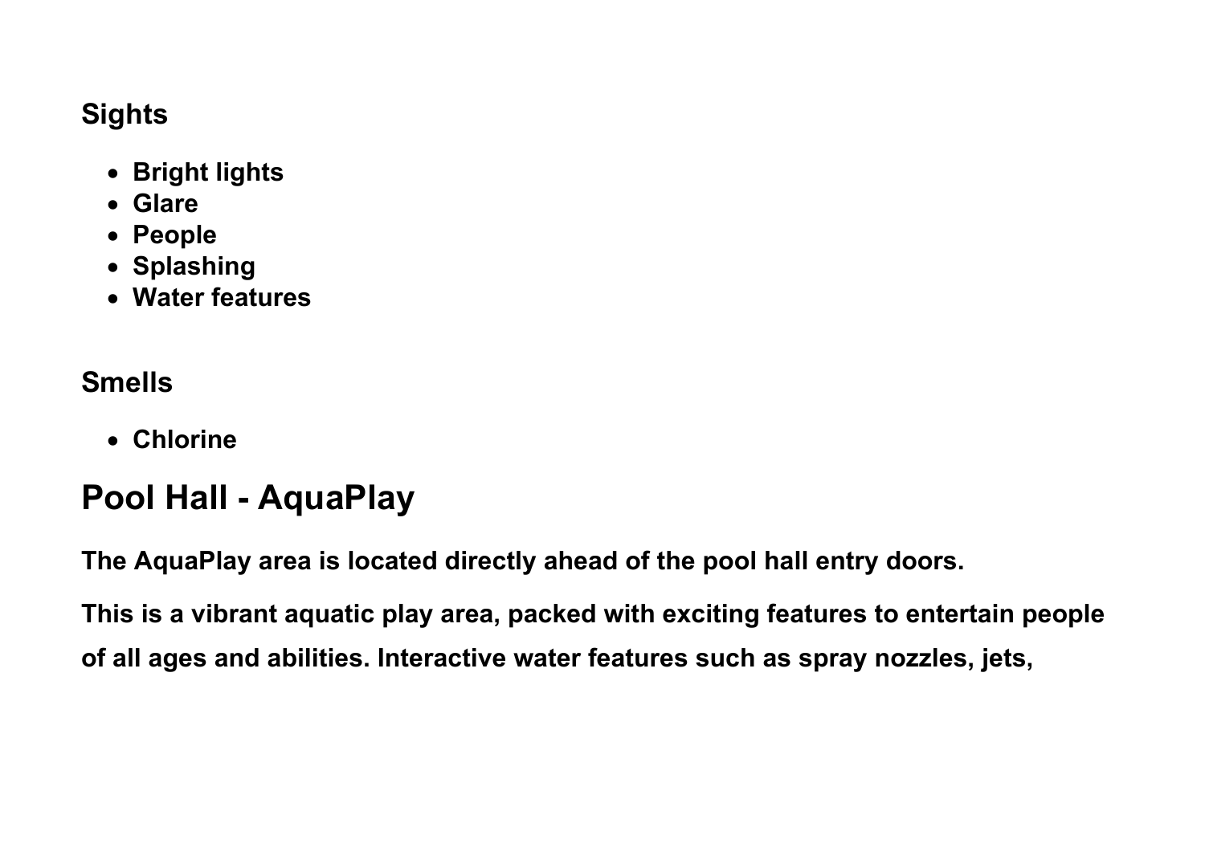### Sights

- Bright lights
- Glare
- People
- Splashing
- Water features

### Smells

- Chlorine

## Pool Hall - AquaPlay

The AquaPlay area is located directly ahead of the pool hall entry doors.

This is a vibrant aquatic play area, packed with exciting features to entertain people of all ages and abilities. Interactive water features such as spray nozzles, jets,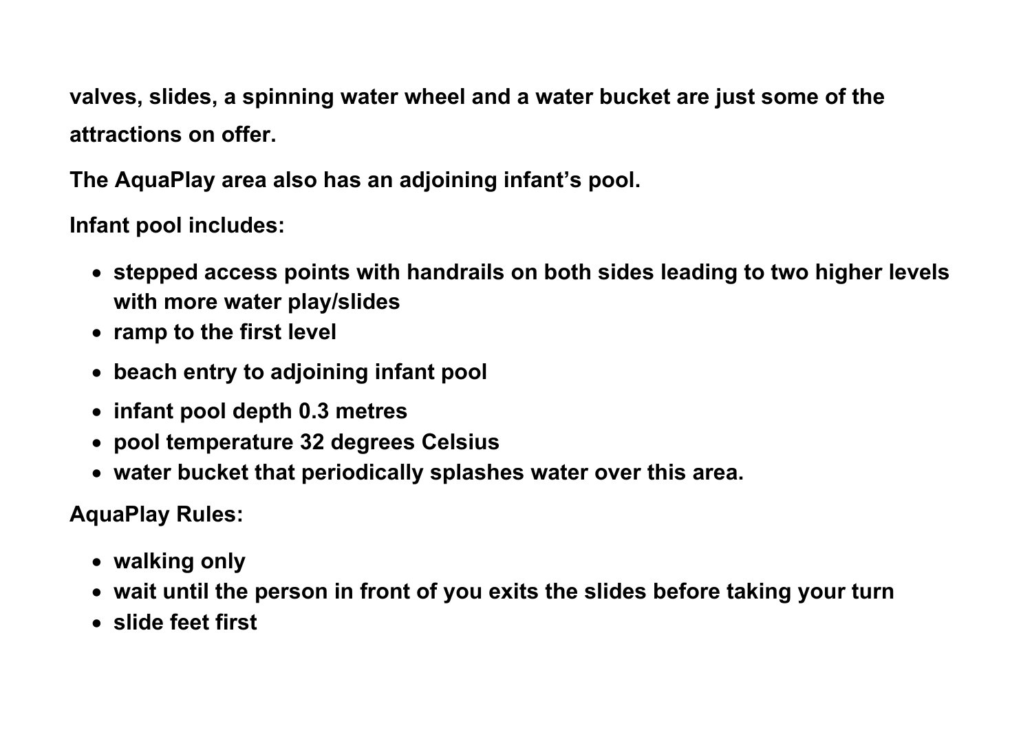**valves, slides, a spinning water wheel and a water bucket are just some of the attractions on offer.**

**The AquaPlay area also has an adjoining infant's pool.**

**Infant pool includes:**

- **stepped access points with handrails on both sides leading to two higher levels with more water play/slides**
- **ramp to the first level**
- **beach entry to adjoining infant pool**
- **infant pool depth 0.3 metres**
- **pool temperature 32 degrees Celsius**
- **water bucket that periodically splashes water over this area.**

**AquaPlay Rules:**

- **walking only**
- **wait until the person in front of you exits the slides before taking your turn**
- **slide feet first**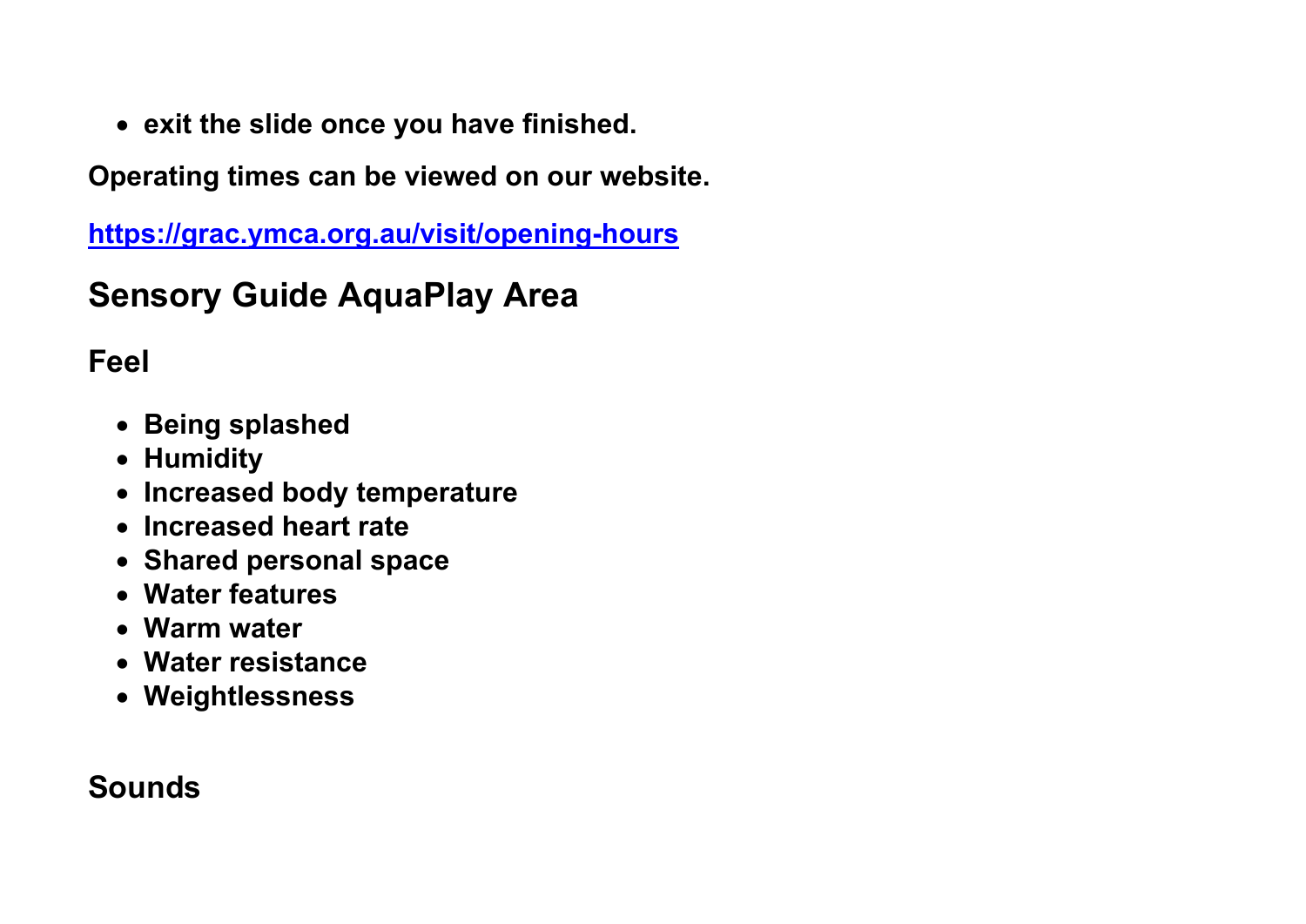- **exit the slide once you have finished.**

**Operating times can be viewed on our website.**

**[https://grac.ymca.org.au/visit/opening-hours](https://grac.ymca.org.au/visit/opening-hours)**

## Sensory Guide AquaPlay Area

### Feel

- **Being splashed**
- **Humidity**
- **Increased body temperature**
- **Increased heart rate**
- **Shared personal space**
- **Water features**
- **Warm water**
- **Water resistance**
- **Weightlessness**

### Sounds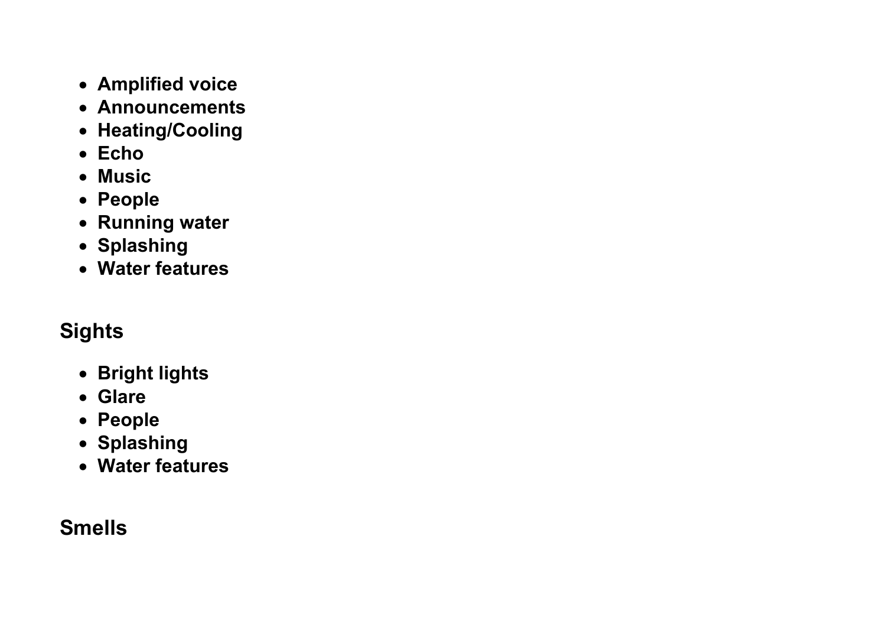- **Amplified voice**
- **Announcements**
- **Heating/Cooling**
- **Echo**
- **Music**
- **People**
- **Running water**
- **Splashing**
- **Water features**

## Sights

- **Bright lights**
- **Glare**
- **People**
- **Splashing**
- **Water features**

## Smells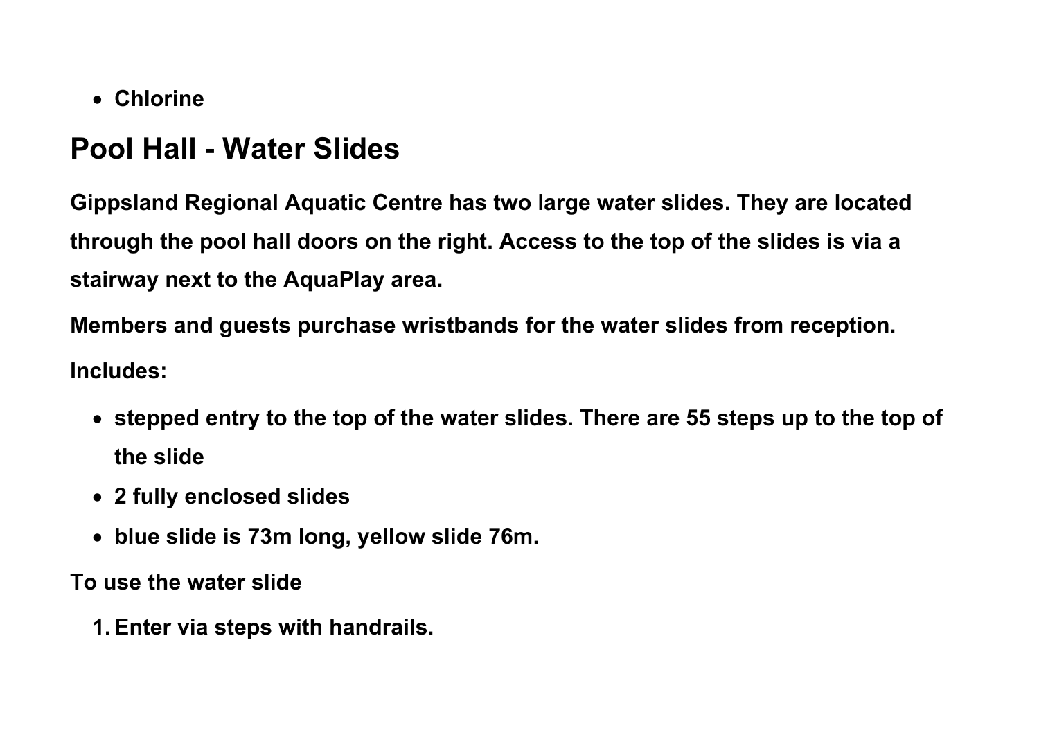- Chlorine

## Pool Hall - Water Slides

Gippsland Regional Aquatic Centre has two large water slides. They are located through the pool hall doors on the right. Access to the top of the slides is via a stairway next to the AquaPlay area.

Members and guests purchase wristbands for the water slides from reception.

Includes:

- stepped entry to the top of the water slides. There are 55 steps up to the top of the slide
- 2 fully enclosed slides
- blue slide is 73m long, yellow slide 76m.

To use the water slide

1. Enter via steps with handrails.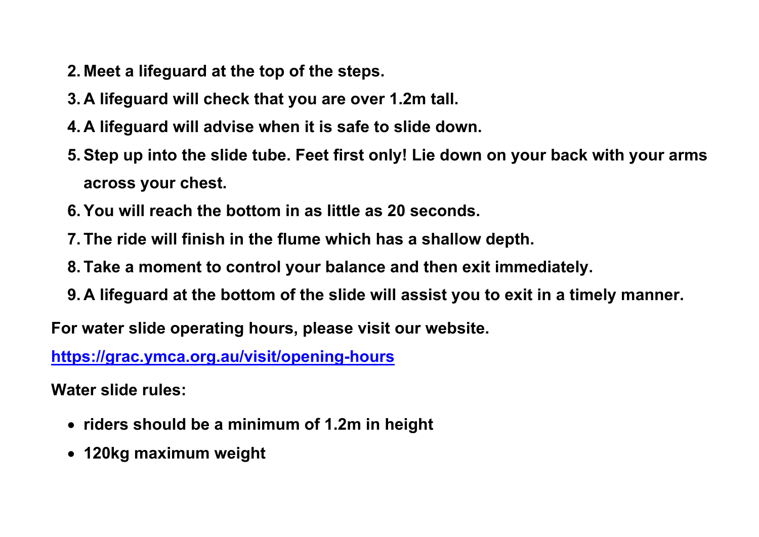2. **Meet a lifeguard at the top of the steps.**
3. **A lifeguard will check that you are over 1.2m tall.**
4. **A lifeguard will advise when it is safe to slide down.**
5. **Step up into the slide tube. Feet first only! Lie down on your back with your arms across your chest.**
6. **You will reach the bottom in as little as 20 seconds.**
7. **The ride will finish in the flume which has a shallow depth.**
8. **Take a moment to control your balance and then exit immediately.**
9. **A lifeguard at the bottom of the slide will assist you to exit in a timely manner.**

**For water slide operating hours, please visit our website.**

**[https://grac.ymca.org.au/visit/opening-hours](https://grac.ymca.org.au/visit/opening-hours)**

**Water slide rules:**

- **riders should be a minimum of 1.2m in height**
- **120kg maximum weight**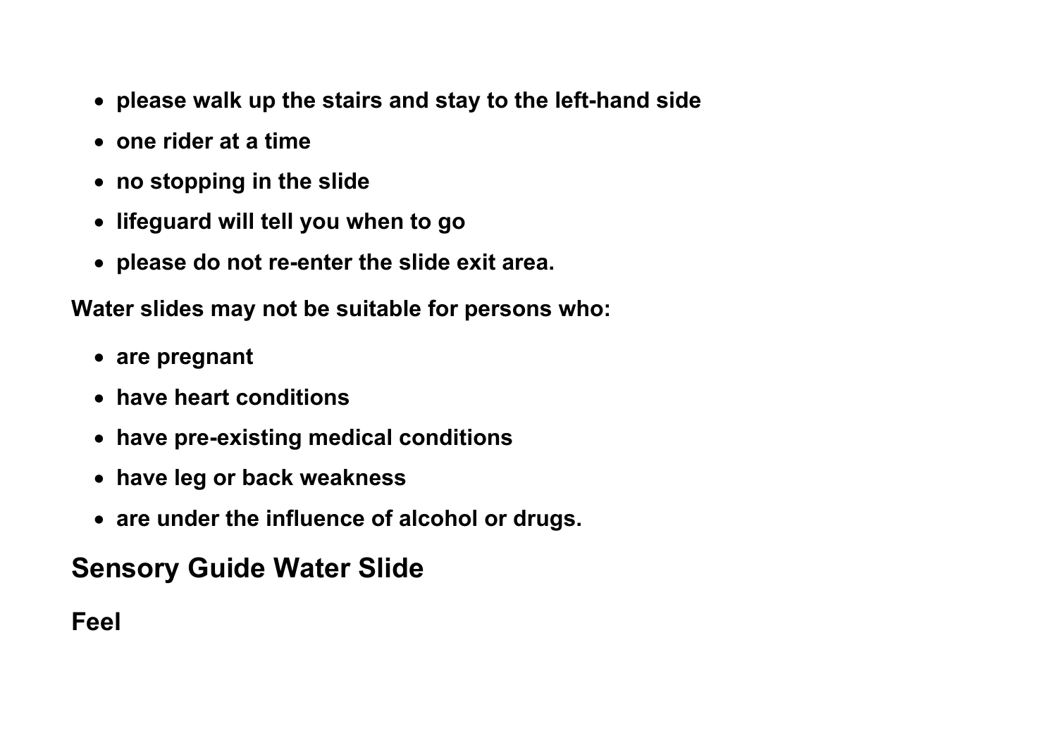- **please walk up the stairs and stay to the left-hand side**
- **one rider at a time**
- **no stopping in the slide**
- **lifeguard will tell you when to go**
- **please do not re-enter the slide exit area.**

**Water slides may not be suitable for persons who:**

- **are pregnant**
- **have heart conditions**
- **have pre-existing medical conditions**
- **have leg or back weakness**
- **are under the influence of alcohol or drugs.**

## Sensory Guide Water Slide

### Feel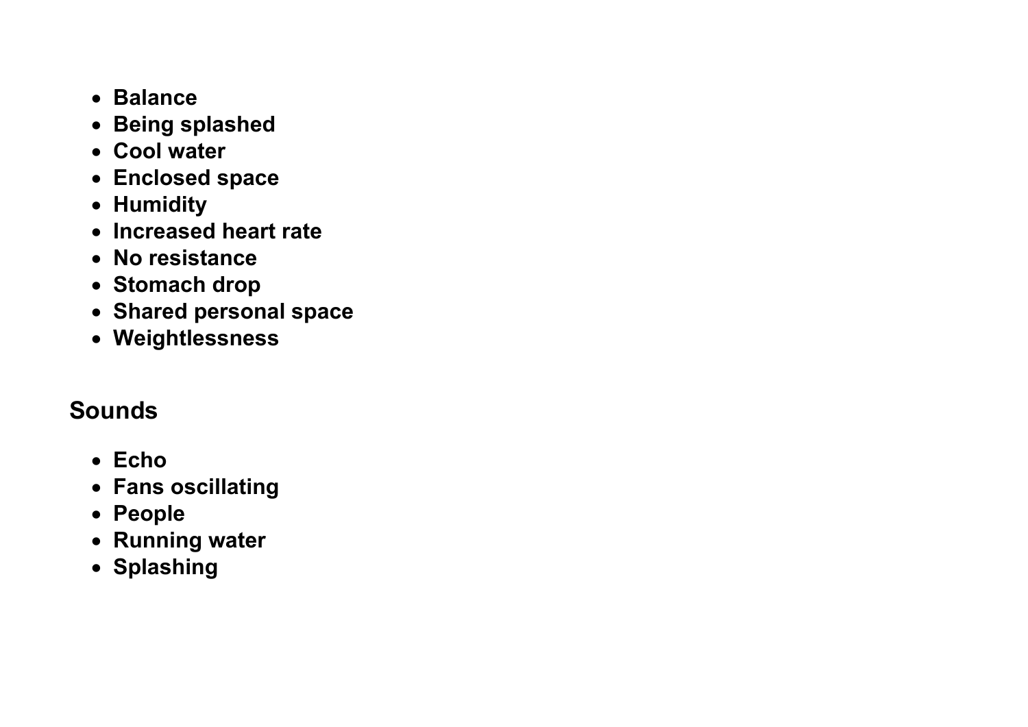- **Balance**
- **Being splashed**
- **Cool water**
- **Enclosed space**
- **Humidity**
- **Increased heart rate**
- **No resistance**
- **Stomach drop**
- **Shared personal space**
- **Weightlessness**

## Sounds

- **Echo**
- **Fans oscillating**
- **People**
- **Running water**
- **Splashing**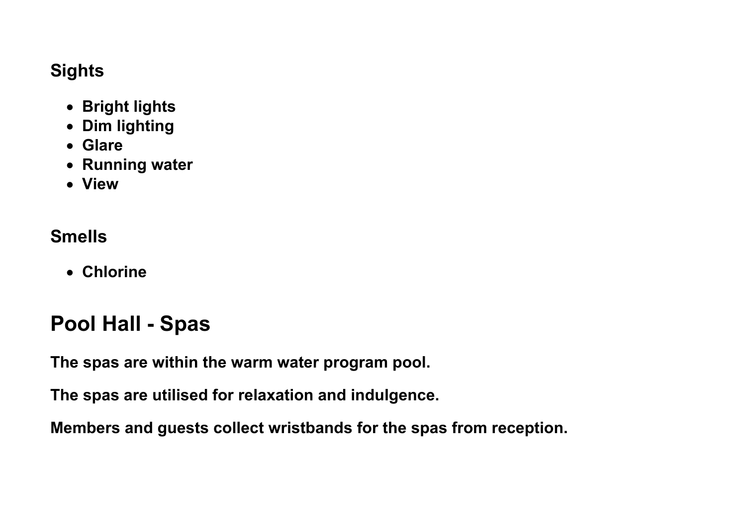### Sights

- Bright lights
- Dim lighting
- Glare
- Running water
- View

### Smells

- Chlorine

## Pool Hall - Spas

**The spas are within the warm water program pool.**

**The spas are utilised for relaxation and indulgence.**

**Members and guests collect wristbands for the spas from reception.**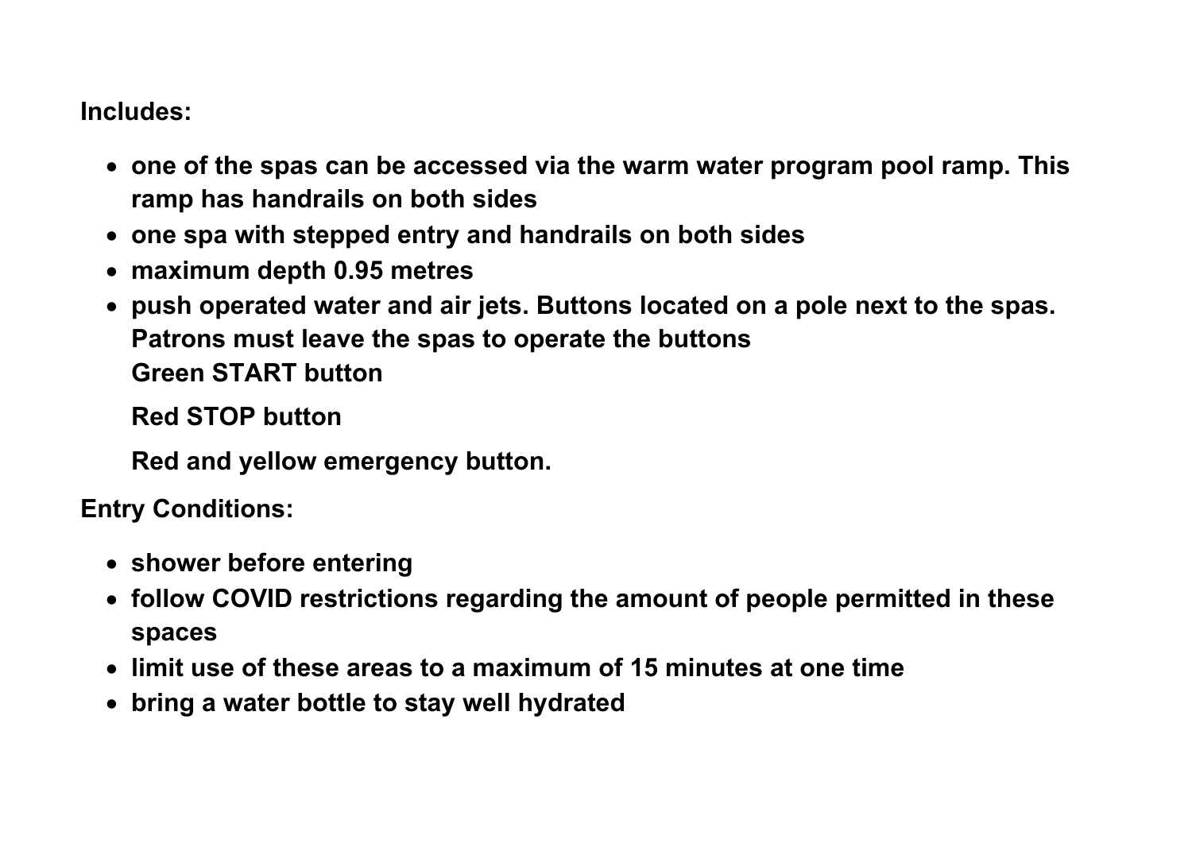**Includes:**

- **one of the spas can be accessed via the warm water program pool ramp. This ramp has handrails on both sides**
- **one spa with stepped entry and handrails on both sides**
- **maximum depth 0.95 metres**
- **push operated water and air jets. Buttons located on a pole next to the spas. Patrons must leave the spas to operate the buttons**
  **Green START button**

  **Red STOP button**

  **Red and yellow emergency button.**

**Entry Conditions:**

- **shower before entering**
- **follow COVID restrictions regarding the amount of people permitted in these spaces**
- **limit use of these areas to a maximum of 15 minutes at one time**
- **bring a water bottle to stay well hydrated**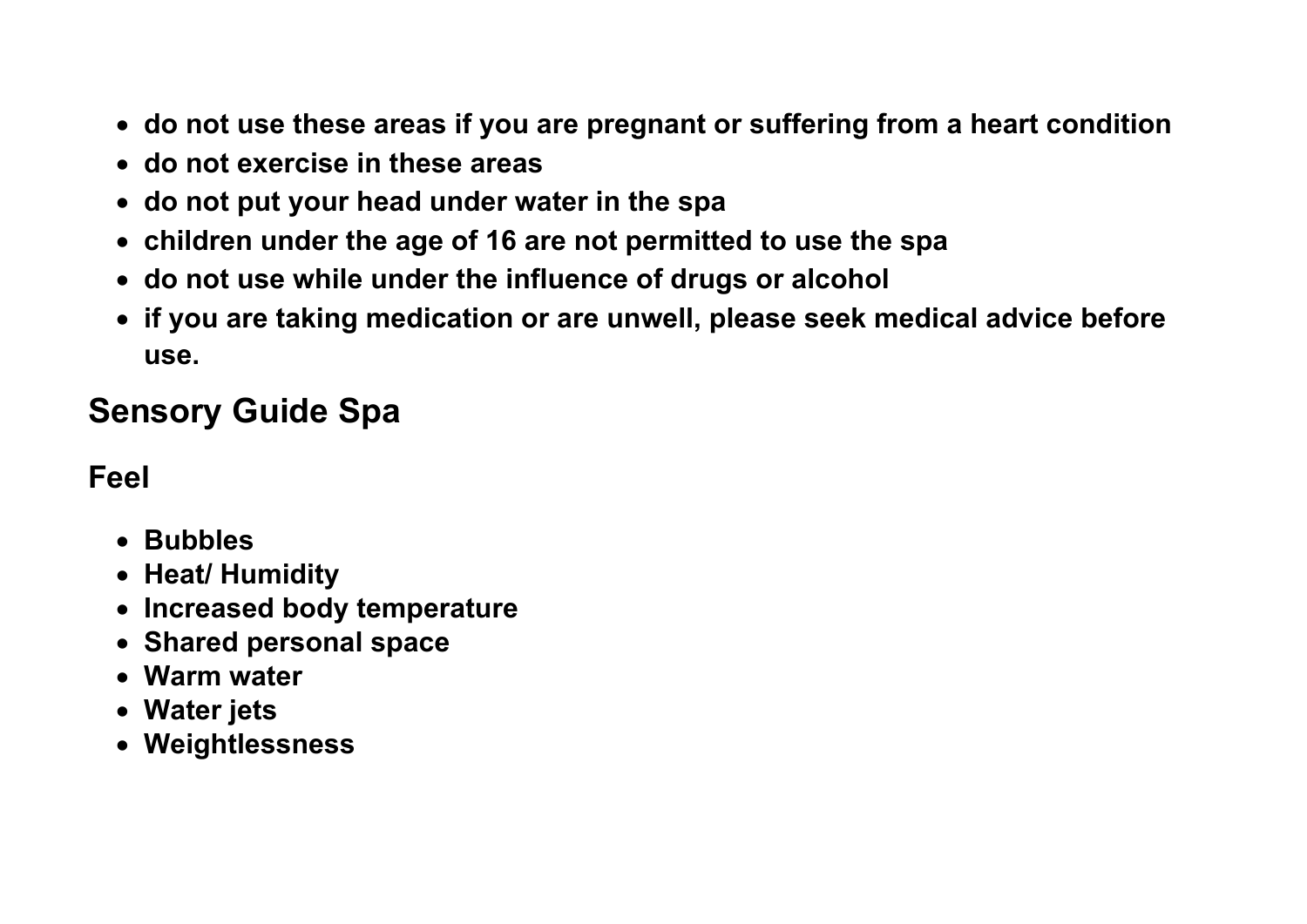- **do not use these areas if you are pregnant or suffering from a heart condition**
- **do not exercise in these areas**
- **do not put your head under water in the spa**
- **children under the age of 16 are not permitted to use the spa**
- **do not use while under the influence of drugs or alcohol**
- **if you are taking medication or are unwell, please seek medical advice before use.**

## Sensory Guide Spa

### Feel

- **Bubbles**
- **Heat/ Humidity**
- **Increased body temperature**
- **Shared personal space**
- **Warm water**
- **Water jets**
- **Weightlessness**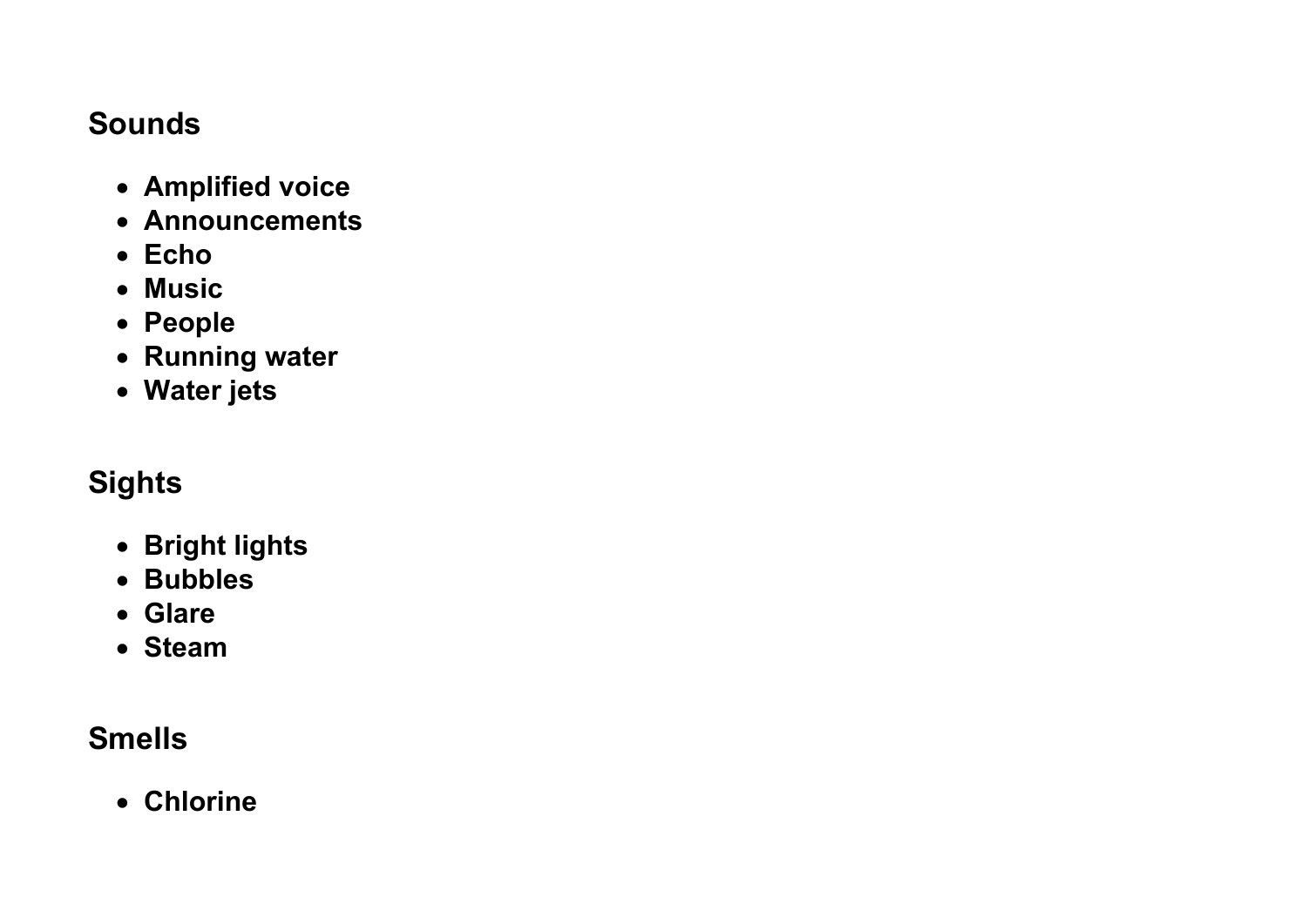## Sounds

- **Amplified voice**
- **Announcements**
- **Echo**
- **Music**
- **People**
- **Running water**
- **Water jets**

## Sights

- **Bright lights**
- **Bubbles**
- **Glare**
- **Steam**

## Smells

- **Chlorine**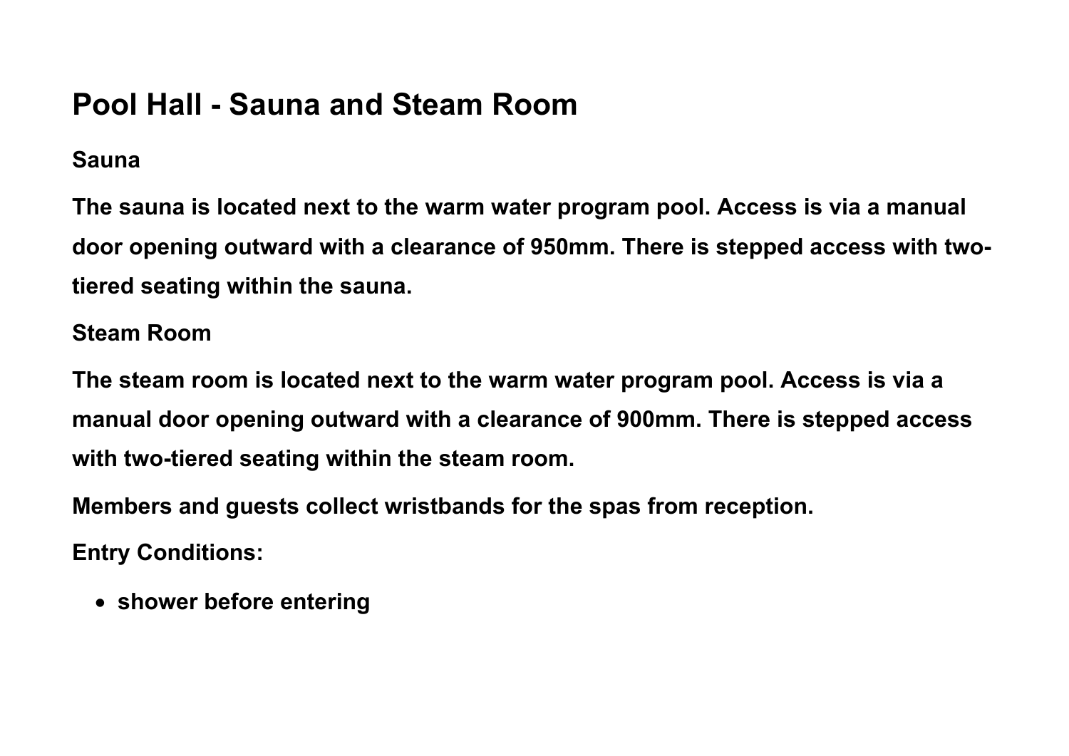# Pool Hall - Sauna and Steam Room

## Sauna

**The sauna is located next to the warm water program pool. Access is via a manual door opening outward with a clearance of 950mm. There is stepped access with two-tiered seating within the sauna.**

## Steam Room

**The steam room is located next to the warm water program pool. Access is via a manual door opening outward with a clearance of 900mm. There is stepped access with two-tiered seating within the steam room.**

**Members and guests collect wristbands for the spas from reception.**

**Entry Conditions:**

- **shower before entering**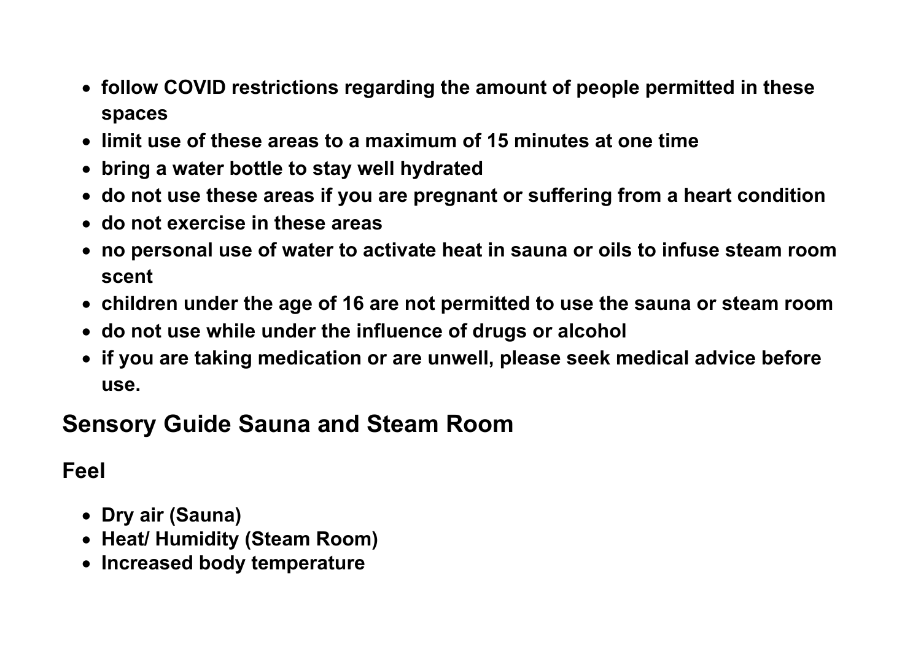- **follow COVID restrictions regarding the amount of people permitted in these spaces**
- **limit use of these areas to a maximum of 15 minutes at one time**
- **bring a water bottle to stay well hydrated**
- **do not use these areas if you are pregnant or suffering from a heart condition**
- **do not exercise in these areas**
- **no personal use of water to activate heat in sauna or oils to infuse steam room scent**
- **children under the age of 16 are not permitted to use the sauna or steam room**
- **do not use while under the influence of drugs or alcohol**
- **if you are taking medication or are unwell, please seek medical advice before use.**

## Sensory Guide Sauna and Steam Room

### Feel

- **Dry air (Sauna)**
- **Heat/ Humidity (Steam Room)**
- **Increased body temperature**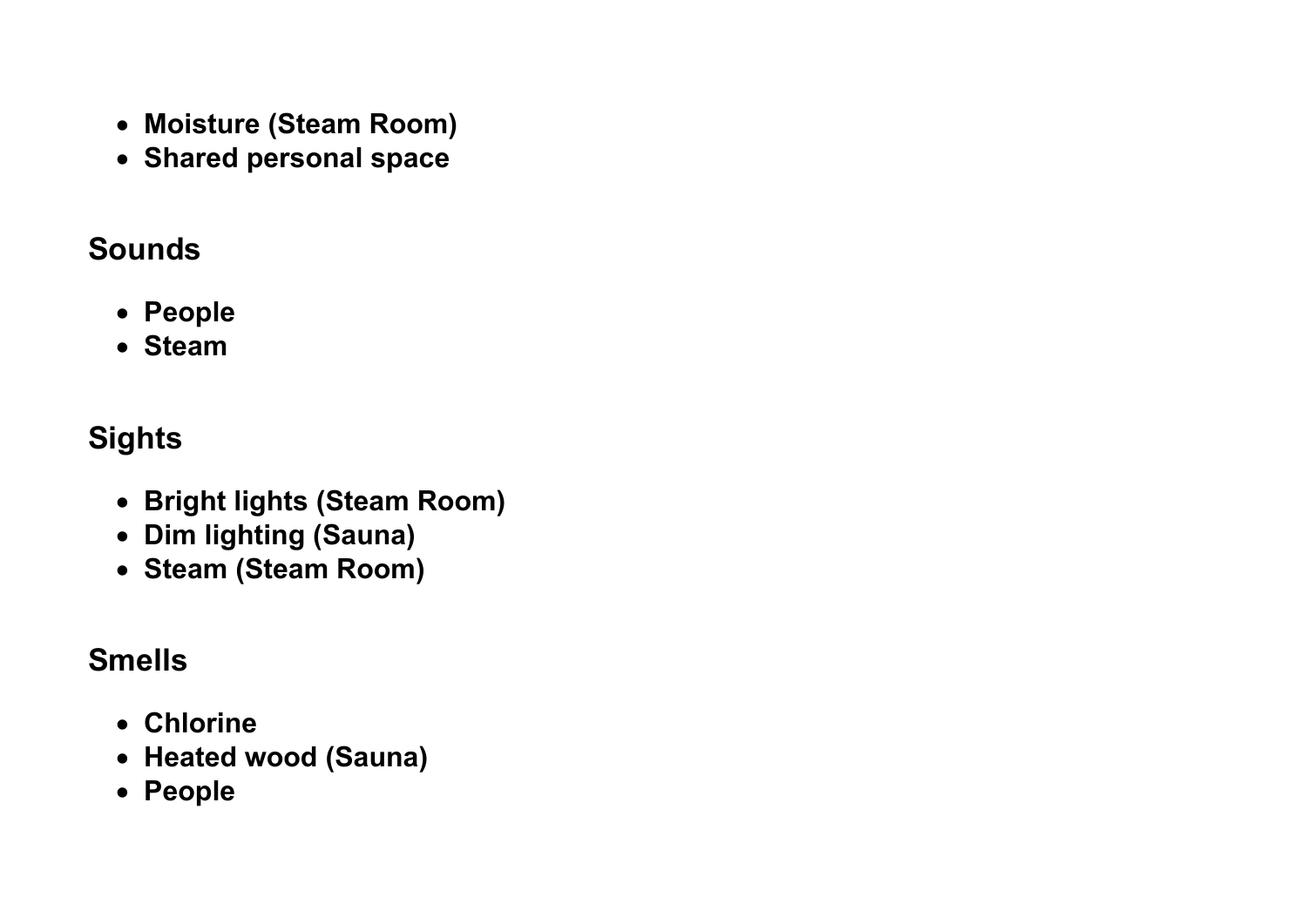- **Moisture (Steam Room)**
- **Shared personal space**

## Sounds

- **People**
- **Steam**

## Sights

- **Bright lights (Steam Room)**
- **Dim lighting (Sauna)**
- **Steam (Steam Room)**

## Smells

- **Chlorine**
- **Heated wood (Sauna)**
- **People**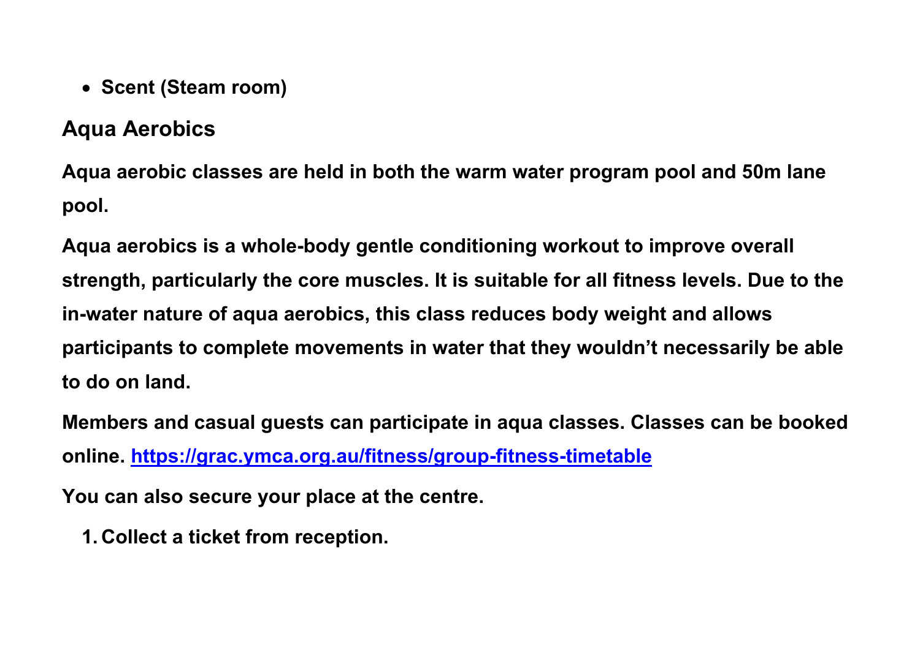- **Scent (Steam room)**

## Aqua Aerobics

**Aqua aerobic classes are held in both the warm water program pool and 50m lane pool.**

**Aqua aerobics is a whole-body gentle conditioning workout to improve overall strength, particularly the core muscles. It is suitable for all fitness levels. Due to the in-water nature of aqua aerobics, this class reduces body weight and allows participants to complete movements in water that they wouldn't necessarily be able to do on land.**

**Members and casual guests can participate in aqua classes. Classes can be booked online. [https://grac.ymca.org.au/fitness/group-fitness-timetable](https://grac.ymca.org.au/fitness/group-fitness-timetable)**

**You can also secure your place at the centre.**

1. **Collect a ticket from reception.**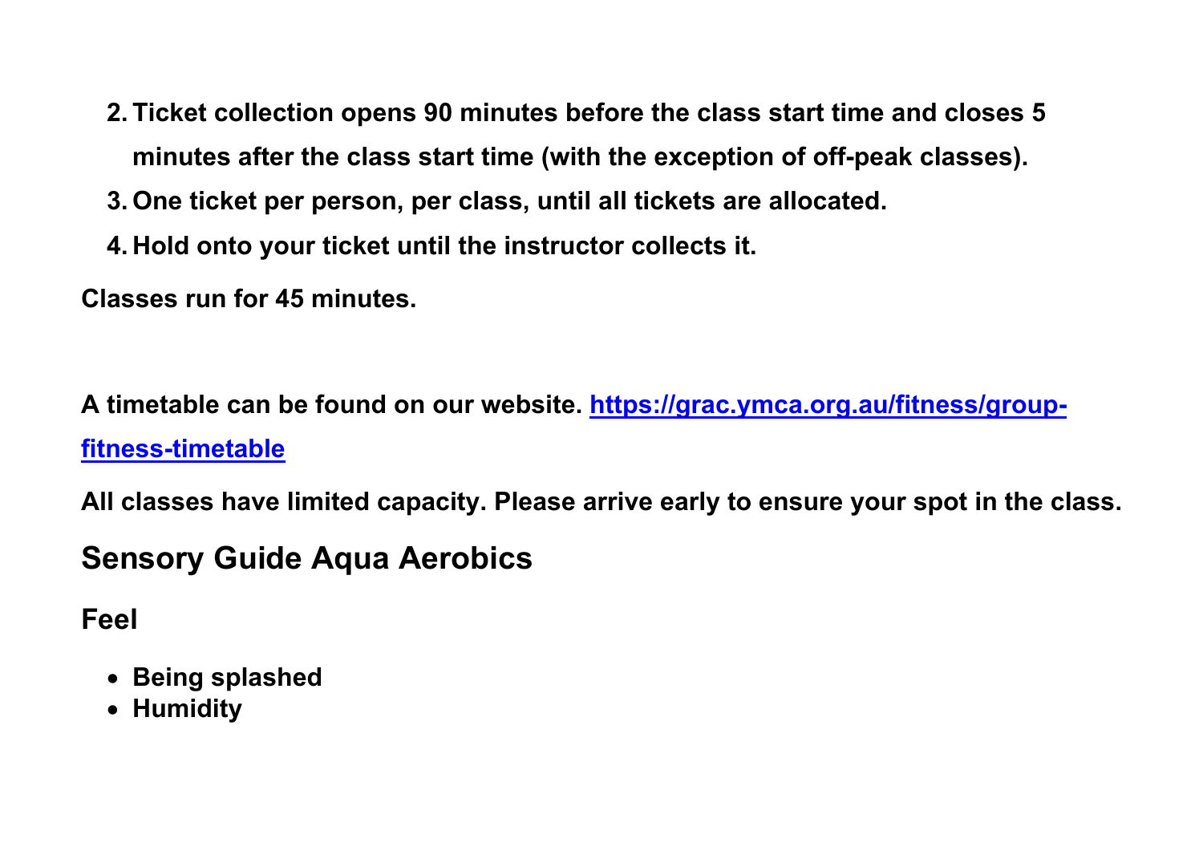2. **Ticket collection opens 90 minutes before the class start time and closes 5 minutes after the class start time (with the exception of off-peak classes).**
3. **One ticket per person, per class, until all tickets are allocated.**
4. **Hold onto your ticket until the instructor collects it.**

**Classes run for 45 minutes.**

**A timetable can be found on our website. [https://grac.ymca.org.au/fitness/group-fitness-timetable](https://grac.ymca.org.au/fitness/group-fitness-timetable)**

**All classes have limited capacity. Please arrive early to ensure your spot in the class.**

## Sensory Guide Aqua Aerobics

### Feel

- **Being splashed**
- **Humidity**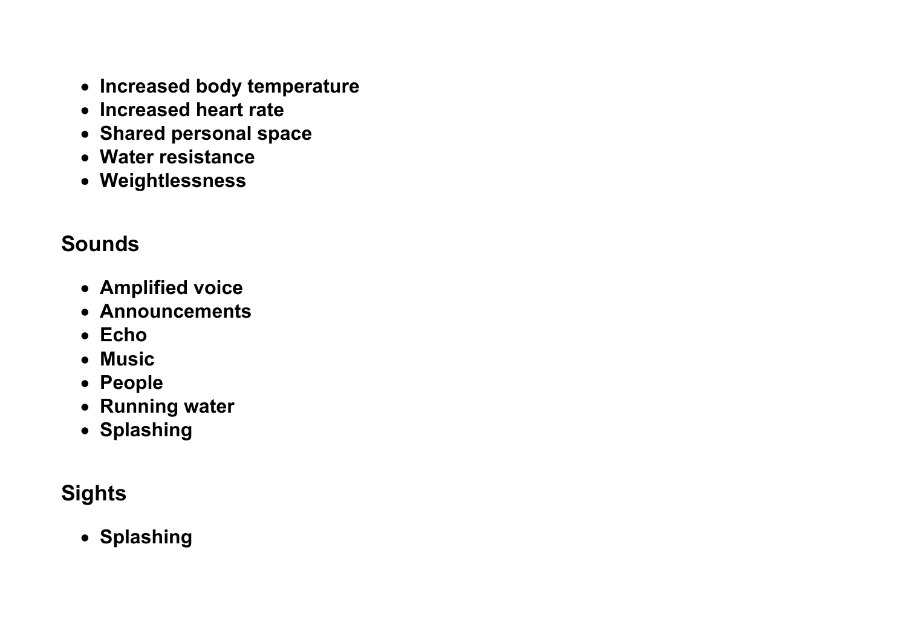- **Increased body temperature**
- **Increased heart rate**
- **Shared personal space**
- **Water resistance**
- **Weightlessness**

## Sounds

- **Amplified voice**
- **Announcements**
- **Echo**
- **Music**
- **People**
- **Running water**
- **Splashing**

## Sights

- **Splashing**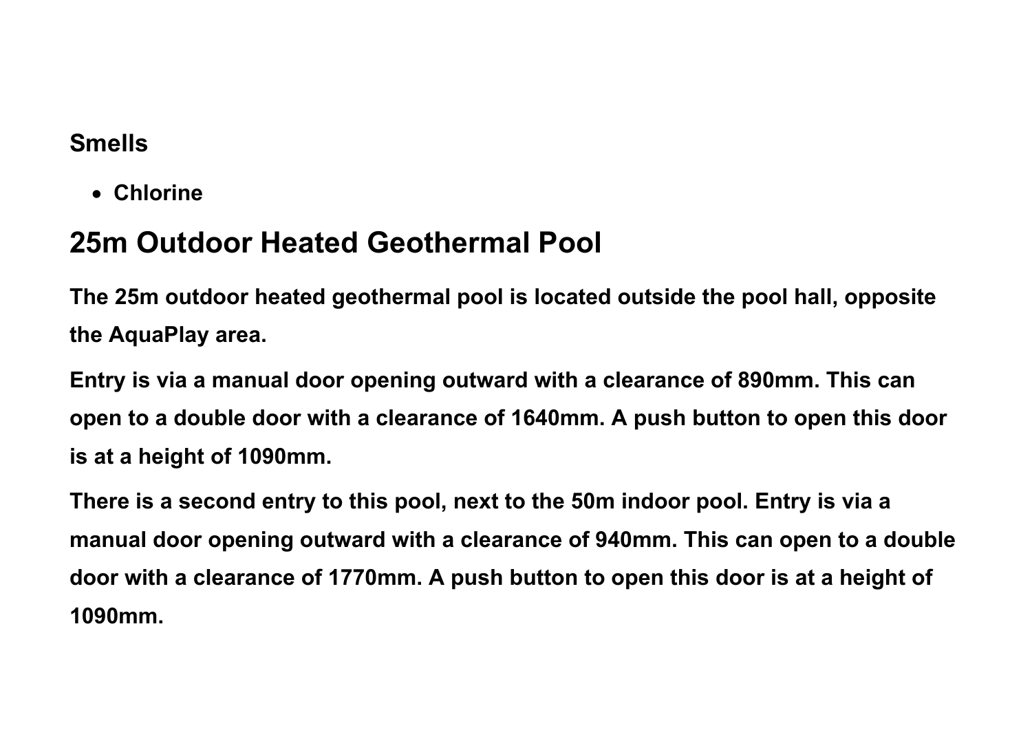### Smells

- Chlorine

## 25m Outdoor Heated Geothermal Pool

The 25m outdoor heated geothermal pool is located outside the pool hall, opposite the AquaPlay area.

Entry is via a manual door opening outward with a clearance of 890mm. This can open to a double door with a clearance of 1640mm. A push button to open this door is at a height of 1090mm.

There is a second entry to this pool, next to the 50m indoor pool. Entry is via a manual door opening outward with a clearance of 940mm. This can open to a double door with a clearance of 1770mm. A push button to open this door is at a height of 1090mm.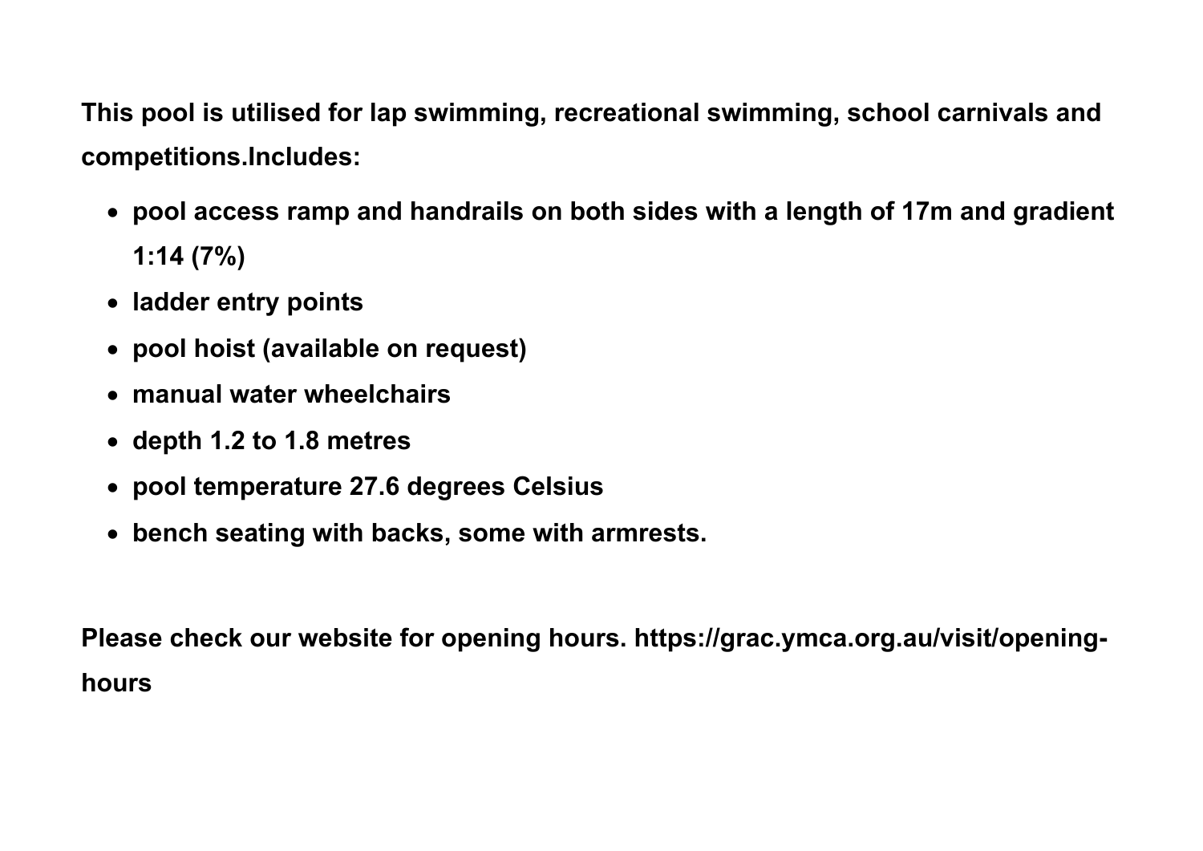**This pool is utilised for lap swimming, recreational swimming, school carnivals and competitions.Includes:**

- **pool access ramp and handrails on both sides with a length of 17m and gradient 1:14 (7%)**
- **ladder entry points**
- **pool hoist (available on request)**
- **manual water wheelchairs**
- **depth 1.2 to 1.8 metres**
- **pool temperature 27.6 degrees Celsius**
- **bench seating with backs, some with armrests.**

**Please check our website for opening hours. https://grac.ymca.org.au/visit/opening-hours**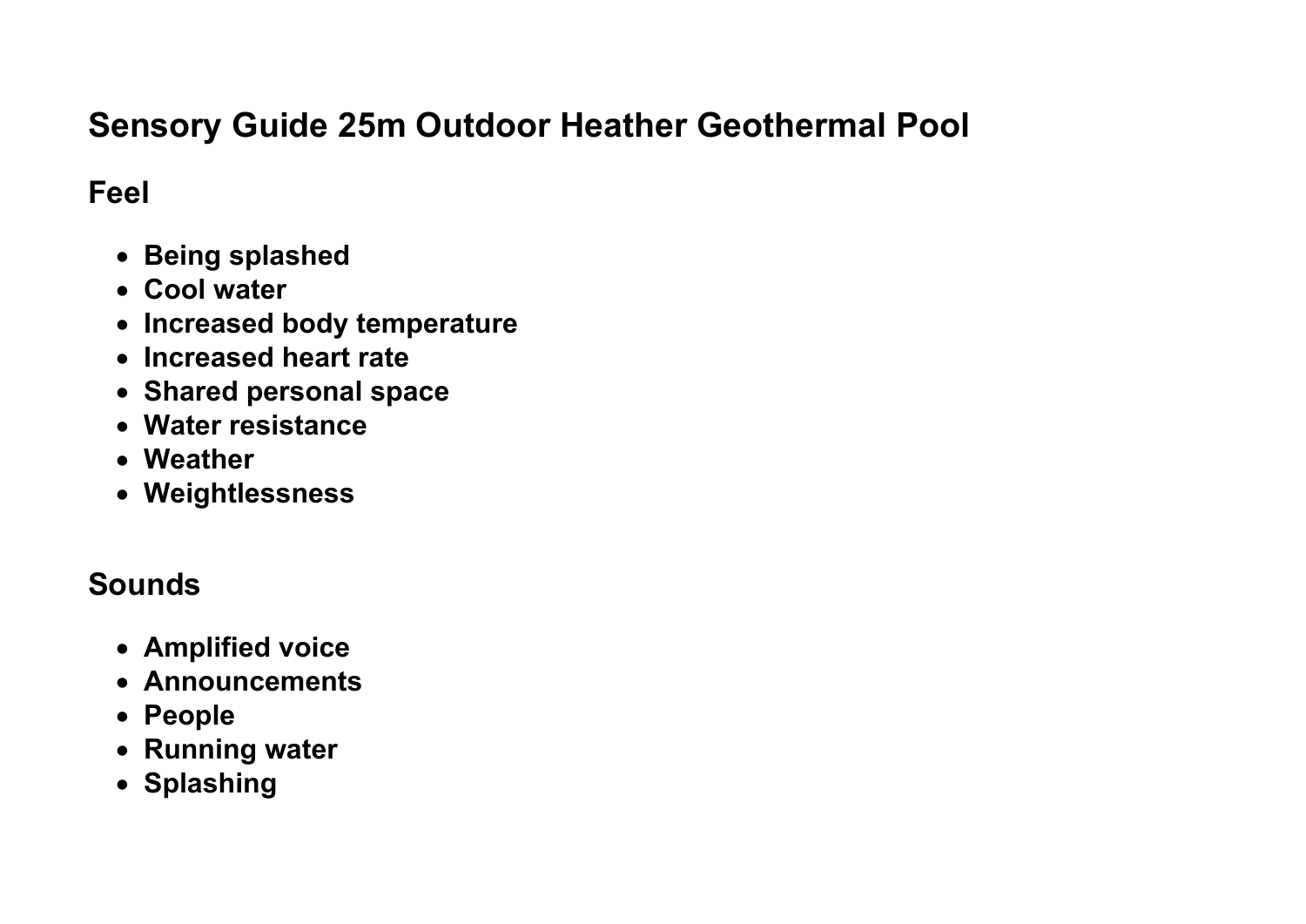# Sensory Guide 25m Outdoor Heather Geothermal Pool

## Feel

- **Being splashed**
- **Cool water**
- **Increased body temperature**
- **Increased heart rate**
- **Shared personal space**
- **Water resistance**
- **Weather**
- **Weightlessness**

## Sounds

- **Amplified voice**
- **Announcements**
- **People**
- **Running water**
- **Splashing**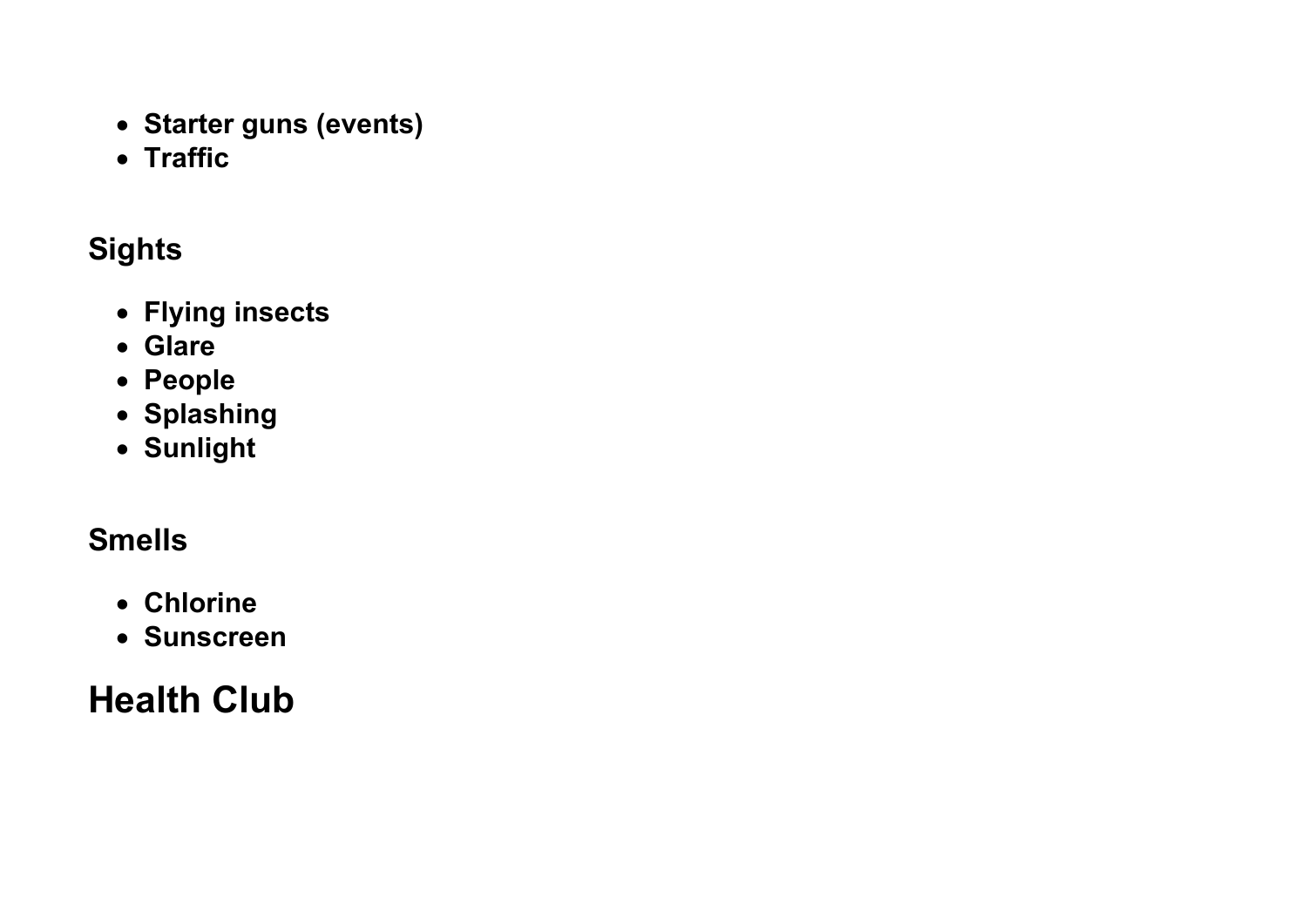- **Starter guns (events)**
- **Traffic**

### Sights

- **Flying insects**
- **Glare**
- **People**
- **Splashing**
- **Sunlight**

### Smells

- **Chlorine**
- **Sunscreen**

## Health Club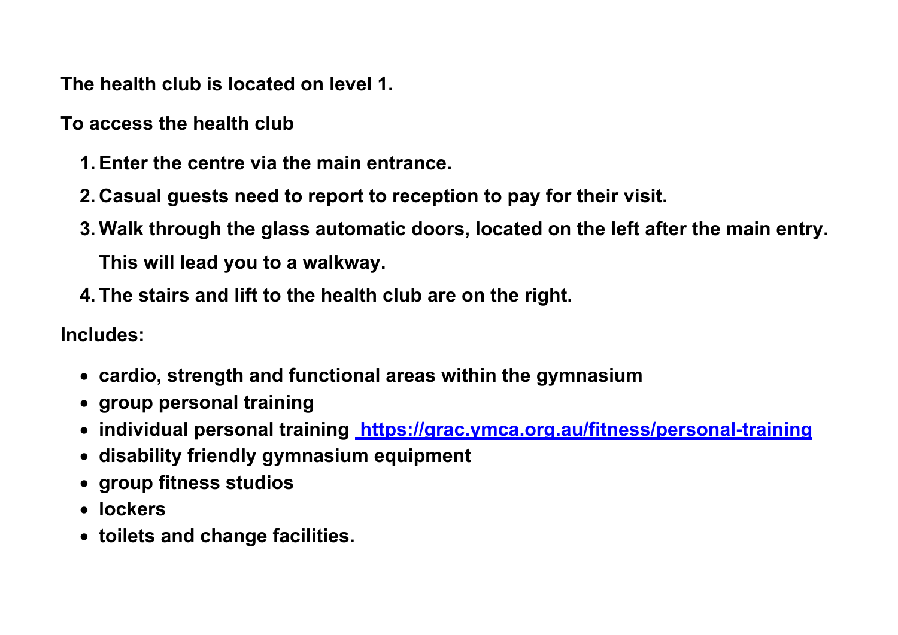**The health club is located on level 1.**

**To access the health club**

1. **Enter the centre via the main entrance.**
2. **Casual guests need to report to reception to pay for their visit.**
3. **Walk through the glass automatic doors, located on the left after the main entry. This will lead you to a walkway.**
4. **The stairs and lift to the health club are on the right.**

**Includes:**

- **cardio, strength and functional areas within the gymnasium**
- **group personal training**
- **individual personal training [https://grac.ymca.org.au/fitness/personal-training](https://grac.ymca.org.au/fitness/personal-training)**
- **disability friendly gymnasium equipment**
- **group fitness studios**
- **lockers**
- **toilets and change facilities.**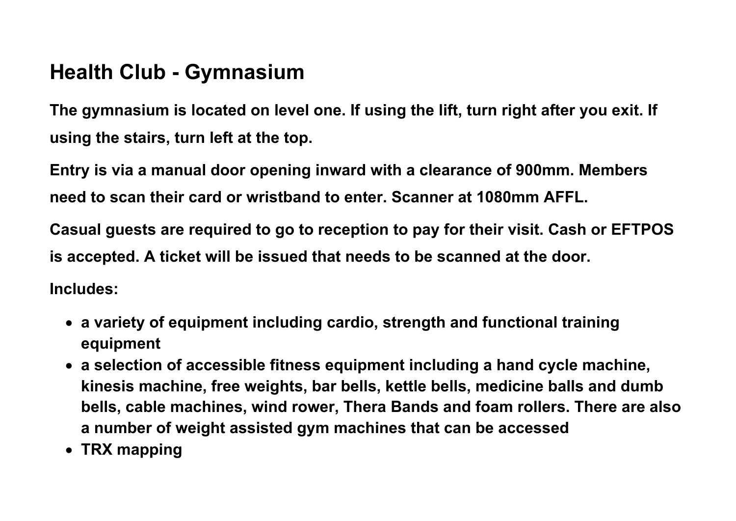## Health Club - Gymnasium

**The gymnasium is located on level one. If using the lift, turn right after you exit. If using the stairs, turn left at the top.**

**Entry is via a manual door opening inward with a clearance of 900mm. Members need to scan their card or wristband to enter. Scanner at 1080mm AFFL.**

**Casual guests are required to go to reception to pay for their visit. Cash or EFTPOS is accepted. A ticket will be issued that needs to be scanned at the door.**

**Includes:**

- **a variety of equipment including cardio, strength and functional training equipment**
- **a selection of accessible fitness equipment including a hand cycle machine, kinesis machine, free weights, bar bells, kettle bells, medicine balls and dumb bells, cable machines, wind rower, Thera Bands and foam rollers. There are also a number of weight assisted gym machines that can be accessed**
- **TRX mapping**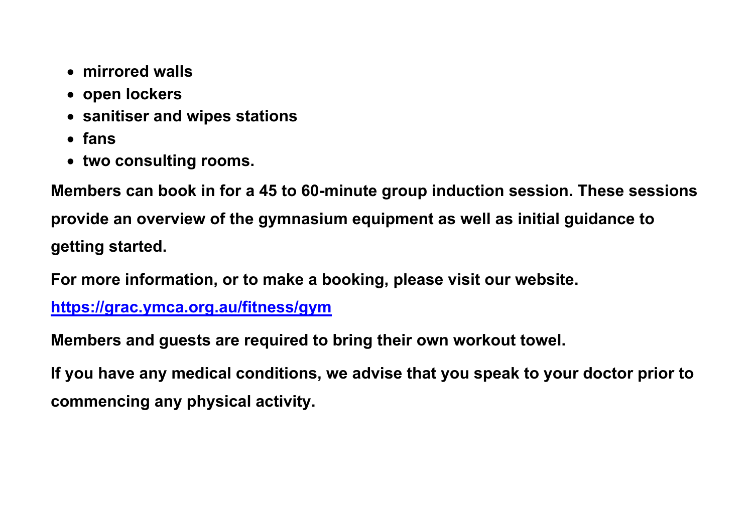- **mirrored walls**
- **open lockers**
- **sanitiser and wipes stations**
- **fans**
- **two consulting rooms.**

**Members can book in for a 45 to 60-minute group induction session. These sessions provide an overview of the gymnasium equipment as well as initial guidance to getting started.**

**For more information, or to make a booking, please visit our website.**

**[https://grac.ymca.org.au/fitness/gym](https://grac.ymca.org.au/fitness/gym)**

**Members and guests are required to bring their own workout towel.**

**If you have any medical conditions, we advise that you speak to your doctor prior to commencing any physical activity.**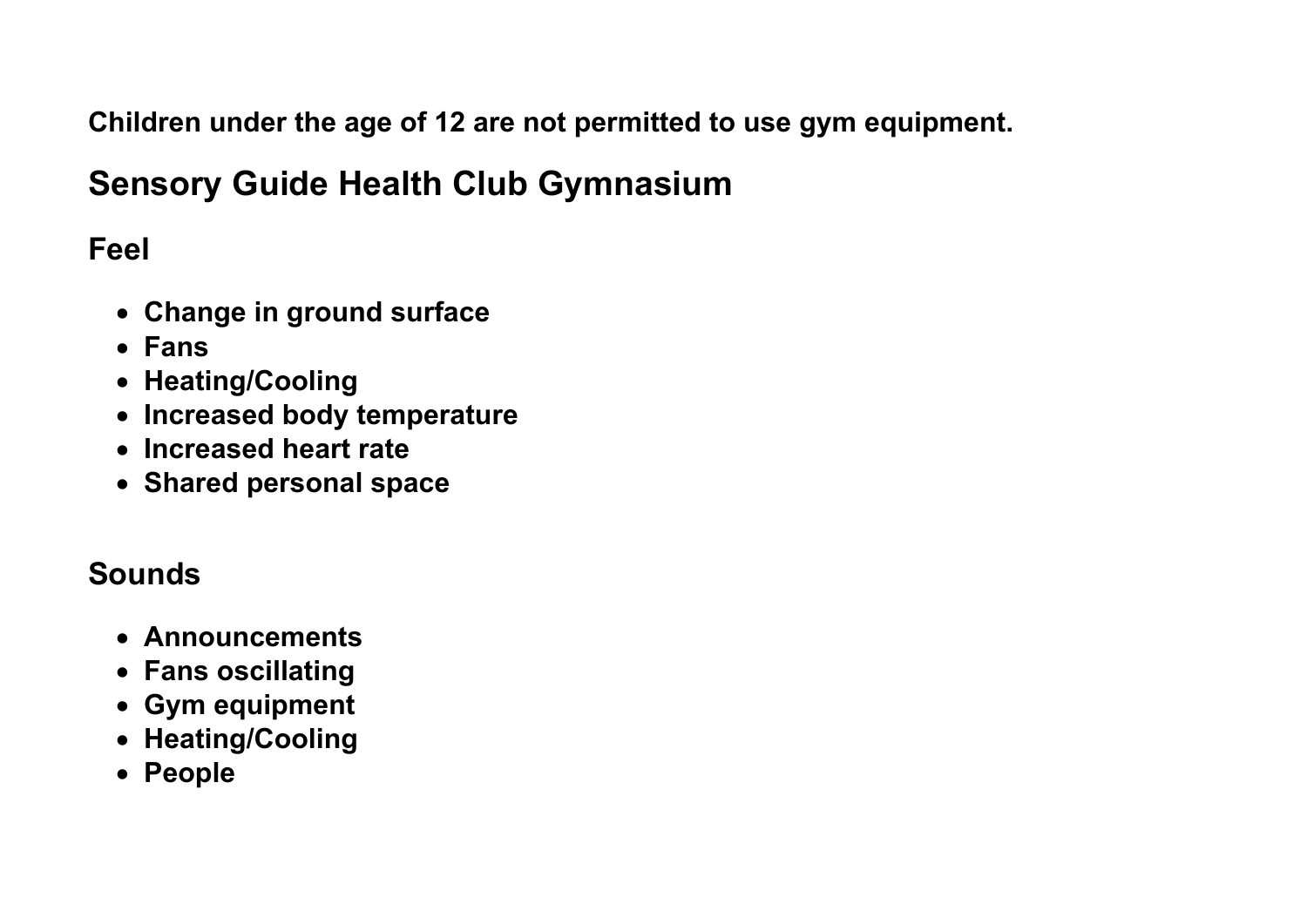**Children under the age of 12 are not permitted to use gym equipment.**

## Sensory Guide Health Club Gymnasium

### Feel

- **Change in ground surface**
- **Fans**
- **Heating/Cooling**
- **Increased body temperature**
- **Increased heart rate**
- **Shared personal space**

### Sounds

- **Announcements**
- **Fans oscillating**
- **Gym equipment**
- **Heating/Cooling**
- **People**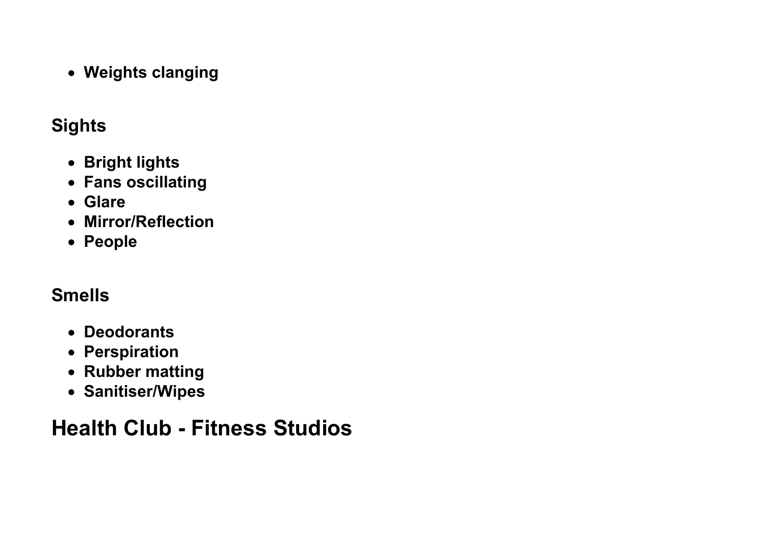- Weights clanging

### Sights

- Bright lights
- Fans oscillating
- Glare
- Mirror/Reflection
- People

### Smells

- Deodorants
- Perspiration
- Rubber matting
- Sanitiser/Wipes

## Health Club - Fitness Studios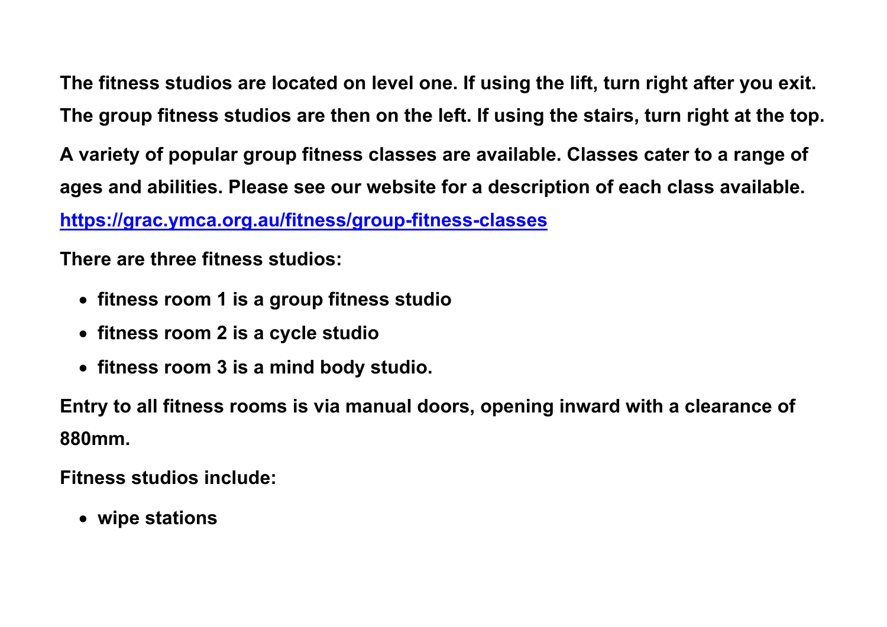**The fitness studios are located on level one. If using the lift, turn right after you exit. The group fitness studios are then on the left. If using the stairs, turn right at the top.**

**A variety of popular group fitness classes are available. Classes cater to a range of ages and abilities. Please see our website for a description of each class available.** [**https://grac.ymca.org.au/fitness/group-fitness-classes**](https://grac.ymca.org.au/fitness/group-fitness-classes)

**There are three fitness studios:**

- **fitness room 1 is a group fitness studio**
- **fitness room 2 is a cycle studio**
- **fitness room 3 is a mind body studio.**

**Entry to all fitness rooms is via manual doors, opening inward with a clearance of 880mm.**

**Fitness studios include:**

- **wipe stations**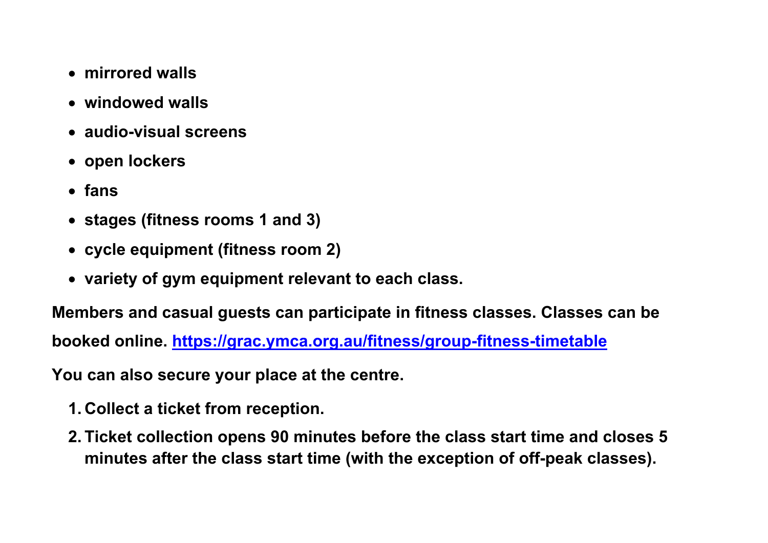- mirrored walls
- windowed walls
- audio-visual screens
- open lockers
- fans
- stages (fitness rooms 1 and 3)
- cycle equipment (fitness room 2)
- variety of gym equipment relevant to each class.

Members and casual guests can participate in fitness classes. Classes can be booked online. [https://grac.ymca.org.au/fitness/group-fitness-timetable](https://grac.ymca.org.au/fitness/group-fitness-timetable)

You can also secure your place at the centre.

1. Collect a ticket from reception.
2. Ticket collection opens 90 minutes before the class start time and closes 5 minutes after the class start time (with the exception of off-peak classes).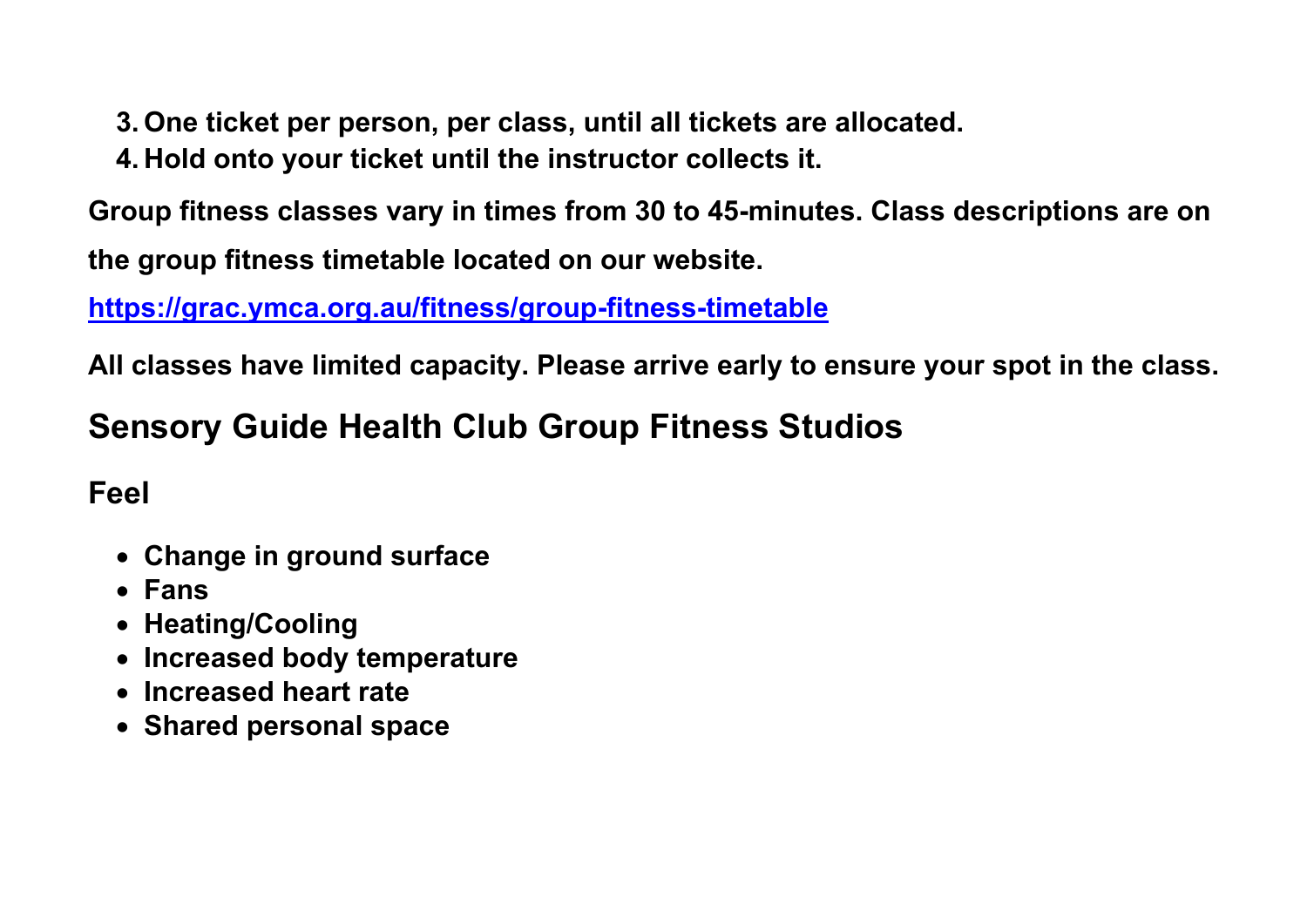3. **One ticket per person, per class, until all tickets are allocated.**
4. **Hold onto your ticket until the instructor collects it.**

**Group fitness classes vary in times from 30 to 45-minutes. Class descriptions are on the group fitness timetable located on our website.**

**[https://grac.ymca.org.au/fitness/group-fitness-timetable](https://grac.ymca.org.au/fitness/group-fitness-timetable)**

**All classes have limited capacity. Please arrive early to ensure your spot in the class.**

## Sensory Guide Health Club Group Fitness Studios

### Feel

- **Change in ground surface**
- **Fans**
- **Heating/Cooling**
- **Increased body temperature**
- **Increased heart rate**
- **Shared personal space**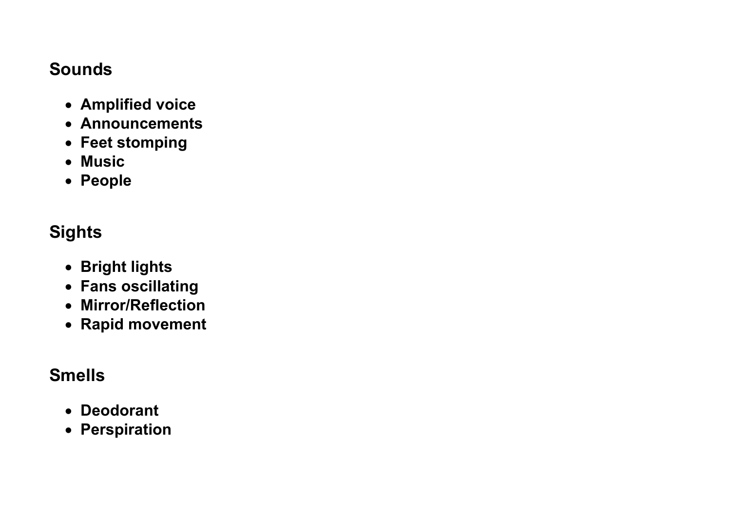## Sounds

- **Amplified voice**
- **Announcements**
- **Feet stomping**
- **Music**
- **People**

## Sights

- **Bright lights**
- **Fans oscillating**
- **Mirror/Reflection**
- **Rapid movement**

## Smells

- **Deodorant**
- **Perspiration**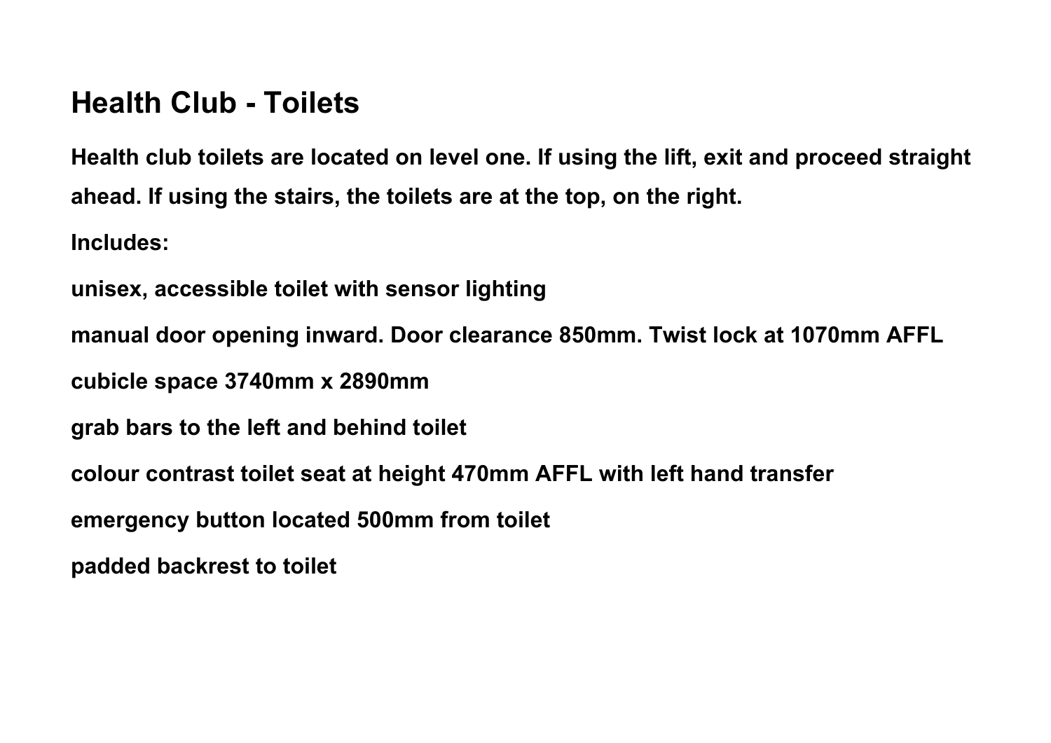## Health Club - Toilets

**Health club toilets are located on level one. If using the lift, exit and proceed straight ahead. If using the stairs, the toilets are at the top, on the right.**

**Includes:**

**unisex, accessible toilet with sensor lighting**

**manual door opening inward. Door clearance 850mm. Twist lock at 1070mm AFFL**

**cubicle space 3740mm x 2890mm**

**grab bars to the left and behind toilet**

**colour contrast toilet seat at height 470mm AFFL with left hand transfer**

**emergency button located 500mm from toilet**

**padded backrest to toilet**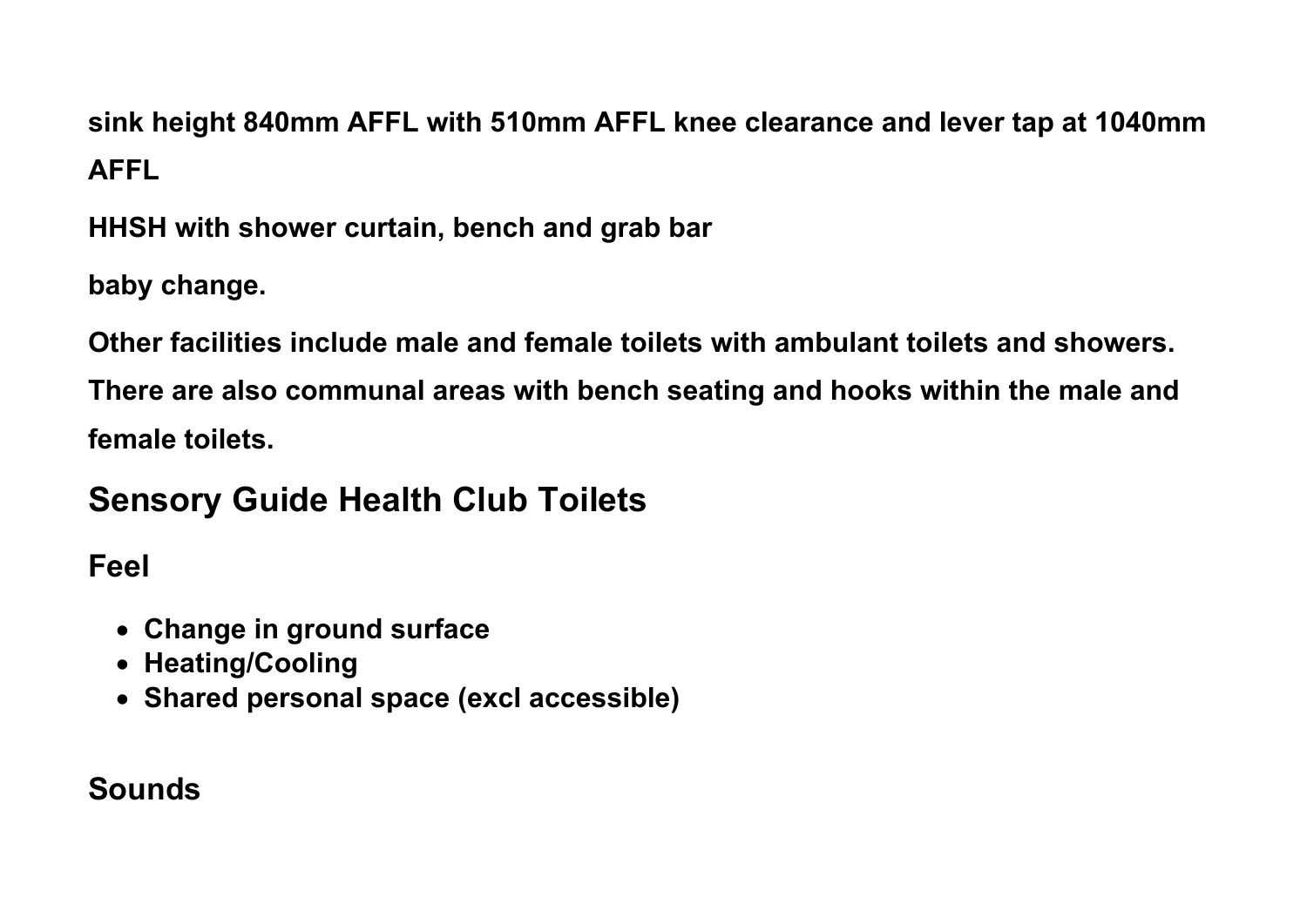**sink height 840mm AFFL with 510mm AFFL knee clearance and lever tap at 1040mm AFFL**

**HHSH with shower curtain, bench and grab bar**

**baby change.**

**Other facilities include male and female toilets with ambulant toilets and showers. There are also communal areas with bench seating and hooks within the male and female toilets.**

## Sensory Guide Health Club Toilets

### Feel

- **Change in ground surface**
- **Heating/Cooling**
- **Shared personal space (excl accessible)**

### Sounds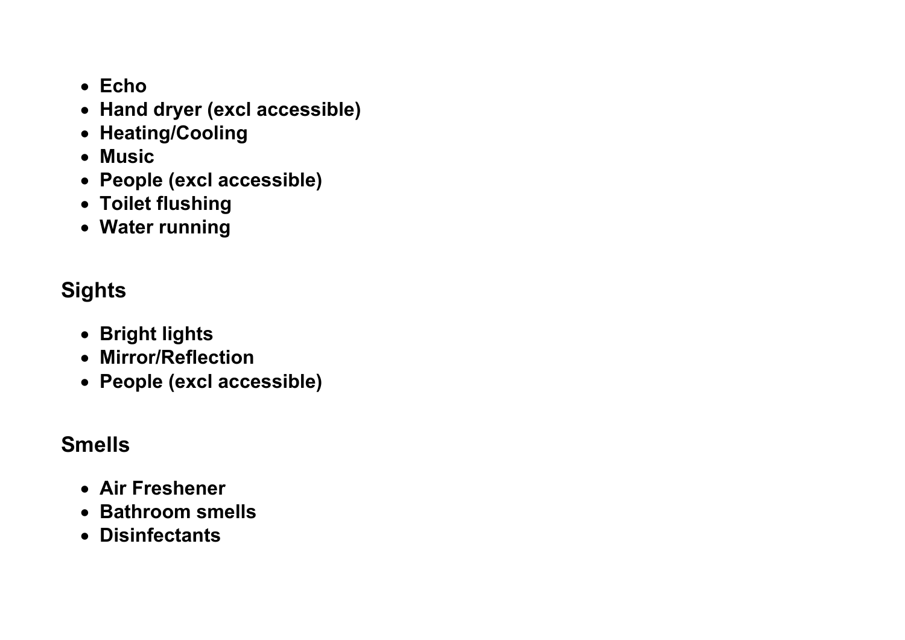- **Echo**
- **Hand dryer (excl accessible)**
- **Heating/Cooling**
- **Music**
- **People (excl accessible)**
- **Toilet flushing**
- **Water running**

## Sights

- **Bright lights**
- **Mirror/Reflection**
- **People (excl accessible)**

## Smells

- **Air Freshener**
- **Bathroom smells**
- **Disinfectants**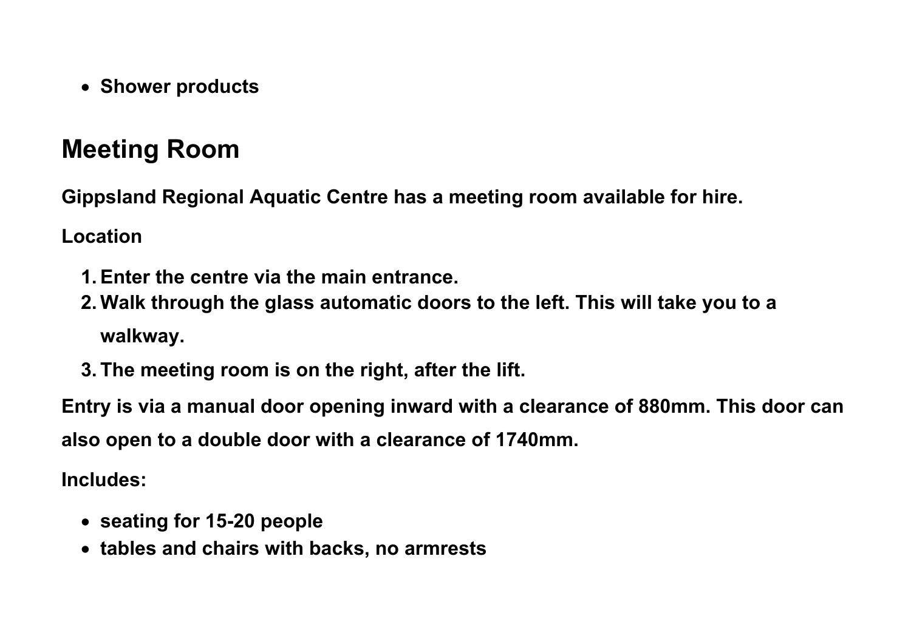- Shower products

## Meeting Room

Gippsland Regional Aquatic Centre has a meeting room available for hire.

Location

1. Enter the centre via the main entrance.
2. Walk through the glass automatic doors to the left. This will take you to a walkway.
3. The meeting room is on the right, after the lift.

Entry is via a manual door opening inward with a clearance of 880mm. This door can also open to a double door with a clearance of 1740mm.

Includes:

- seating for 15-20 people
- tables and chairs with backs, no armrests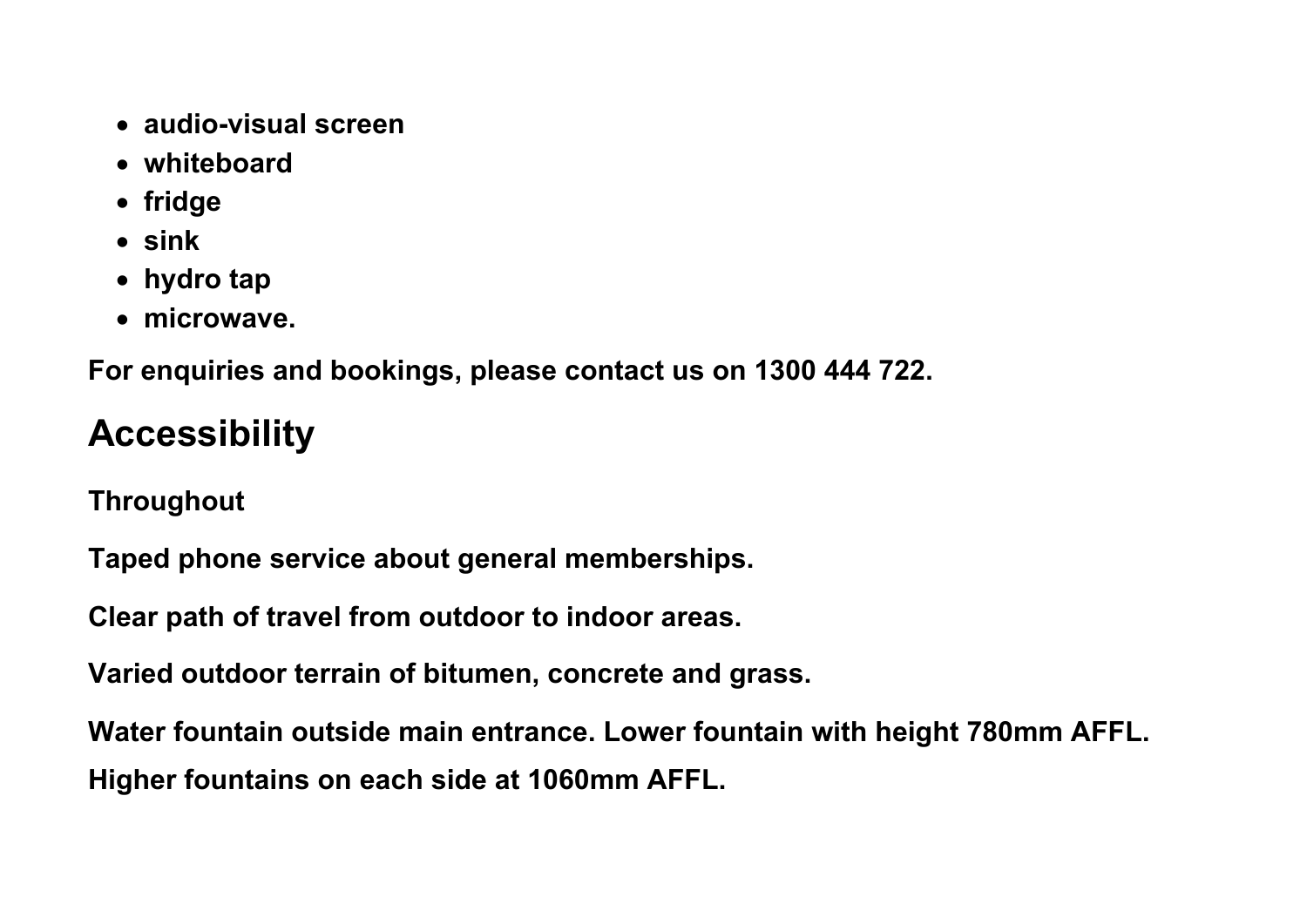- audio-visual screen
- whiteboard
- fridge
- sink
- hydro tap
- microwave.

For enquiries and bookings, please contact us on 1300 444 722.

## Accessibility

Throughout

Taped phone service about general memberships.

Clear path of travel from outdoor to indoor areas.

Varied outdoor terrain of bitumen, concrete and grass.

Water fountain outside main entrance. Lower fountain with height 780mm AFFL. Higher fountains on each side at 1060mm AFFL.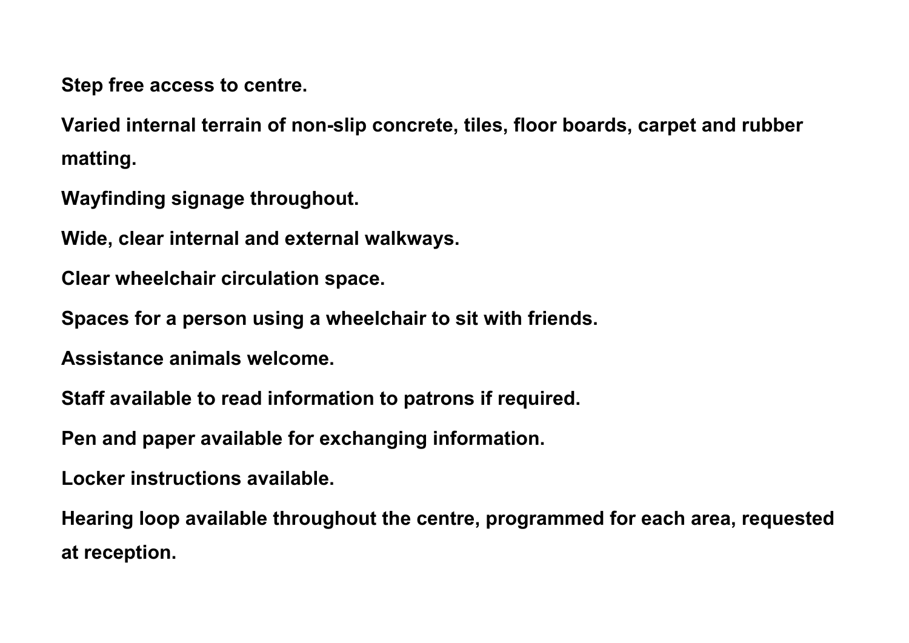**Step free access to centre.**

**Varied internal terrain of non-slip concrete, tiles, floor boards, carpet and rubber matting.**

**Wayfinding signage throughout.**

**Wide, clear internal and external walkways.**

**Clear wheelchair circulation space.**

**Spaces for a person using a wheelchair to sit with friends.**

**Assistance animals welcome.**

**Staff available to read information to patrons if required.**

**Pen and paper available for exchanging information.**

**Locker instructions available.**

**Hearing loop available throughout the centre, programmed for each area, requested at reception.**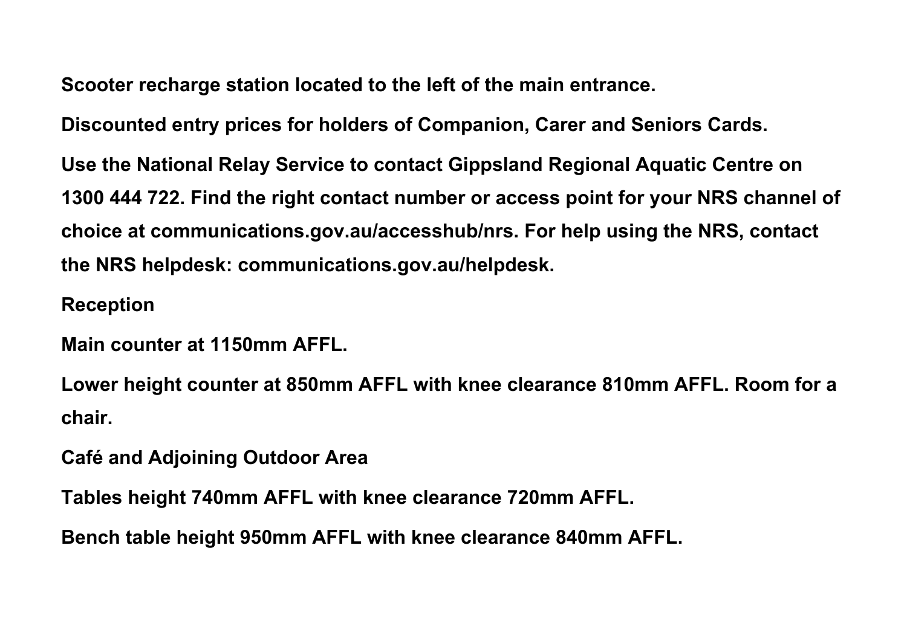Scooter recharge station located to the left of the main entrance.

Discounted entry prices for holders of Companion, Carer and Seniors Cards.

Use the National Relay Service to contact Gippsland Regional Aquatic Centre on 1300 444 722. Find the right contact number or access point for your NRS channel of choice at communications.gov.au/accesshub/nrs. For help using the NRS, contact the NRS helpdesk: communications.gov.au/helpdesk.

## Reception

Main counter at 1150mm AFFL.

Lower height counter at 850mm AFFL with knee clearance 810mm AFFL. Room for a chair.

## Café and Adjoining Outdoor Area

Tables height 740mm AFFL with knee clearance 720mm AFFL.

Bench table height 950mm AFFL with knee clearance 840mm AFFL.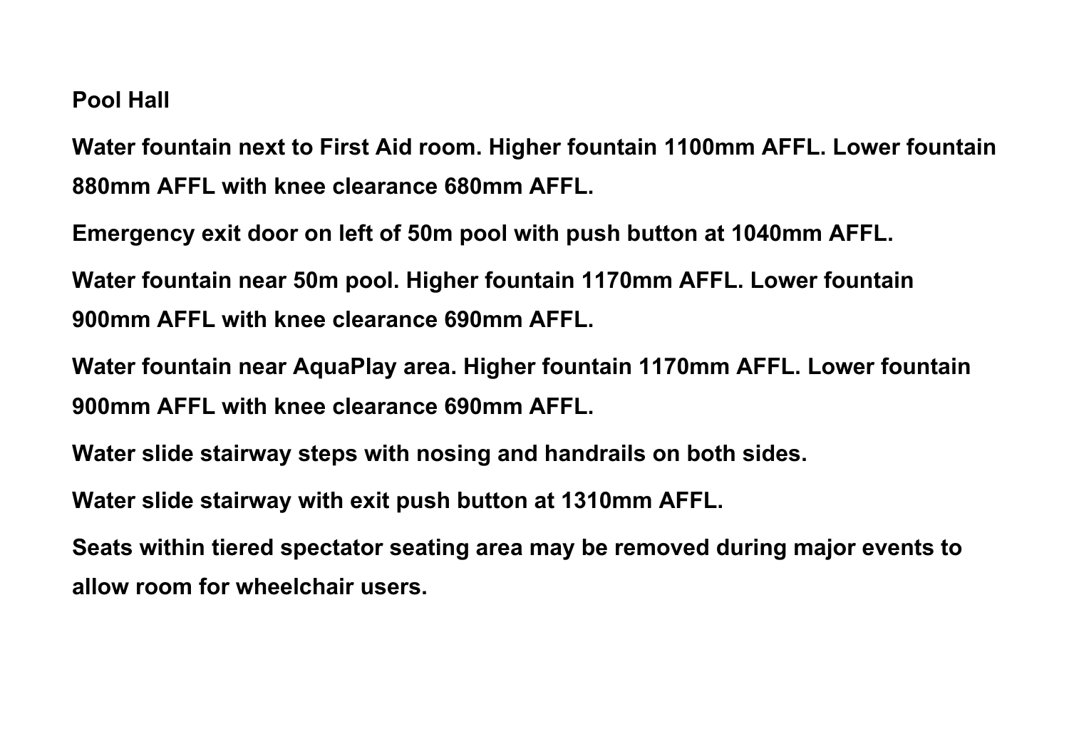**Pool Hall**

**Water fountain next to First Aid room. Higher fountain 1100mm AFFL. Lower fountain 880mm AFFL with knee clearance 680mm AFFL.**

**Emergency exit door on left of 50m pool with push button at 1040mm AFFL.**

**Water fountain near 50m pool. Higher fountain 1170mm AFFL. Lower fountain 900mm AFFL with knee clearance 690mm AFFL.**

**Water fountain near AquaPlay area. Higher fountain 1170mm AFFL. Lower fountain 900mm AFFL with knee clearance 690mm AFFL.**

**Water slide stairway steps with nosing and handrails on both sides.**

**Water slide stairway with exit push button at 1310mm AFFL.**

**Seats within tiered spectator seating area may be removed during major events to allow room for wheelchair users.**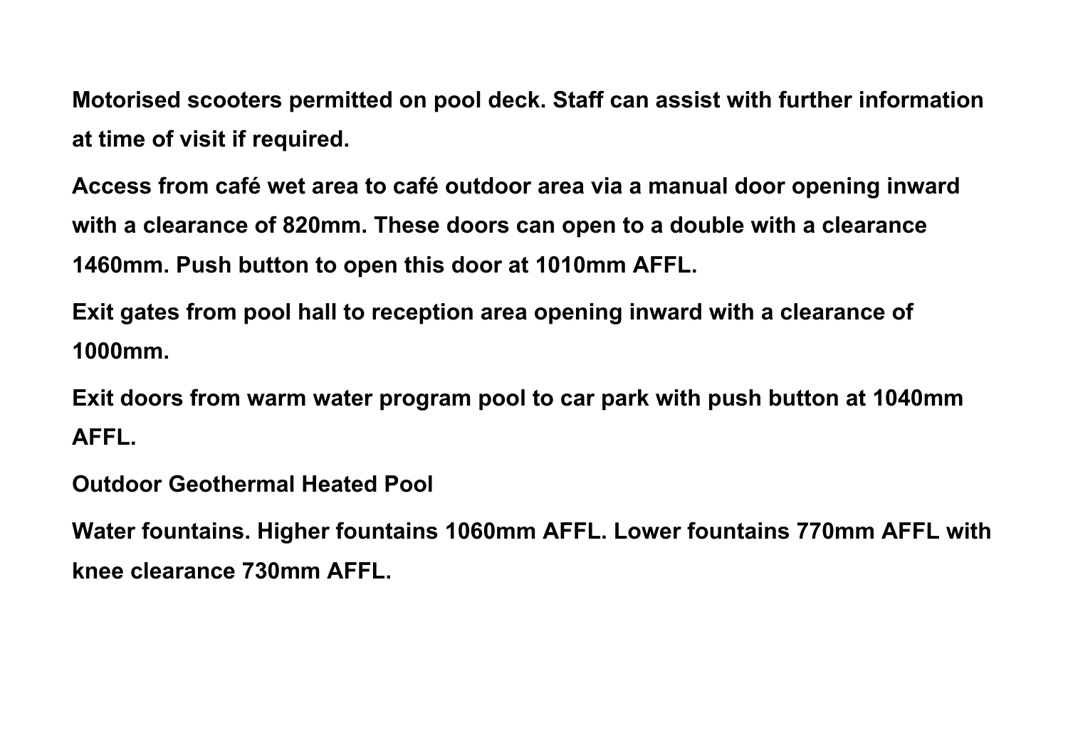**Motorised scooters permitted on pool deck. Staff can assist with further information at time of visit if required.**

**Access from café wet area to café outdoor area via a manual door opening inward with a clearance of 820mm. These doors can open to a double with a clearance 1460mm. Push button to open this door at 1010mm AFFL.**

**Exit gates from pool hall to reception area opening inward with a clearance of 1000mm.**

**Exit doors from warm water program pool to car park with push button at 1040mm AFFL.**

**Outdoor Geothermal Heated Pool**

**Water fountains. Higher fountains 1060mm AFFL. Lower fountains 770mm AFFL with knee clearance 730mm AFFL.**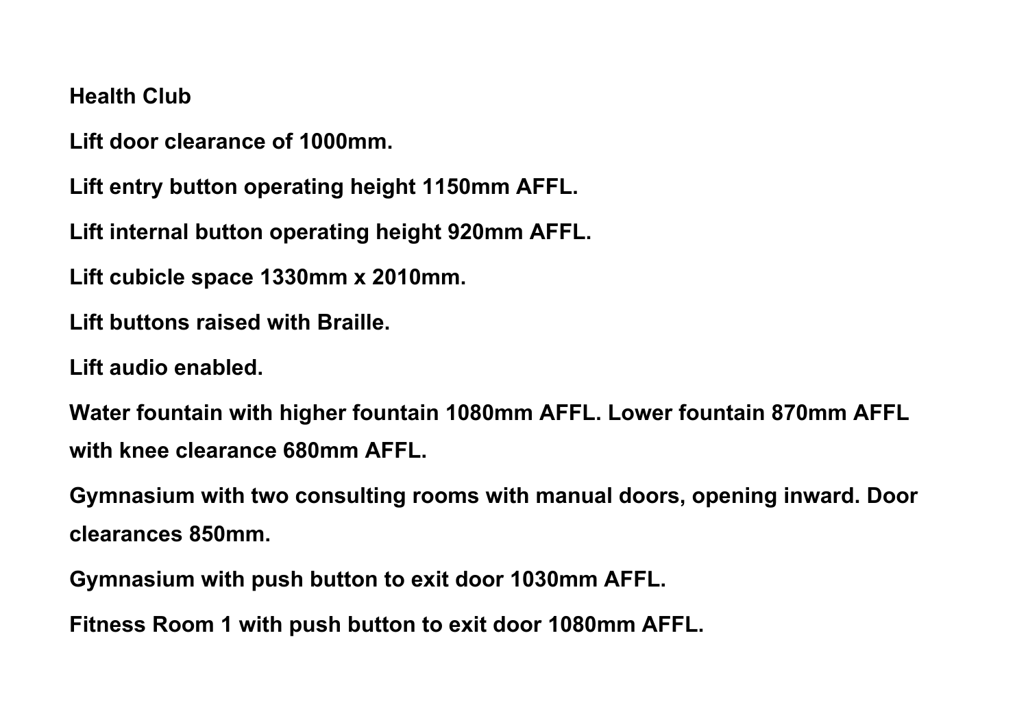**Health Club**

**Lift door clearance of 1000mm.**

**Lift entry button operating height 1150mm AFFL.**

**Lift internal button operating height 920mm AFFL.**

**Lift cubicle space 1330mm x 2010mm.**

**Lift buttons raised with Braille.**

**Lift audio enabled.**

**Water fountain with higher fountain 1080mm AFFL. Lower fountain 870mm AFFL with knee clearance 680mm AFFL.**

**Gymnasium with two consulting rooms with manual doors, opening inward. Door clearances 850mm.**

**Gymnasium with push button to exit door 1030mm AFFL.**

**Fitness Room 1 with push button to exit door 1080mm AFFL.**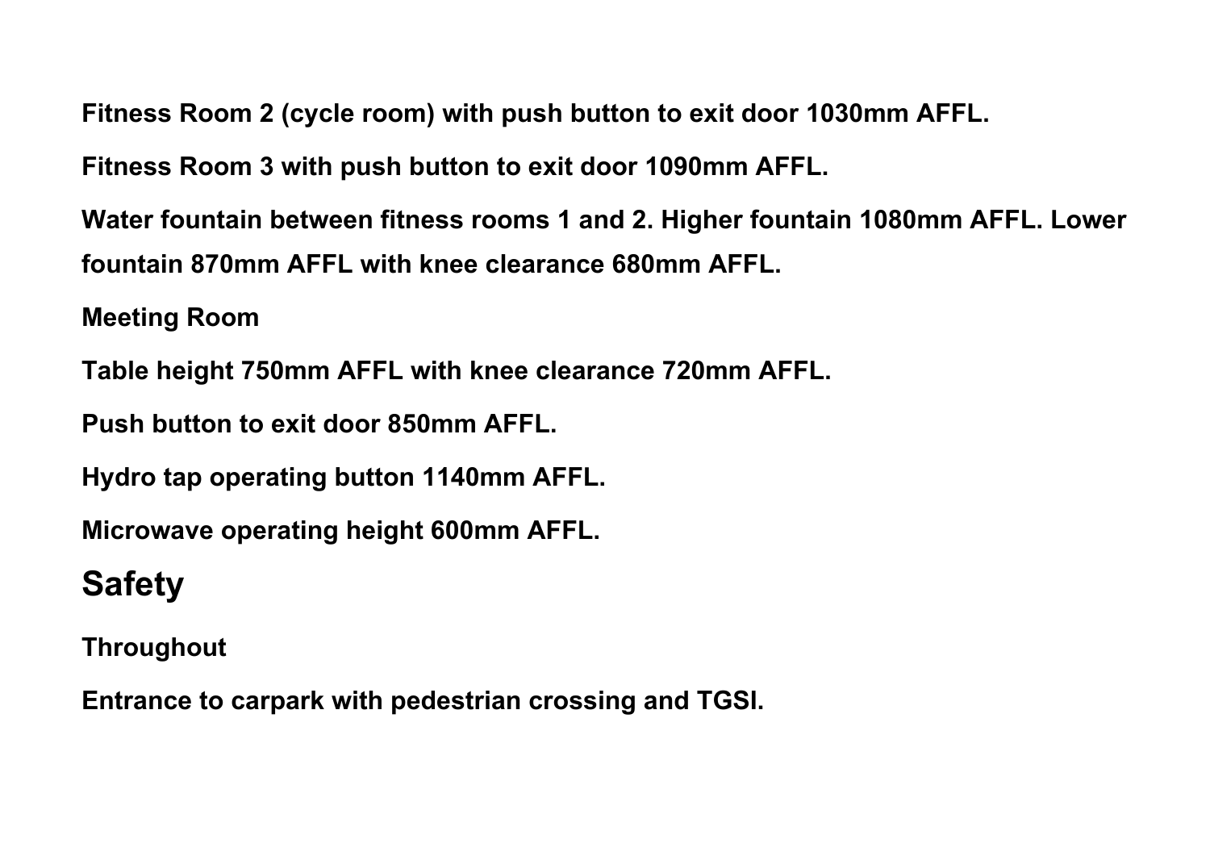**Fitness Room 2 (cycle room) with push button to exit door 1030mm AFFL.**

**Fitness Room 3 with push button to exit door 1090mm AFFL.**

**Water fountain between fitness rooms 1 and 2. Higher fountain 1080mm AFFL. Lower fountain 870mm AFFL with knee clearance 680mm AFFL.**

**Meeting Room**

**Table height 750mm AFFL with knee clearance 720mm AFFL.**

**Push button to exit door 850mm AFFL.**

**Hydro tap operating button 1140mm AFFL.**

**Microwave operating height 600mm AFFL.**

## Safety

**Throughout**

**Entrance to carpark with pedestrian crossing and TGSI.**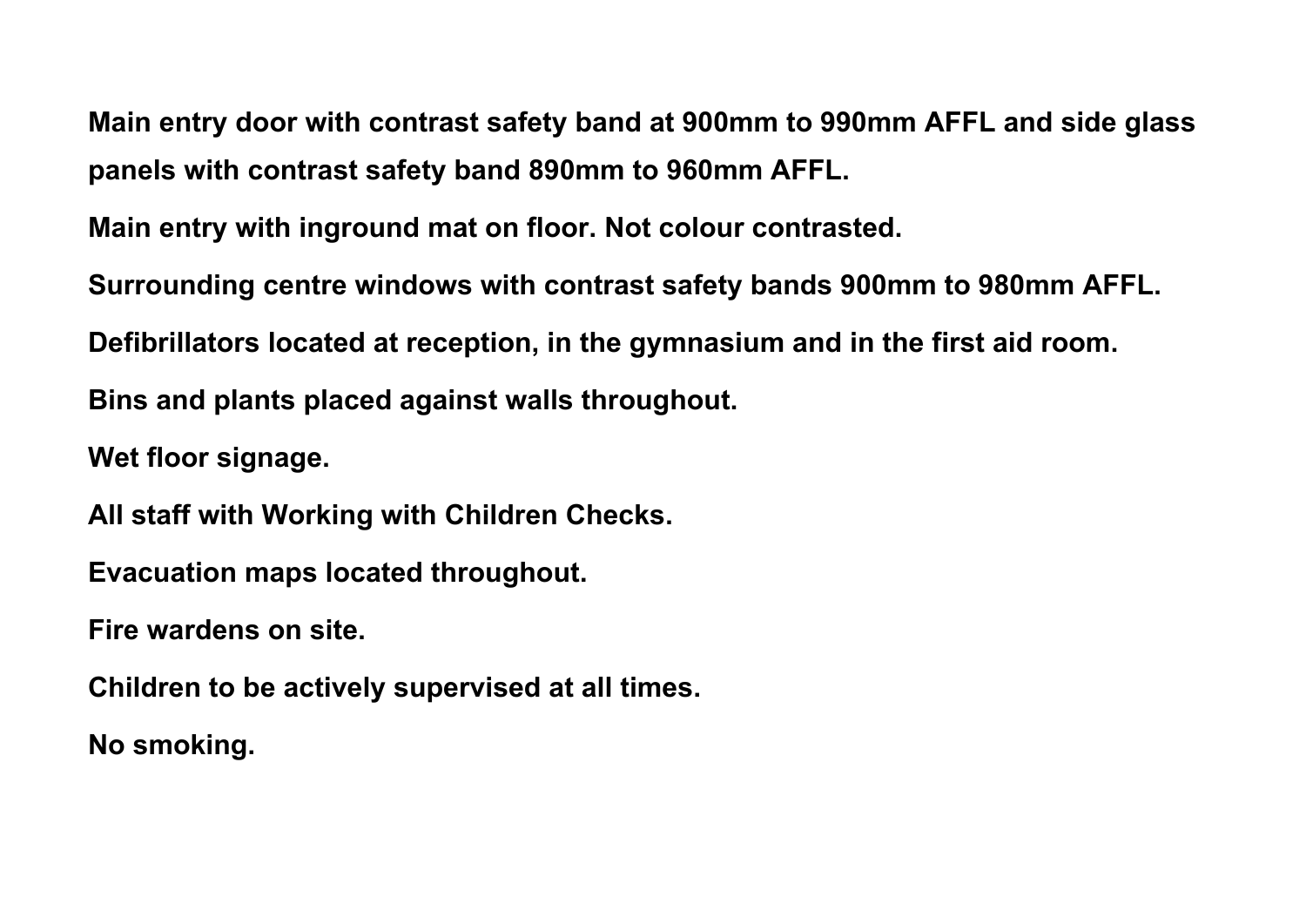**Main entry door with contrast safety band at 900mm to 990mm AFFL and side glass panels with contrast safety band 890mm to 960mm AFFL.**

**Main entry with inground mat on floor. Not colour contrasted.**

**Surrounding centre windows with contrast safety bands 900mm to 980mm AFFL.**

**Defibrillators located at reception, in the gymnasium and in the first aid room.**

**Bins and plants placed against walls throughout.**

**Wet floor signage.**

**All staff with Working with Children Checks.**

**Evacuation maps located throughout.**

**Fire wardens on site.**

**Children to be actively supervised at all times.**

**No smoking.**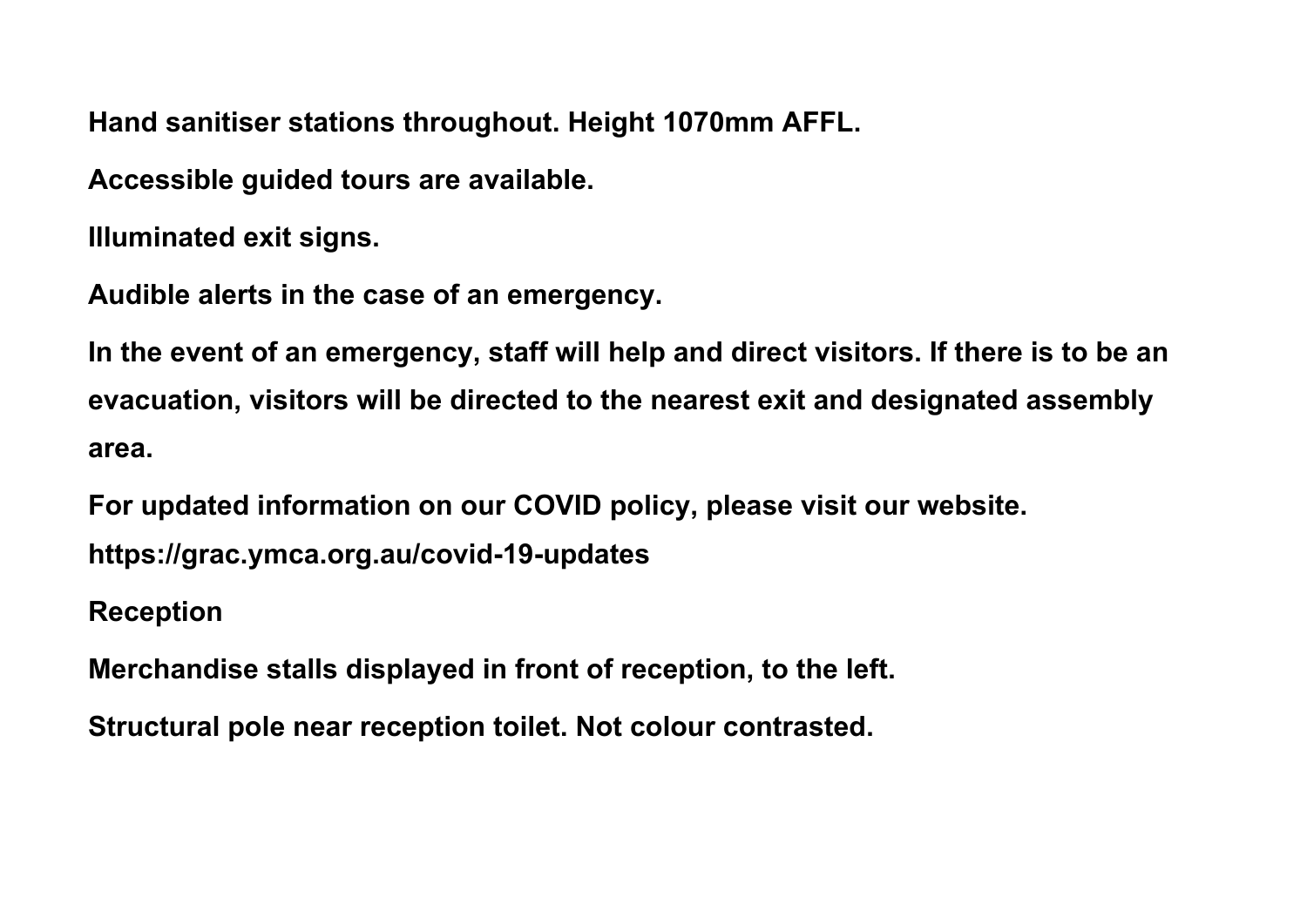**Hand sanitiser stations throughout. Height 1070mm AFFL.**

**Accessible guided tours are available.**

**Illuminated exit signs.**

**Audible alerts in the case of an emergency.**

**In the event of an emergency, staff will help and direct visitors. If there is to be an evacuation, visitors will be directed to the nearest exit and designated assembly area.**

**For updated information on our COVID policy, please visit our website. https://grac.ymca.org.au/covid-19-updates**

**Reception**

**Merchandise stalls displayed in front of reception, to the left.**

**Structural pole near reception toilet. Not colour contrasted.**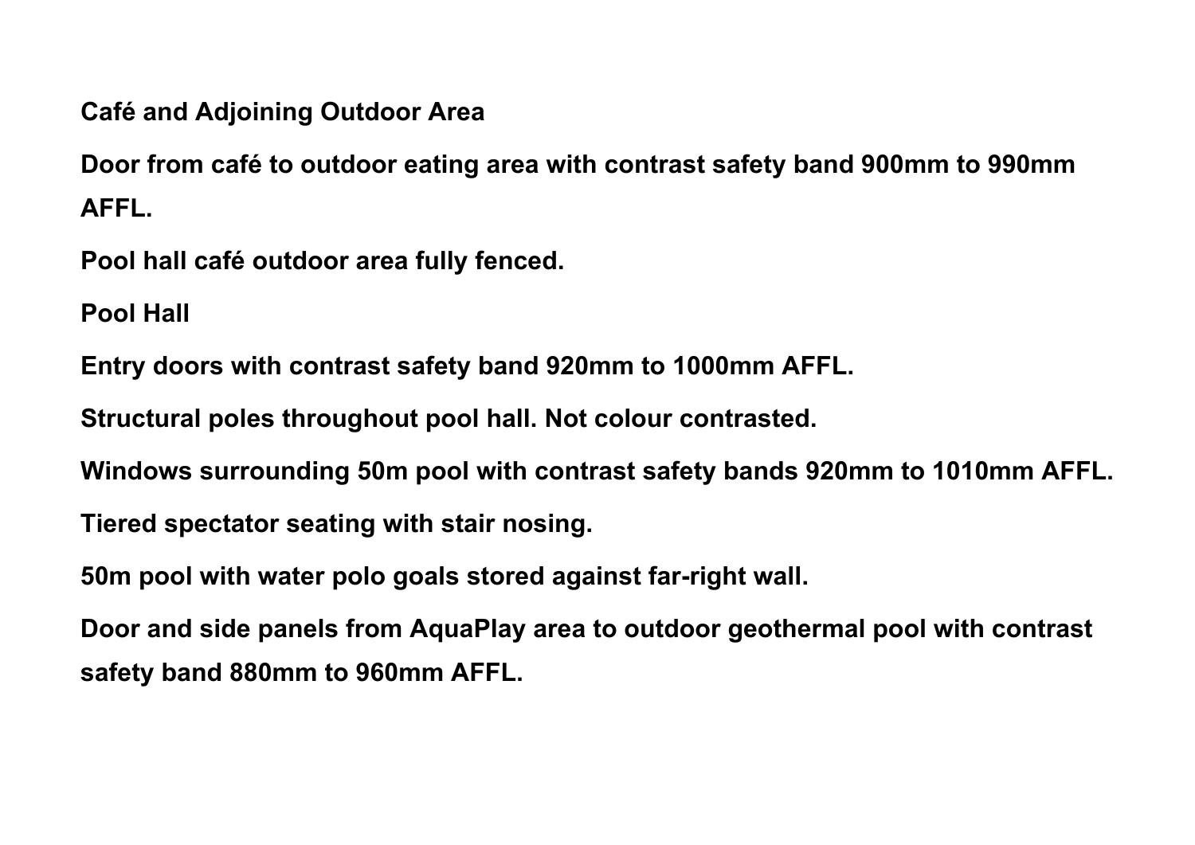**Café and Adjoining Outdoor Area**

**Door from café to outdoor eating area with contrast safety band 900mm to 990mm AFFL.**

**Pool hall café outdoor area fully fenced.**

**Pool Hall**

**Entry doors with contrast safety band 920mm to 1000mm AFFL.**

**Structural poles throughout pool hall. Not colour contrasted.**

**Windows surrounding 50m pool with contrast safety bands 920mm to 1010mm AFFL.**

**Tiered spectator seating with stair nosing.**

**50m pool with water polo goals stored against far-right wall.**

**Door and side panels from AquaPlay area to outdoor geothermal pool with contrast safety band 880mm to 960mm AFFL.**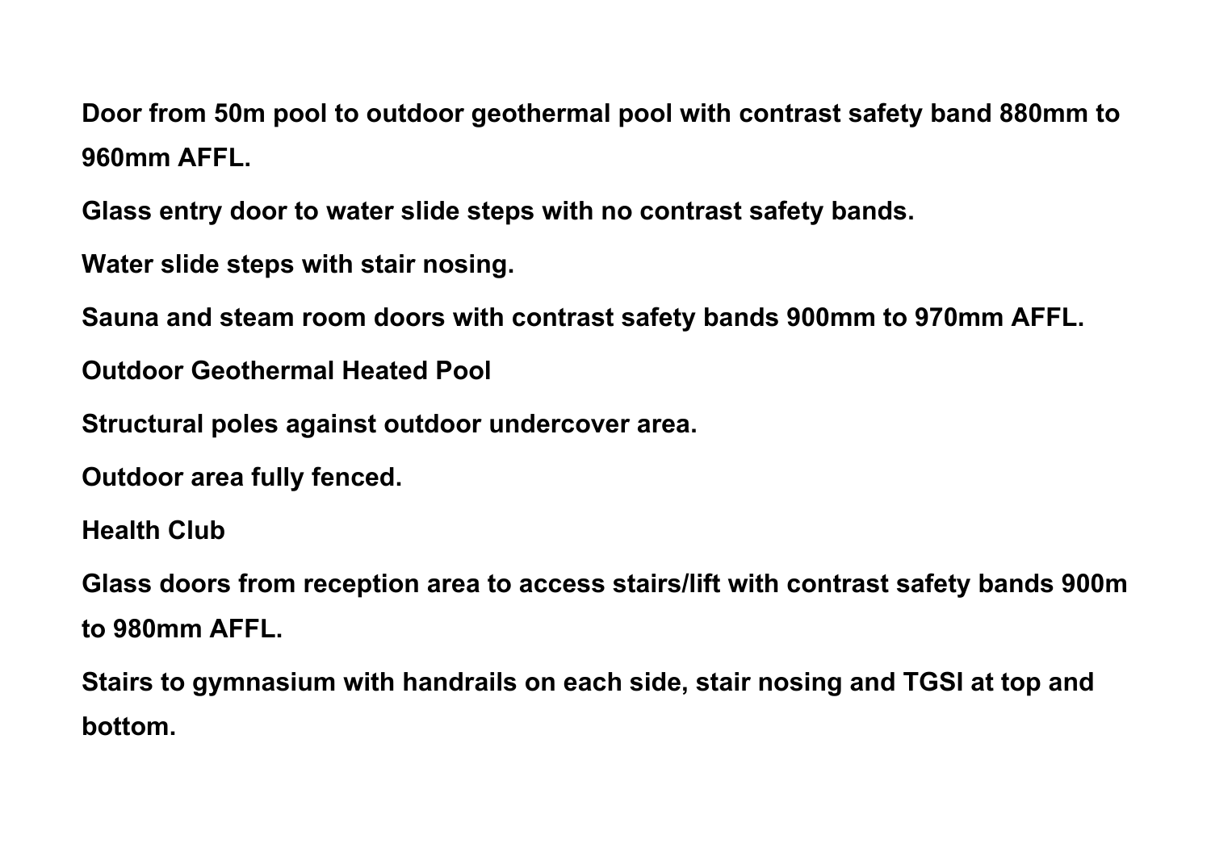**Door from 50m pool to outdoor geothermal pool with contrast safety band 880mm to 960mm AFFL.**

**Glass entry door to water slide steps with no contrast safety bands.**

**Water slide steps with stair nosing.**

**Sauna and steam room doors with contrast safety bands 900mm to 970mm AFFL.**

**Outdoor Geothermal Heated Pool**

**Structural poles against outdoor undercover area.**

**Outdoor area fully fenced.**

**Health Club**

**Glass doors from reception area to access stairs/lift with contrast safety bands 900m to 980mm AFFL.**

**Stairs to gymnasium with handrails on each side, stair nosing and TGSI at top and bottom.**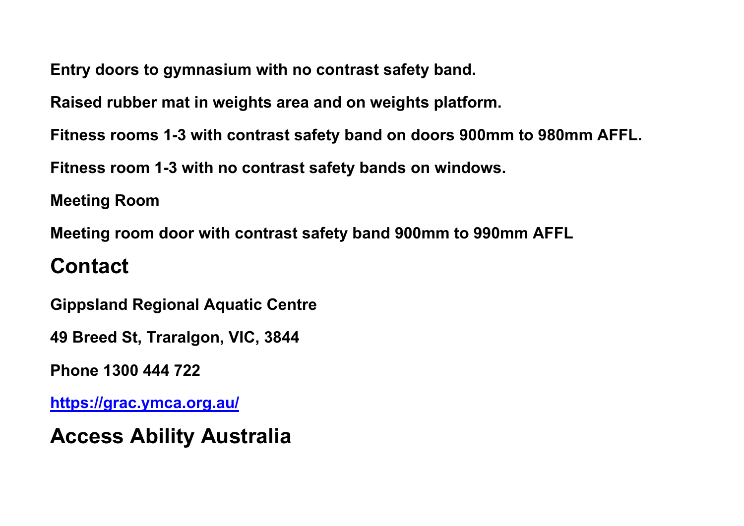**Entry doors to gymnasium with no contrast safety band.**

**Raised rubber mat in weights area and on weights platform.**

**Fitness rooms 1-3 with contrast safety band on doors 900mm to 980mm AFFL.**

**Fitness room 1-3 with no contrast safety bands on windows.**

**Meeting Room**

**Meeting room door with contrast safety band 900mm to 990mm AFFL**

## Contact

**Gippsland Regional Aquatic Centre**

**49 Breed St, Traralgon, VIC, 3844**

**Phone 1300 444 722**

**[https://grac.ymca.org.au/](https://grac.ymca.org.au/)**

## Access Ability Australia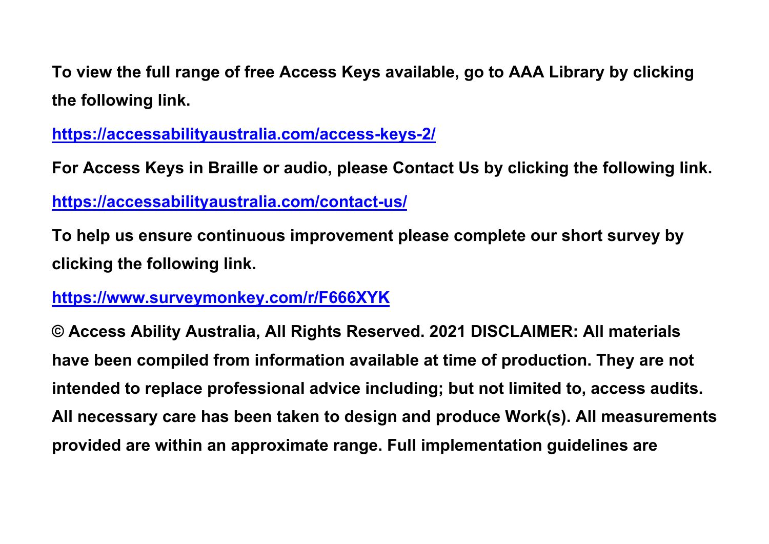**To view the full range of free Access Keys available, go to AAA Library by clicking the following link.**

**https://accessabilityaustralia.com/access-keys-2/**

**For Access Keys in Braille or audio, please Contact Us by clicking the following link.**

**https://accessabilityaustralia.com/contact-us/**

**To help us ensure continuous improvement please complete our short survey by clicking the following link.**

**https://www.surveymonkey.com/r/F666XYK**

**© Access Ability Australia, All Rights Reserved. 2021 DISCLAIMER: All materials have been compiled from information available at time of production. They are not intended to replace professional advice including; but not limited to, access audits. All necessary care has been taken to design and produce Work(s). All measurements provided are within an approximate range. Full implementation guidelines are**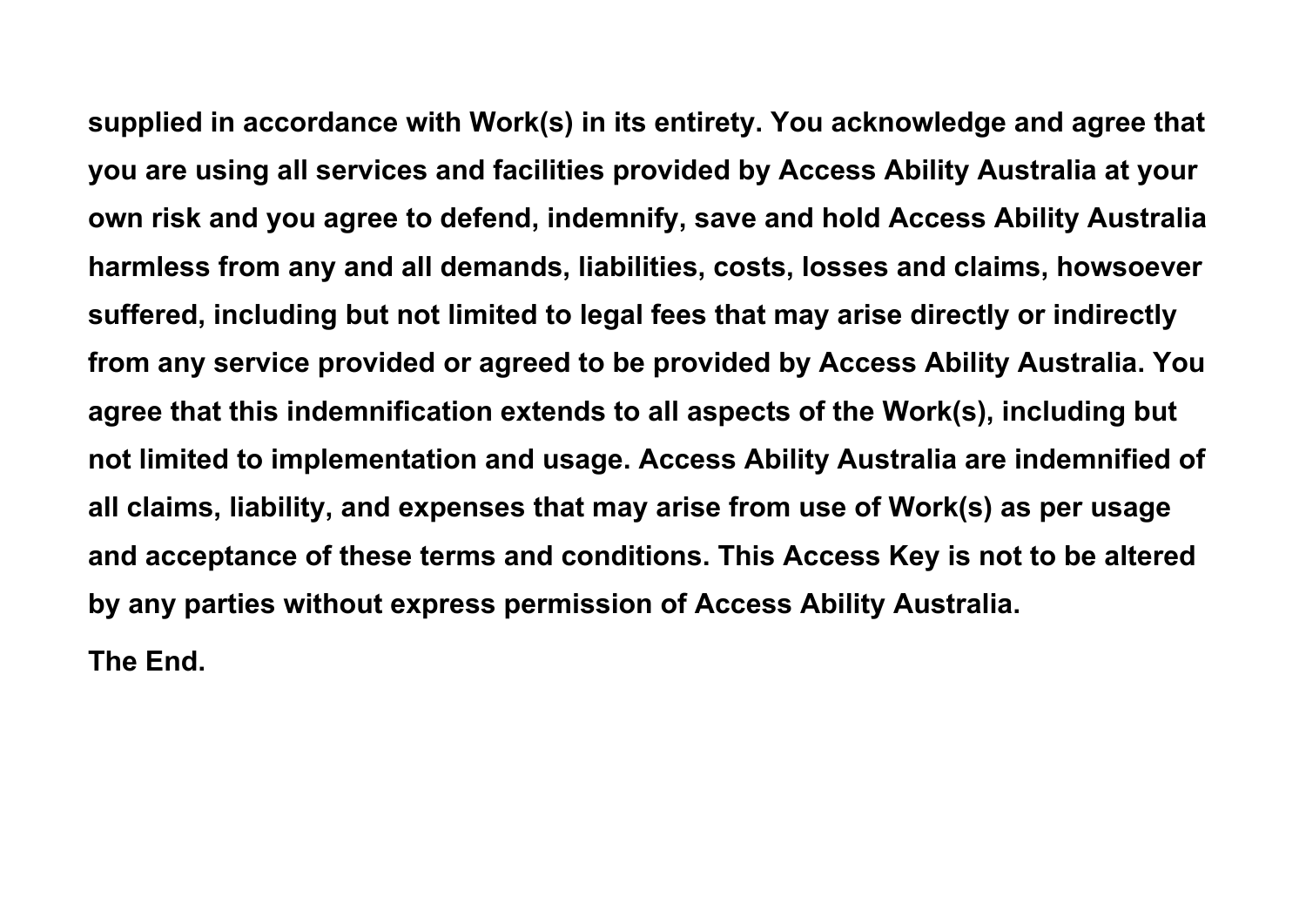**supplied in accordance with Work(s) in its entirety. You acknowledge and agree that you are using all services and facilities provided by Access Ability Australia at your own risk and you agree to defend, indemnify, save and hold Access Ability Australia harmless from any and all demands, liabilities, costs, losses and claims, howsoever suffered, including but not limited to legal fees that may arise directly or indirectly from any service provided or agreed to be provided by Access Ability Australia. You agree that this indemnification extends to all aspects of the Work(s), including but not limited to implementation and usage. Access Ability Australia are indemnified of all claims, liability, and expenses that may arise from use of Work(s) as per usage and acceptance of these terms and conditions. This Access Key is not to be altered by any parties without express permission of Access Ability Australia.**

**The End.**